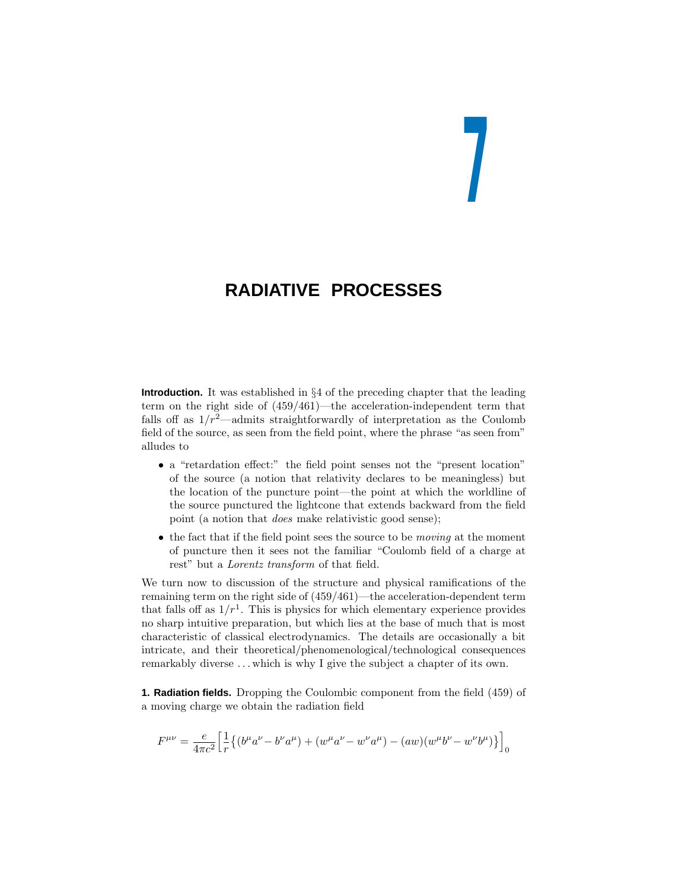# 7

# RADIATIVE PROCESSES

**Introduction.** It was established in §4 of the preceding chapter that the leading term on the right side of (459/461)—the acceleration-independent term that falls off as $1/r^2$—admits straightforwardly of interpretation as the Coulomb field of the source, as seen from the field point, where the phrase "as seen from" alludes to

- a "retardation effect:" the field point senses not the "present location" of the source (a notion that relativity declares to be meaningless) but the location of the puncture point—the point at which the worldline of the source punctured the lightcone that extends backward from the field point (a notion that *does* make relativistic good sense);
- the fact that if the field point sees the source to be *moving* at the moment of puncture then it sees not the familiar "Coulomb field of a charge at rest" but a *Lorentz transform* of that field.

We turn now to discussion of the structure and physical ramifications of the remaining term on the right side of (459/461)—the acceleration-dependent term that falls off as $1/r^1$. This is physics for which elementary experience provides no sharp intuitive preparation, but which lies at the base of much that is most characteristic of classical electrodynamics. The details are occasionally a bit intricate, and their theoretical/phenomenological/technological consequences remarkably diverse . . . which is why I give the subject a chapter of its own.

**1. Radiation fields.** Dropping the Coulombic component from the field (459) of a moving charge we obtain the radiation field

$$F^{\mu\nu} = \frac{e}{4\pi c^2}\Big[\frac{1}{r}\big\{(b^\mu a^\nu - b^\nu a^\mu) + (w^\mu a^\nu - w^\nu a^\mu) - (aw)(w^\mu b^\nu - w^\nu b^\mu)\big\}\Big]_0$$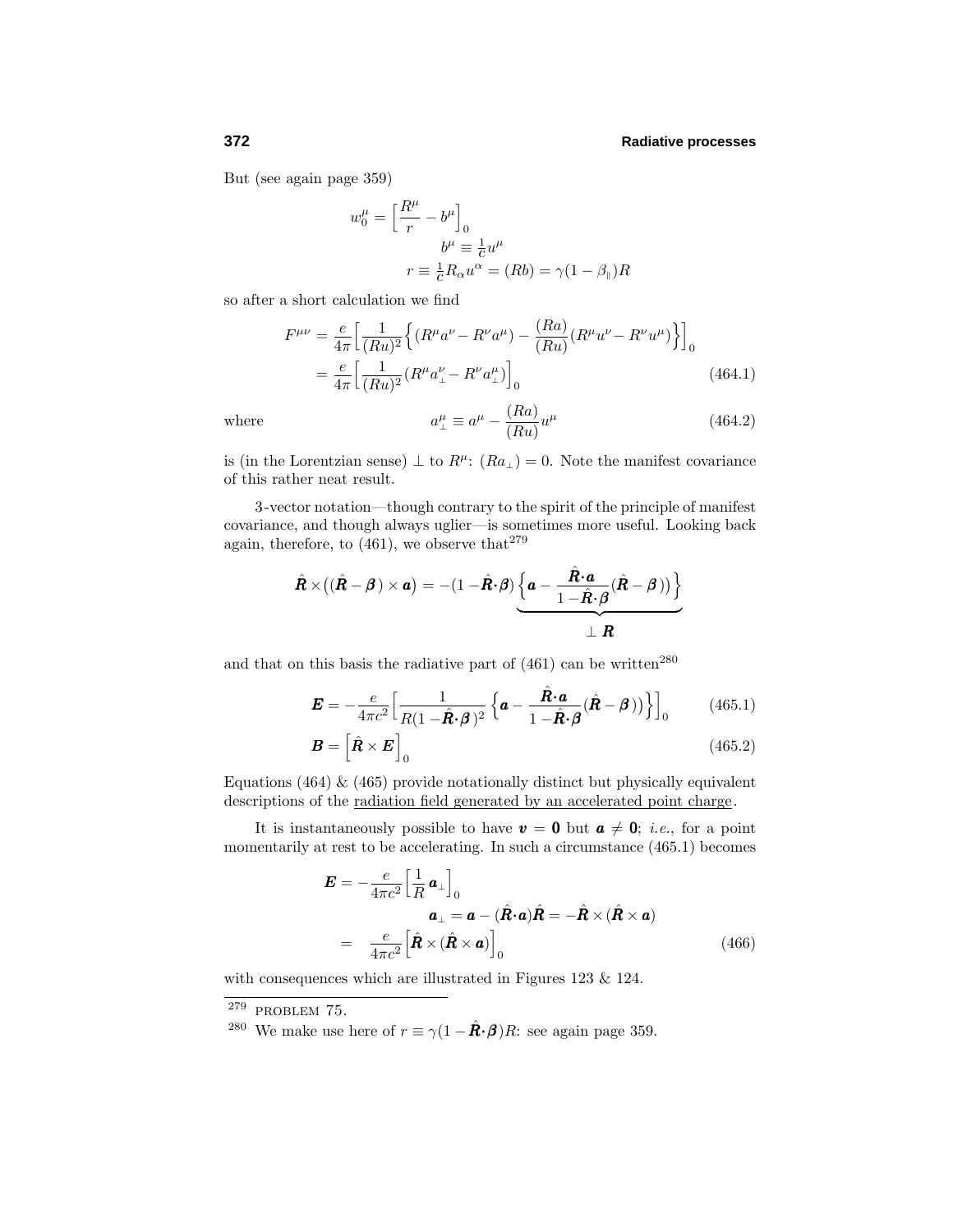But (see again page 359)

$$
\begin{aligned}
w_0^\mu &= \Big[\frac{R^\mu}{r} - b^\mu\Big]_0\\
&\qquad b^\mu \equiv \tfrac{1}{c}u^\mu\\
&\qquad r \equiv \tfrac{1}{c}R_\alpha u^\alpha = (Rb) = \gamma(1-\beta_\parallel)R
\end{aligned}
$$

so after a short calculation we find

$$
\begin{aligned}
F^{\mu\nu} &= \frac{e}{4\pi}\Big[\frac{1}{(Ru)^2}\Big\{(R^\mu a^\nu - R^\nu a^\mu) - \frac{(Ra)}{(Ru)}(R^\mu u^\nu - R^\nu u^\mu)\Big\}\Big]_0\\
&= \frac{e}{4\pi}\Big[\frac{1}{(Ru)^2}(R^\mu a_\perp^\nu - R^\nu a_\perp^\mu)\Big]_0 \qquad (464.1)
\end{aligned}
$$

where

$$
a_\perp^\mu \equiv a^\mu - \frac{(Ra)}{(Ru)}u^\mu \qquad (464.2)
$$

is (in the Lorentzian sense) $\perp$ to $R^\mu$: $(Ra_\perp) = 0$. Note the manifest covariance of this rather neat result.

3-vector notation—though contrary to the spirit of the principle of manifest covariance, and though always uglier—is sometimes more useful. Looking back again, therefore, to (461), we observe that[279]

$$
\hat{\boldsymbol{R}}\times\big((\hat{\boldsymbol{R}}-\boldsymbol{\beta})\times\boldsymbol{a}\big) = -(1-\hat{\boldsymbol{R}}\cdot\boldsymbol{\beta})\underbrace{\Big\{\boldsymbol{a} - \frac{\hat{\boldsymbol{R}}\cdot\boldsymbol{a}}{1-\hat{\boldsymbol{R}}\cdot\boldsymbol{\beta}}(\hat{\boldsymbol{R}}-\boldsymbol{\beta})\big)\Big\}}_{\perp\,\boldsymbol{R}}
$$

and that on this basis the radiative part of (461) can be written[280]

$$
\boldsymbol{E} = -\frac{e}{4\pi c^2}\Big[\frac{1}{R(1-\hat{\boldsymbol{R}}\cdot\boldsymbol{\beta})^2}\Big\{\boldsymbol{a} - \frac{\hat{\boldsymbol{R}}\cdot\boldsymbol{a}}{1-\hat{\boldsymbol{R}}\cdot\boldsymbol{\beta}}(\hat{\boldsymbol{R}}-\boldsymbol{\beta})\big)\Big\}\Big]_0 \qquad (465.1)
$$

$$
\boldsymbol{B} = \Big[\hat{\boldsymbol{R}}\times\boldsymbol{E}\Big]_0 \qquad (465.2)
$$

Equations (464) & (465) provide notationally distinct but physically equivalent descriptions of the radiation field generated by an accelerated point charge.

It is instantaneously possible to have $\boldsymbol{v} = \boldsymbol{0}$ but $\boldsymbol{a} \neq \boldsymbol{0}$; *i.e.*, for a point momentarily at rest to be accelerating. In such a circumstance (465.1) becomes

$$
\begin{aligned}
\boldsymbol{E} &= -\frac{e}{4\pi c^2}\Big[\frac{1}{R}\,\boldsymbol{a}_\perp\Big]_0\\
&\qquad \boldsymbol{a}_\perp = \boldsymbol{a} - (\hat{\boldsymbol{R}}\cdot\boldsymbol{a})\hat{\boldsymbol{R}} = -\hat{\boldsymbol{R}}\times(\hat{\boldsymbol{R}}\times\boldsymbol{a})\\
&= \frac{e}{4\pi c^2}\Big[\hat{\boldsymbol{R}}\times(\hat{\boldsymbol{R}}\times\boldsymbol{a})\Big]_0 \qquad (466)
\end{aligned}
$$

with consequences which are illustrated in Figures 123 & 124.

---

[279] PROBLEM 75.

[280] We make use here of $r \equiv \gamma(1-\hat{\boldsymbol{R}}\cdot\boldsymbol{\beta})R$: see again page 359.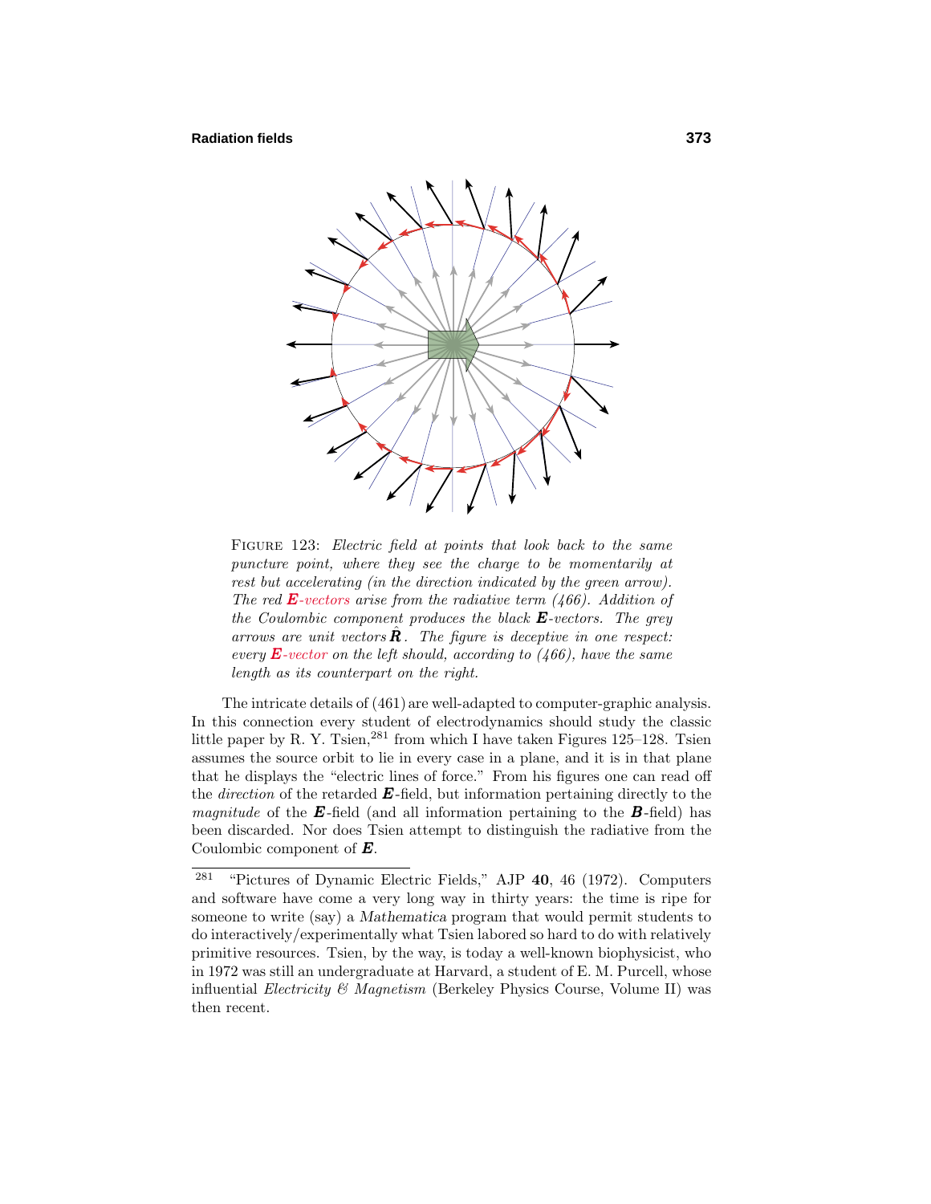FIGURE 123: *Electric field at points that look back to the same puncture point, where they see the charge to be momentarily at rest but accelerating (in the direction indicated by the green arrow). The red* ***E****-vectors arise from the radiative term (466). Addition of the Coulombic component produces the black* ***E****-vectors. The grey arrows are unit vectors* $\hat{\boldsymbol{R}}$. *The figure is deceptive in one respect: every* ***E****-vector on the left should, according to (466), have the same length as its counterpart on the right.*

The intricate details of (461) are well-adapted to computer-graphic analysis. In this connection every student of electrodynamics should study the classic little paper by R. Y. Tsien,[281] from which I have taken Figures 125–128. Tsien assumes the source orbit to lie in every case in a plane, and it is in that plane that he displays the "electric lines of force." From his figures one can read off the *direction* of the retarded $\boldsymbol{E}$-field, but information pertaining directly to the *magnitude* of the $\boldsymbol{E}$-field (and all information pertaining to the $\boldsymbol{B}$-field) has been discarded. Nor does Tsien attempt to distinguish the radiative from the Coulombic component of $\boldsymbol{E}$.

---

[281] "Pictures of Dynamic Electric Fields," AJP **40**, 46 (1972). Computers and software have come a very long way in thirty years: the time is ripe for someone to write (say) a *Mathematica* program that would permit students to do interactively/experimentally what Tsien labored so hard to do with relatively primitive resources. Tsien, by the way, is today a well-known biophysicist, who in 1972 was still an undergraduate at Harvard, a student of E. M. Purcell, whose influential *Electricity & Magnetism* (Berkeley Physics Course, Volume II) was then recent.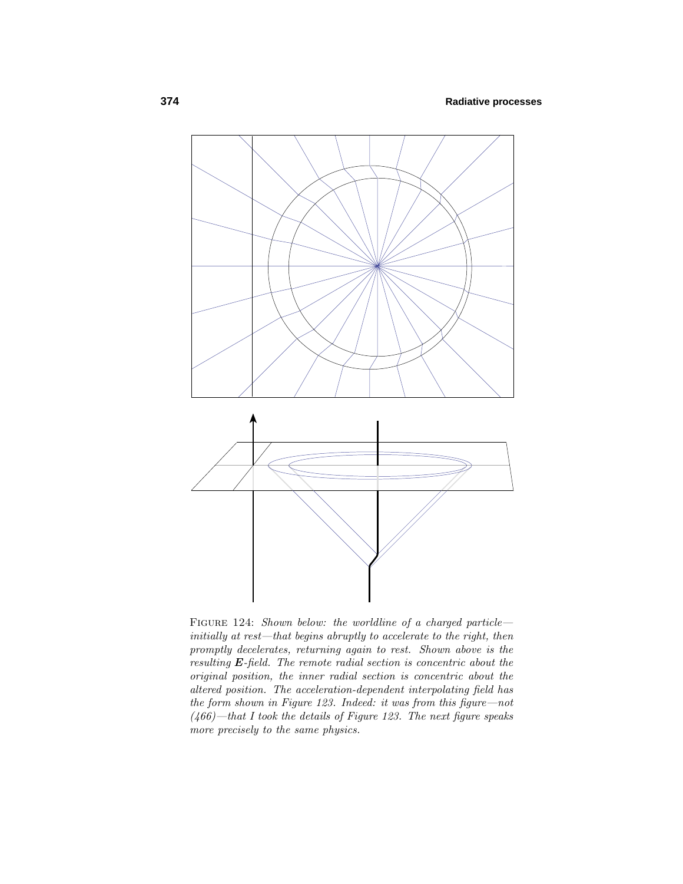FIGURE 124: *Shown below: the worldline of a charged particle—initially at rest—that begins abruptly to accelerate to the right, then promptly decelerates, returning again to rest. Shown above is the resulting* $\boldsymbol{E}$*-field. The remote radial section is concentric about the original position, the inner radial section is concentric about the altered position. The acceleration-dependent interpolating field has the form shown in Figure 123. Indeed: it was from this figure—not (466)—that I took the details of Figure 123. The next figure speaks more precisely to the same physics.*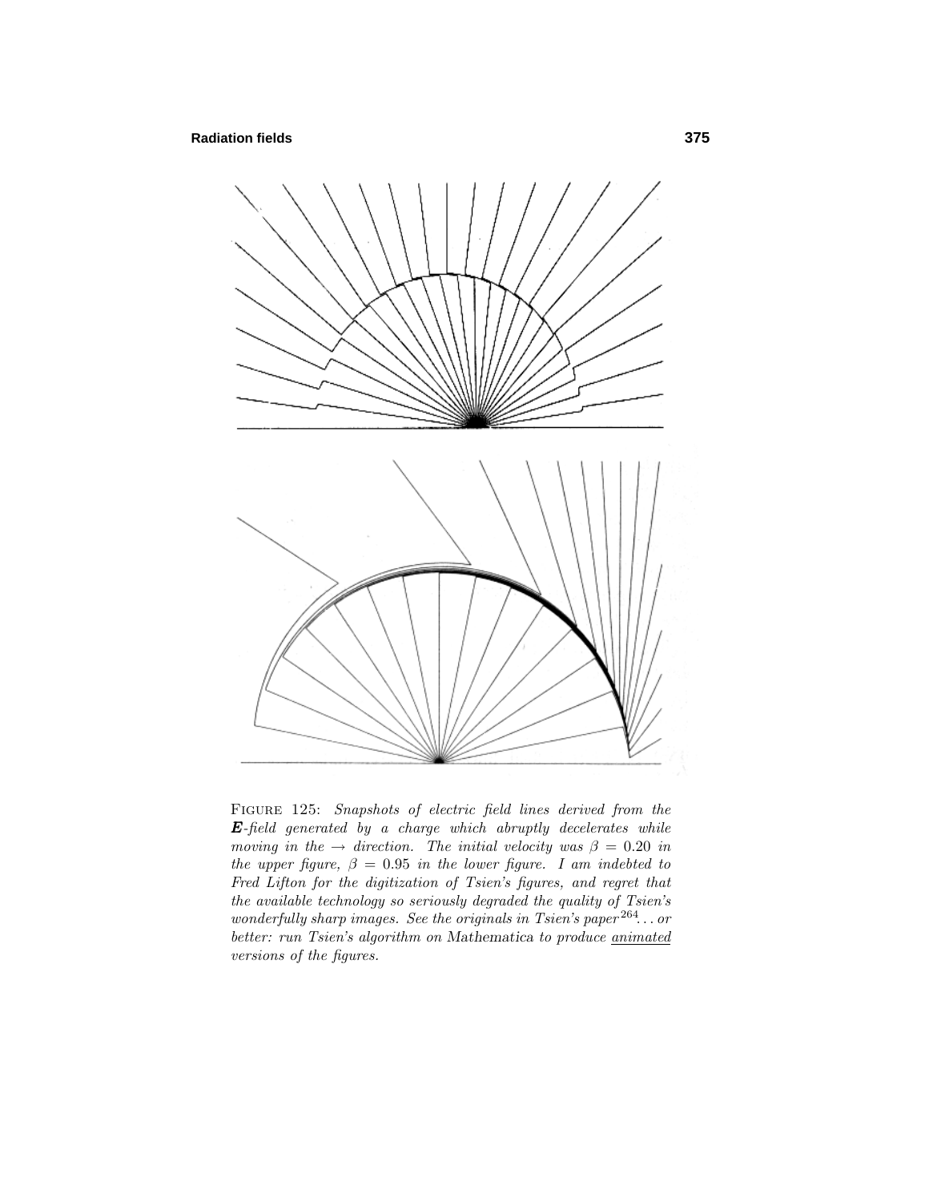FIGURE 125: *Snapshots of electric field lines derived from the* $\boldsymbol{E}$*-field generated by a charge which abruptly decelerates while moving in the* $\rightarrow$ *direction. The initial velocity was* $\beta = 0.20$ *in the upper figure,* $\beta = 0.95$ *in the lower figure. I am indebted to Fred Lifton for the digitization of Tsien's figures, and regret that the available technology so seriously degraded the quality of Tsien's wonderfully sharp images. See the originals in Tsien's paper*[264]*... or better: run Tsien's algorithm on* Mathematica *to produce* <u>*animated*</u> *versions of the figures.*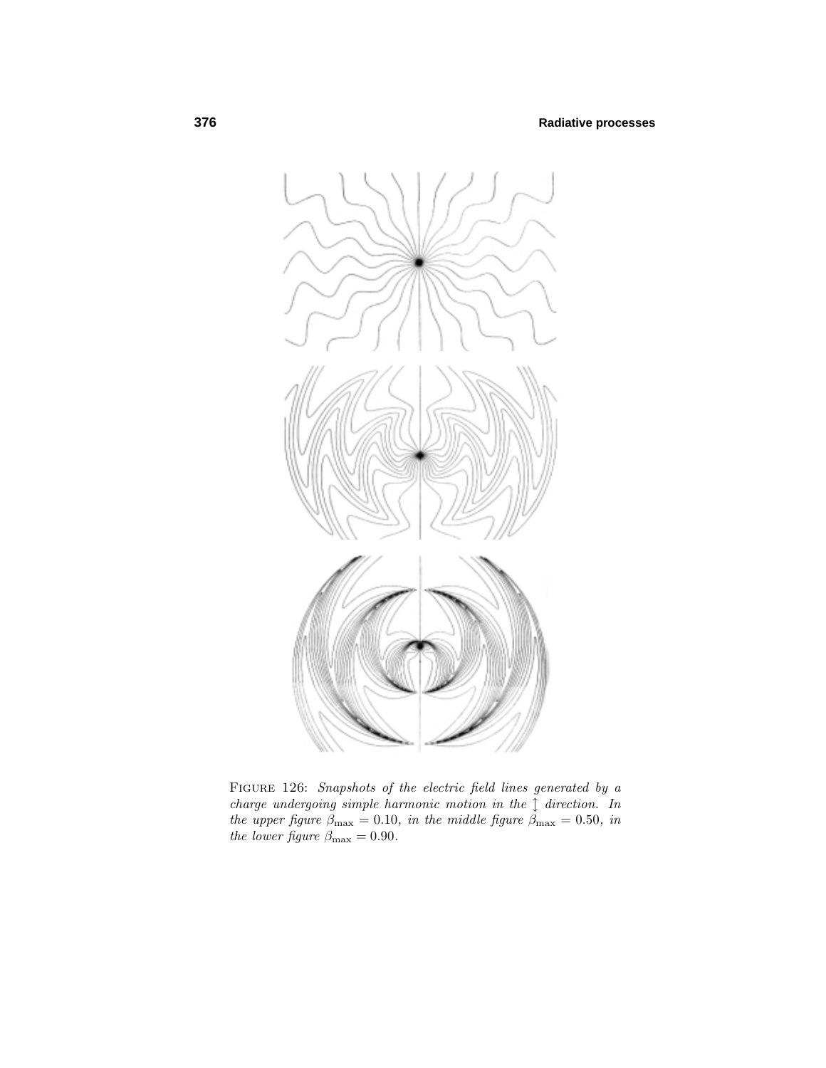FIGURE 126: *Snapshots of the electric field lines generated by a charge undergoing simple harmonic motion in the* $\updownarrow$ *direction. In the upper figure* $\beta_{\max} = 0.10$*, in the middle figure* $\beta_{\max} = 0.50$*, in the lower figure* $\beta_{\max} = 0.90$*.*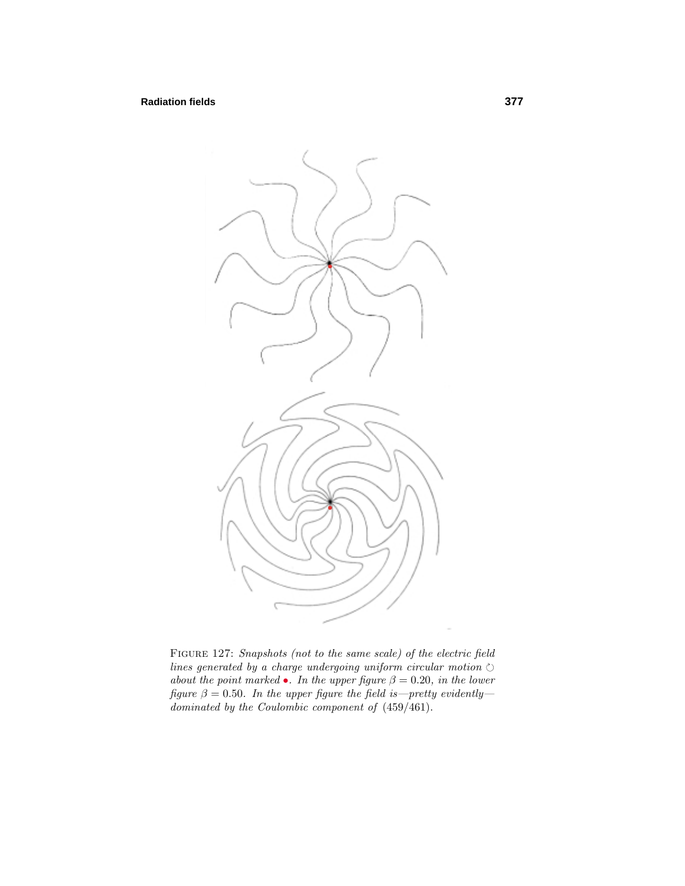FIGURE 127: *Snapshots (not to the same scale) of the electric field lines generated by a charge undergoing uniform circular motion ⟳ about the point marked* •. *In the upper figure* $\beta = 0.20$, *in the lower figure* $\beta = 0.50$. *In the upper figure the field is—pretty evidently—dominated by the Coulombic component of* (459/461).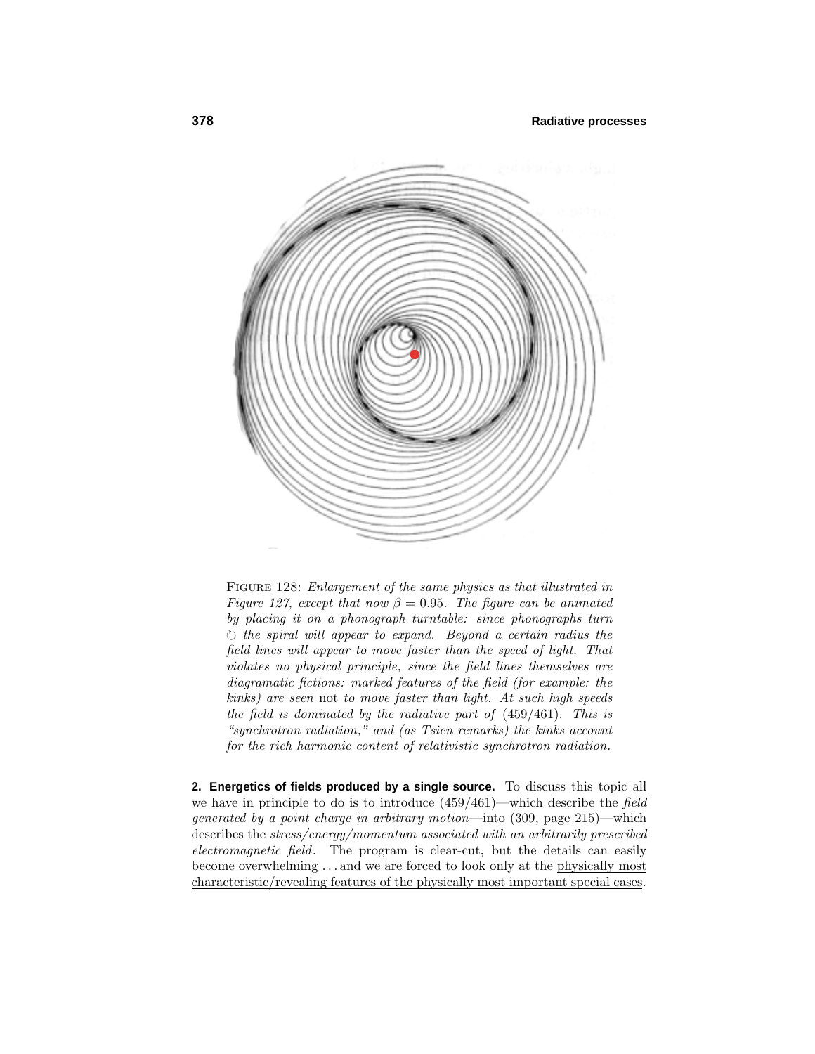FIGURE 128: *Enlargement of the same physics as that illustrated in Figure 127, except that now $\beta = 0.95$. The figure can be animated by placing it on a phonograph turntable: since phonographs turn* ○ *the spiral will appear to expand. Beyond a certain radius the field lines will appear to move faster than the speed of light. That violates no physical principle, since the field lines themselves are diagramatic fictions: marked features of the field (for example: the kinks) are seen* not *to move faster than light. At such high speeds the field is dominated by the radiative part of* (459/461). *This is "synchrotron radiation," and (as Tsien remarks) the kinks account for the rich harmonic content of relativistic synchrotron radiation.*

**2. Energetics of fields produced by a single source.** To discuss this topic all we have in principle to do is to introduce (459/461)—which describe the *field generated by a point charge in arbitrary motion*—into (309, page 215)—which describes the *stress/energy/momentum associated with an arbitrarily prescribed electromagnetic field*. The program is clear-cut, but the details can easily become overwhelming ... and we are forced to look only at the physically most characteristic/revealing features of the physically most important special cases.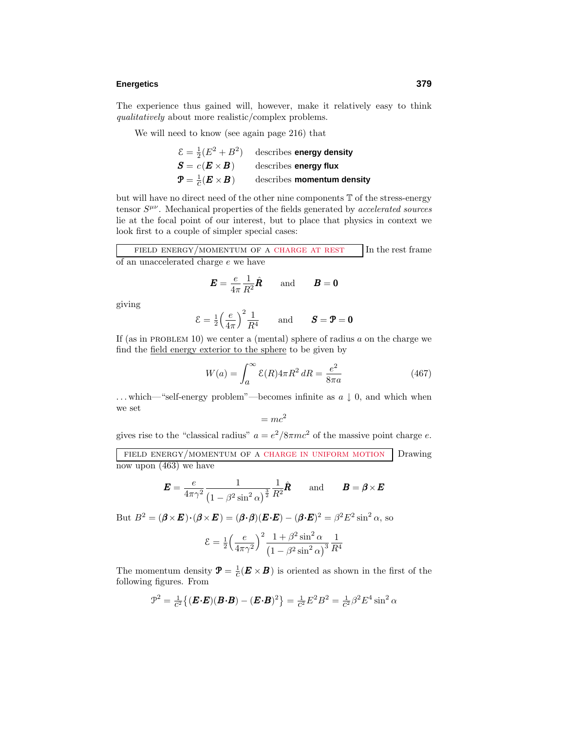The experience thus gained will, however, make it relatively easy to think *qualitatively* about more realistic/complex problems.

We will need to know (see again page 216) that

$$\begin{aligned}
\mathcal{E} &= \tfrac{1}{2}(E^2 + B^2) && \text{describes } \textbf{energy density}\\
\boldsymbol{S} &= c(\boldsymbol{E}\times\boldsymbol{B}) && \text{describes } \textbf{energy flux}\\
\boldsymbol{\mathcal{P}} &= \tfrac{1}{c}(\boldsymbol{E}\times\boldsymbol{B}) && \text{describes } \textbf{momentum density}
\end{aligned}$$

but will have no direct need of the other nine components $\mathbb{T}$ of the stress-energy tensor $S^{\mu\nu}$. Mechanical properties of the fields generated by *accelerated sources* lie at the focal point of our interest, but to place that physics in context we look first to a couple of simpler special cases:

**FIELD ENERGY/MOMENTUM OF A CHARGE AT REST** In the rest frame of an unaccelerated charge $e$ we have

$$\boldsymbol{E} = \frac{e}{4\pi}\frac{1}{R^2}\hat{\boldsymbol{R}} \qquad \text{and} \qquad \boldsymbol{B} = \boldsymbol{0}$$

giving

$$\mathcal{E} = \tfrac{1}{2}\Big(\frac{e}{4\pi}\Big)^2\frac{1}{R^4} \qquad \text{and} \qquad \boldsymbol{S} = \boldsymbol{\mathcal{P}} = \boldsymbol{0}$$

If (as in PROBLEM 10) we center a (mental) sphere of radius $a$ on the charge we find the field energy exterior to the sphere to be given by

$$W(a) = \int_a^\infty \mathcal{E}(R)4\pi R^2\,dR = \frac{e^2}{8\pi a} \tag{467}$$

. . . which—"self-energy problem"—becomes infinite as $a \downarrow 0$, and which when we set

$$= mc^2$$

gives rise to the "classical radius" $a = e^2/8\pi mc^2$ of the massive point charge $e$.

**FIELD ENERGY/MOMENTUM OF A CHARGE IN UNIFORM MOTION** Drawing now upon (463) we have

$$\boldsymbol{E} = \frac{e}{4\pi\gamma^2}\frac{1}{\big(1-\beta^2\sin^2\alpha\big)^{\frac{3}{2}}}\frac{1}{R^2}\hat{\boldsymbol{R}} \qquad \text{and} \qquad \boldsymbol{B} = \boldsymbol{\beta}\times\boldsymbol{E}$$

But $B^2 = (\boldsymbol{\beta}\times\boldsymbol{E})\boldsymbol{\cdot}(\boldsymbol{\beta}\times\boldsymbol{E}) = (\boldsymbol{\beta}\boldsymbol{\cdot}\boldsymbol{\beta})(\boldsymbol{E}\boldsymbol{\cdot}\boldsymbol{E}) - (\boldsymbol{\beta}\boldsymbol{\cdot}\boldsymbol{E})^2 = \beta^2E^2\sin^2\alpha$, so

$$\mathcal{E} = \tfrac{1}{2}\Big(\frac{e}{4\pi\gamma^2}\Big)^2\frac{1+\beta^2\sin^2\alpha}{\big(1-\beta^2\sin^2\alpha\big)^3}\frac{1}{R^4}$$

The momentum density $\boldsymbol{\mathcal{P}} = \frac{1}{c}(\boldsymbol{E}\times\boldsymbol{B})$ is oriented as shown in the first of the following figures. From

$$\mathcal{P}^2 = \tfrac{1}{c^2}\big\{(\boldsymbol{E}\boldsymbol{\cdot}\boldsymbol{E})(\boldsymbol{B}\boldsymbol{\cdot}\boldsymbol{B}) - (\boldsymbol{E}\boldsymbol{\cdot}\boldsymbol{B})^2\big\} = \tfrac{1}{c^2}E^2B^2 = \tfrac{1}{c^2}\beta^2E^4\sin^2\alpha$$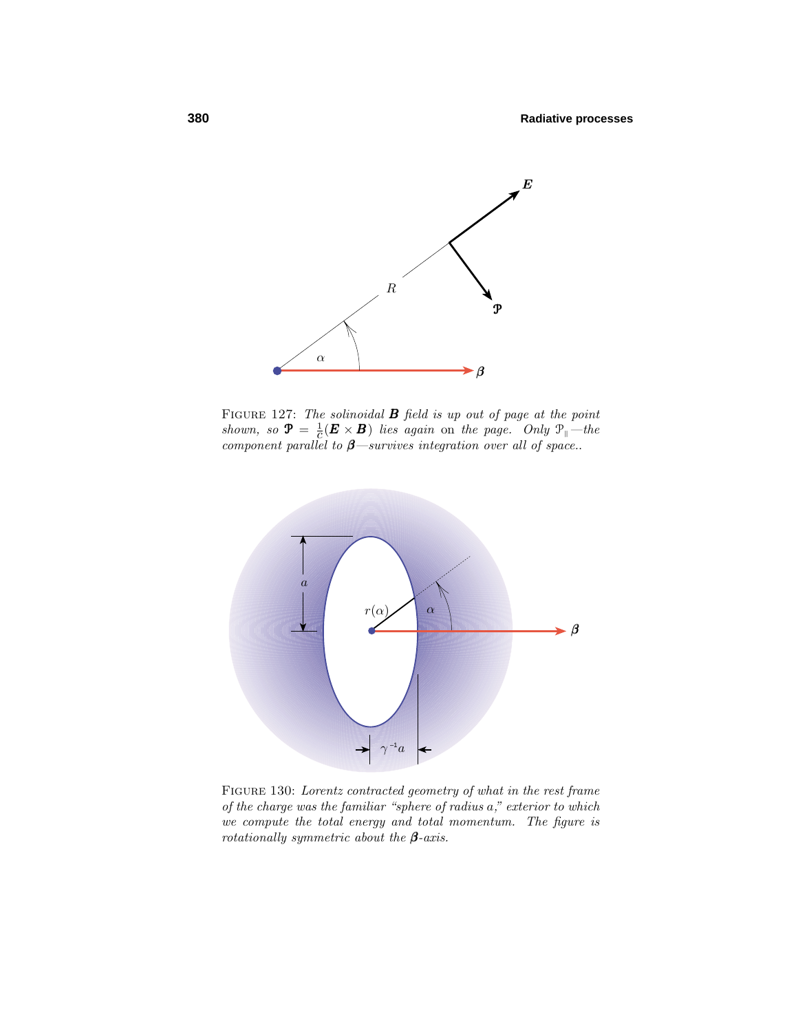FIGURE 127: *The solinoidal* $\boldsymbol{B}$ *field is up out of page at the point shown, so* $\boldsymbol{\mathcal{P}} = \frac{1}{c}(\boldsymbol{E} \times \boldsymbol{B})$ *lies again* on *the page. Only* $\mathcal{P}_{\parallel}$*—the component parallel to* $\boldsymbol{\beta}$*—survives integration over all of space..*

FIGURE 130: *Lorentz contracted geometry of what in the rest frame of the charge was the familiar "sphere of radius a," exterior to which we compute the total energy and total momentum. The figure is rotationally symmetric about the* $\boldsymbol{\beta}$*-axis.*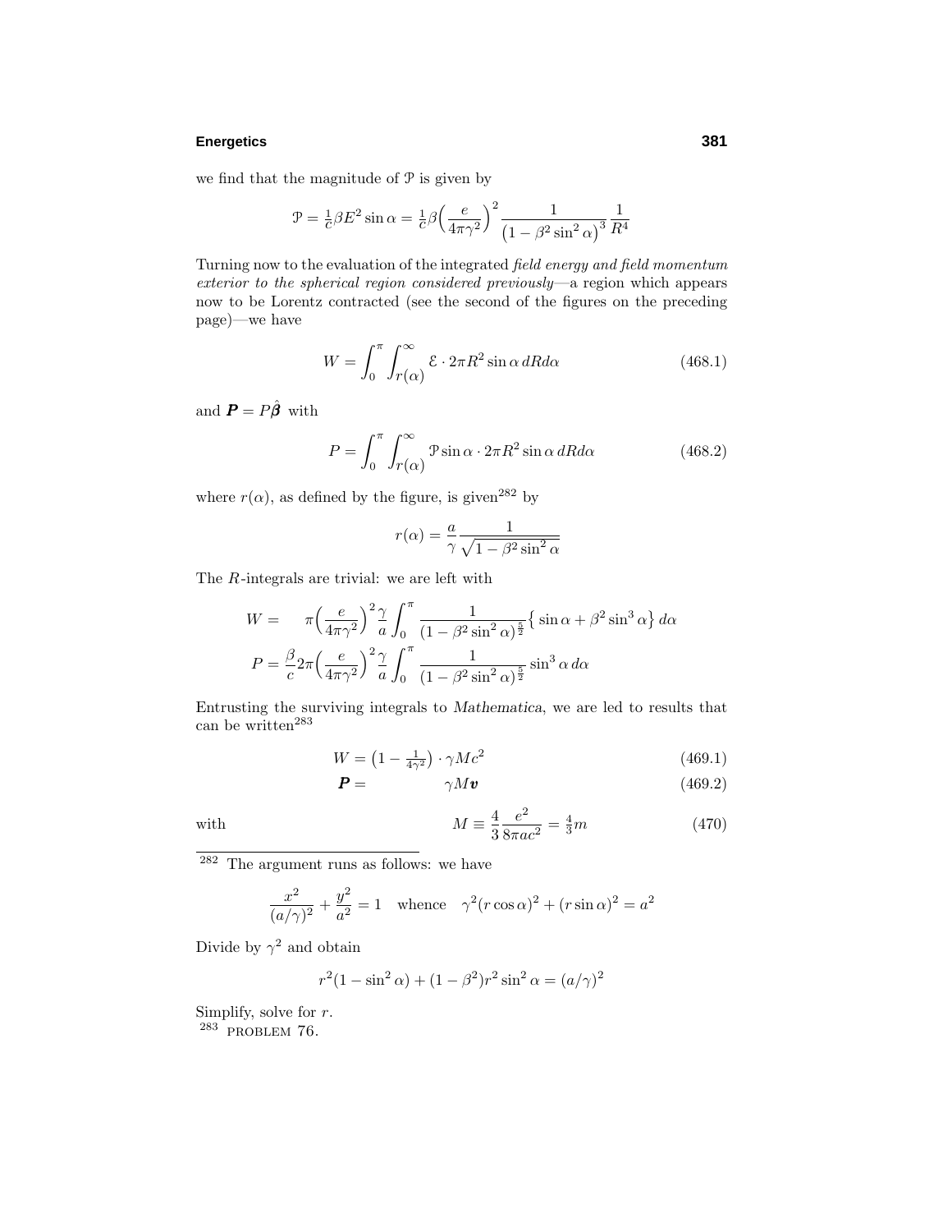we find that the magnitude of $\mathcal{P}$ is given by

$$\mathcal{P} = \tfrac{1}{c}\beta E^2 \sin\alpha = \tfrac{1}{c}\beta\Big(\frac{e}{4\pi\gamma^2}\Big)^2 \frac{1}{\big(1-\beta^2\sin^2\alpha\big)^3}\frac{1}{R^4}$$

Turning now to the evaluation of the integrated *field energy and field momentum exterior to the spherical region considered previously*—a region which appears now to be Lorentz contracted (see the second of the figures on the preceding page)—we have

$$W = \int_0^\pi \int_{r(\alpha)}^\infty \mathcal{E}\cdot 2\pi R^2 \sin\alpha \, dR d\alpha \tag{468.1}$$

and $\boldsymbol{P} = P\hat{\boldsymbol{\beta}}$ with

$$P = \int_0^\pi \int_{r(\alpha)}^\infty \mathcal{P}\sin\alpha\cdot 2\pi R^2 \sin\alpha \, dR d\alpha \tag{468.2}$$

where $r(\alpha)$, as defined by the figure, is given[282] by

$$r(\alpha) = \frac{a}{\gamma}\frac{1}{\sqrt{1-\beta^2\sin^2\alpha}}$$

The $R$-integrals are trivial: we are left with

$$\begin{aligned} W &= \quad \pi\Big(\frac{e}{4\pi\gamma^2}\Big)^2\frac{\gamma}{a}\int_0^\pi \frac{1}{(1-\beta^2\sin^2\alpha)^{\frac{5}{2}}}\big\{\sin\alpha + \beta^2\sin^3\alpha\big\}\,d\alpha \\ P &= \frac{\beta}{c}2\pi\Big(\frac{e}{4\pi\gamma^2}\Big)^2\frac{\gamma}{a}\int_0^\pi \frac{1}{(1-\beta^2\sin^2\alpha)^{\frac{5}{2}}}\sin^3\alpha\,d\alpha \end{aligned}$$

Entrusting the surviving integrals to *Mathematica*, we are led to results that can be written[283]

$$W = \big(1-\tfrac{1}{4\gamma^2}\big)\cdot\gamma M c^2 \tag{469.1}$$

$$\boldsymbol{P} = \qquad\qquad \gamma M\boldsymbol{v} \tag{469.2}$$

with

$$M \equiv \frac{4}{3}\frac{e^2}{8\pi a c^2} = \tfrac{4}{3}m \tag{470}$$

---

[282] The argument runs as follows: we have

$$\frac{x^2}{(a/\gamma)^2} + \frac{y^2}{a^2} = 1 \quad\text{whence}\quad \gamma^2(r\cos\alpha)^2 + (r\sin\alpha)^2 = a^2$$

Divide by $\gamma^2$ and obtain

$$r^2(1-\sin^2\alpha) + (1-\beta^2)r^2\sin^2\alpha = (a/\gamma)^2$$

Simplify, solve for $r$.

[283] PROBLEM 76.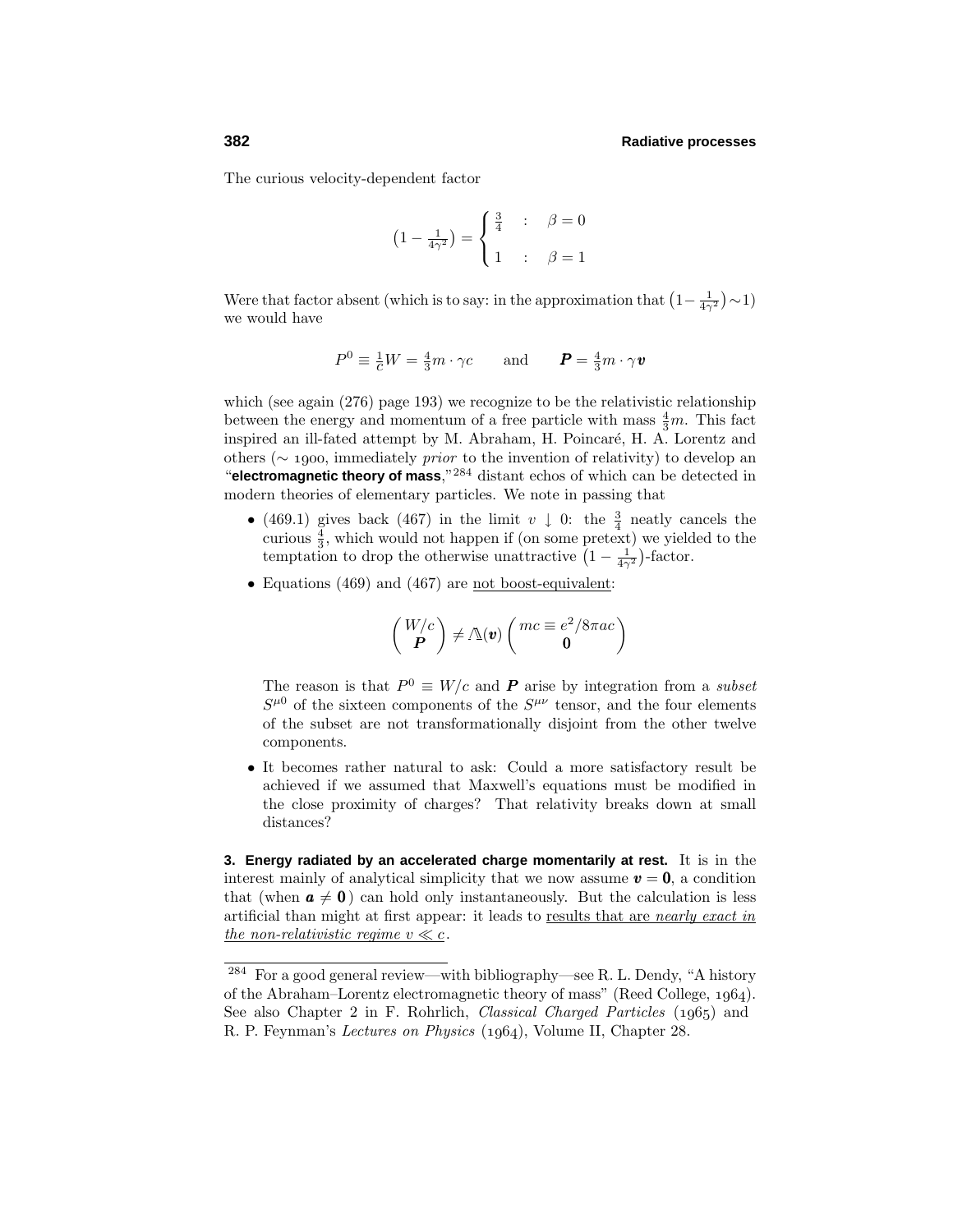The curious velocity-dependent factor

$$\left(1 - \tfrac{1}{4\gamma^2}\right) = \begin{cases} \tfrac{3}{4} & : \quad \beta = 0 \\ 1 & : \quad \beta = 1 \end{cases}$$

Were that factor absent (which is to say: in the approximation that $\left(1-\frac{1}{4\gamma^2}\right)\sim 1$) we would have

$$P^0 \equiv \tfrac{1}{c}W = \tfrac{4}{3}m \cdot \gamma c \qquad \text{and} \qquad \boldsymbol{P} = \tfrac{4}{3}m \cdot \gamma \boldsymbol{v}$$

which (see again (276) page 193) we recognize to be the relativistic relationship between the energy and momentum of a free particle with mass $\frac{4}{3}m$. This fact inspired an ill-fated attempt by M. Abraham, H. Poincaré, H. A. Lorentz and others ($\sim$ 1900, immediately *prior* to the invention of relativity) to develop an "**electromagnetic theory of mass**,"[284] distant echos of which can be detected in modern theories of elementary particles. We note in passing that

- (469.1) gives back (467) in the limit $v \downarrow 0$: the $\frac{3}{4}$ neatly cancels the curious $\frac{4}{3}$, which would not happen if (on some pretext) we yielded to the temptation to drop the otherwise unattractive $\left(1 - \frac{1}{4\gamma^2}\right)$-factor.
- Equations (469) and (467) are <u>not boost-equivalent</u>:

$$\begin{pmatrix} W/c \\ \boldsymbol{P} \end{pmatrix} \neq \Lambda\!\!\!\Lambda(\boldsymbol{v}) \begin{pmatrix} mc \equiv e^2/8\pi a c \\ \boldsymbol{0} \end{pmatrix}$$

  The reason is that $P^0 \equiv W/c$ and $\boldsymbol{P}$ arise by integration from a *subset* $S^{\mu 0}$ of the sixteen components of the $S^{\mu\nu}$ tensor, and the four elements of the subset are not transformationally disjoint from the other twelve components.

- It becomes rather natural to ask: Could a more satisfactory result be achieved if we assumed that Maxwell's equations must be modified in the close proximity of charges? That relativity breaks down at small distances?

**3. Energy radiated by an accelerated charge momentarily at rest.** It is in the interest mainly of analytical simplicity that we now assume $\boldsymbol{v} = \boldsymbol{0}$, a condition that (when $\boldsymbol{a} \neq \boldsymbol{0}$) can hold only instantaneously. But the calculation is less artificial than might at first appear: it leads to <u>results that are *nearly exact in the non-relativistic regime* $v \ll c$</u>.

[284] For a good general review—with bibliography—see R. L. Dendy, "A history of the Abraham–Lorentz electromagnetic theory of mass" (Reed College, 1964). See also Chapter 2 in F. Rohrlich, *Classical Charged Particles* (1965) and R. P. Feynman's *Lectures on Physics* (1964), Volume II, Chapter 28.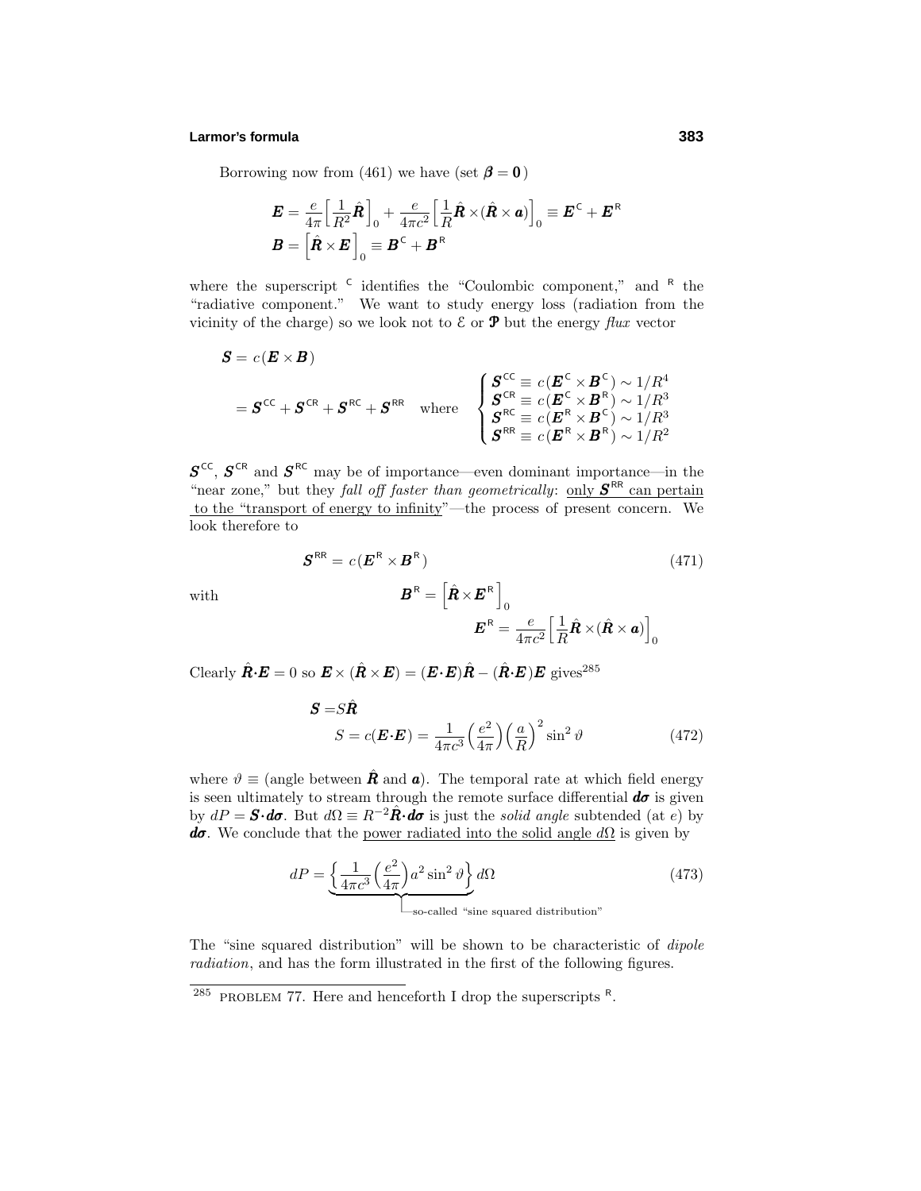Borrowing now from (461) we have (set $\boldsymbol{\beta} = \boldsymbol{0}$)

$$\boldsymbol{E} = \frac{e}{4\pi}\Big[\frac{1}{R^2}\hat{\boldsymbol{R}}\Big]_0 + \frac{e}{4\pi c^2}\Big[\frac{1}{R}\hat{\boldsymbol{R}}\times(\hat{\boldsymbol{R}}\times\boldsymbol{a})\Big]_0 \equiv \boldsymbol{E}^{\mathsf{C}} + \boldsymbol{E}^{\mathsf{R}}$$
$$\boldsymbol{B} = \Big[\hat{\boldsymbol{R}}\times\boldsymbol{E}\Big]_0 \equiv \boldsymbol{B}^{\mathsf{C}} + \boldsymbol{B}^{\mathsf{R}}$$

where the superscript $^{\mathsf{C}}$ identifies the "Coulombic component," and $^{\mathsf{R}}$ the "radiative component." We want to study energy loss (radiation from the vicinity of the charge) so we look not to $\mathcal{E}$ or $\boldsymbol{\mathcal{P}}$ but the energy *flux* vector

$$\begin{aligned}\boldsymbol{S} &= c(\boldsymbol{E}\times\boldsymbol{B})\\ &= \boldsymbol{S}^{\mathsf{CC}} + \boldsymbol{S}^{\mathsf{CR}} + \boldsymbol{S}^{\mathsf{RC}} + \boldsymbol{S}^{\mathsf{RR}} \quad\text{where}\quad \begin{cases}\boldsymbol{S}^{\mathsf{CC}} \equiv c(\boldsymbol{E}^{\mathsf{C}}\times\boldsymbol{B}^{\mathsf{C}}) \sim 1/R^4\\ \boldsymbol{S}^{\mathsf{CR}} \equiv c(\boldsymbol{E}^{\mathsf{C}}\times\boldsymbol{B}^{\mathsf{R}}) \sim 1/R^3\\ \boldsymbol{S}^{\mathsf{RC}} \equiv c(\boldsymbol{E}^{\mathsf{R}}\times\boldsymbol{B}^{\mathsf{C}}) \sim 1/R^3\\ \boldsymbol{S}^{\mathsf{RR}} \equiv c(\boldsymbol{E}^{\mathsf{R}}\times\boldsymbol{B}^{\mathsf{R}}) \sim 1/R^2\end{cases}\end{aligned}$$

$\boldsymbol{S}^{\mathsf{CC}}$, $\boldsymbol{S}^{\mathsf{CR}}$ and $\boldsymbol{S}^{\mathsf{RC}}$ may be of importance—even dominant importance—in the "near zone," but they *fall off faster than geometrically*: only $\boldsymbol{S}^{\mathsf{RR}}$ can pertain to the "transport of energy to infinity"—the process of present concern. We look therefore to

$$\boldsymbol{S}^{\mathsf{RR}} = c(\boldsymbol{E}^{\mathsf{R}}\times\boldsymbol{B}^{\mathsf{R}}) \tag{471}$$

with

$$\boldsymbol{B}^{\mathsf{R}} = \Big[\hat{\boldsymbol{R}}\times\boldsymbol{E}^{\mathsf{R}}\Big]_0$$
$$\boldsymbol{E}^{\mathsf{R}} = \frac{e}{4\pi c^2}\Big[\frac{1}{R}\hat{\boldsymbol{R}}\times(\hat{\boldsymbol{R}}\times\boldsymbol{a})\Big]_0$$

Clearly $\hat{\boldsymbol{R}}\cdot\boldsymbol{E} = 0$ so $\boldsymbol{E}\times(\hat{\boldsymbol{R}}\times\boldsymbol{E}) = (\boldsymbol{E}\cdot\boldsymbol{E})\hat{\boldsymbol{R}} - (\hat{\boldsymbol{R}}\cdot\boldsymbol{E})\boldsymbol{E}$ gives[285]

$$\begin{aligned}\boldsymbol{S} &= S\hat{\boldsymbol{R}}\\ S &= c(\boldsymbol{E}\cdot\boldsymbol{E}) = \frac{1}{4\pi c^3}\Big(\frac{e^2}{4\pi}\Big)\Big(\frac{a}{R}\Big)^2\sin^2\vartheta\end{aligned} \tag{472}$$

where $\vartheta \equiv$ (angle between $\hat{\boldsymbol{R}}$ and $\boldsymbol{a}$). The temporal rate at which field energy is seen ultimately to stream through the remote surface differential $\boldsymbol{d\sigma}$ is given by $dP = \boldsymbol{S}\cdot\boldsymbol{d\sigma}$. But $d\Omega \equiv R^{-2}\hat{\boldsymbol{R}}\cdot\boldsymbol{d\sigma}$ is just the *solid angle* subtended (at $e$) by $\boldsymbol{d\sigma}$. We conclude that the power radiated into the solid angle $d\Omega$ is given by

$$dP = \underbrace{\Big\{\frac{1}{4\pi c^3}\Big(\frac{e^2}{4\pi}\Big)a^2\sin^2\vartheta\Big\}}_{\text{so-called "sine squared distribution"}}d\Omega \tag{473}$$

The "sine squared distribution" will be shown to be characteristic of *dipole radiation*, and has the form illustrated in the first of the following figures.

---

[285] PROBLEM 77. Here and henceforth I drop the superscripts $^{\mathsf{R}}$.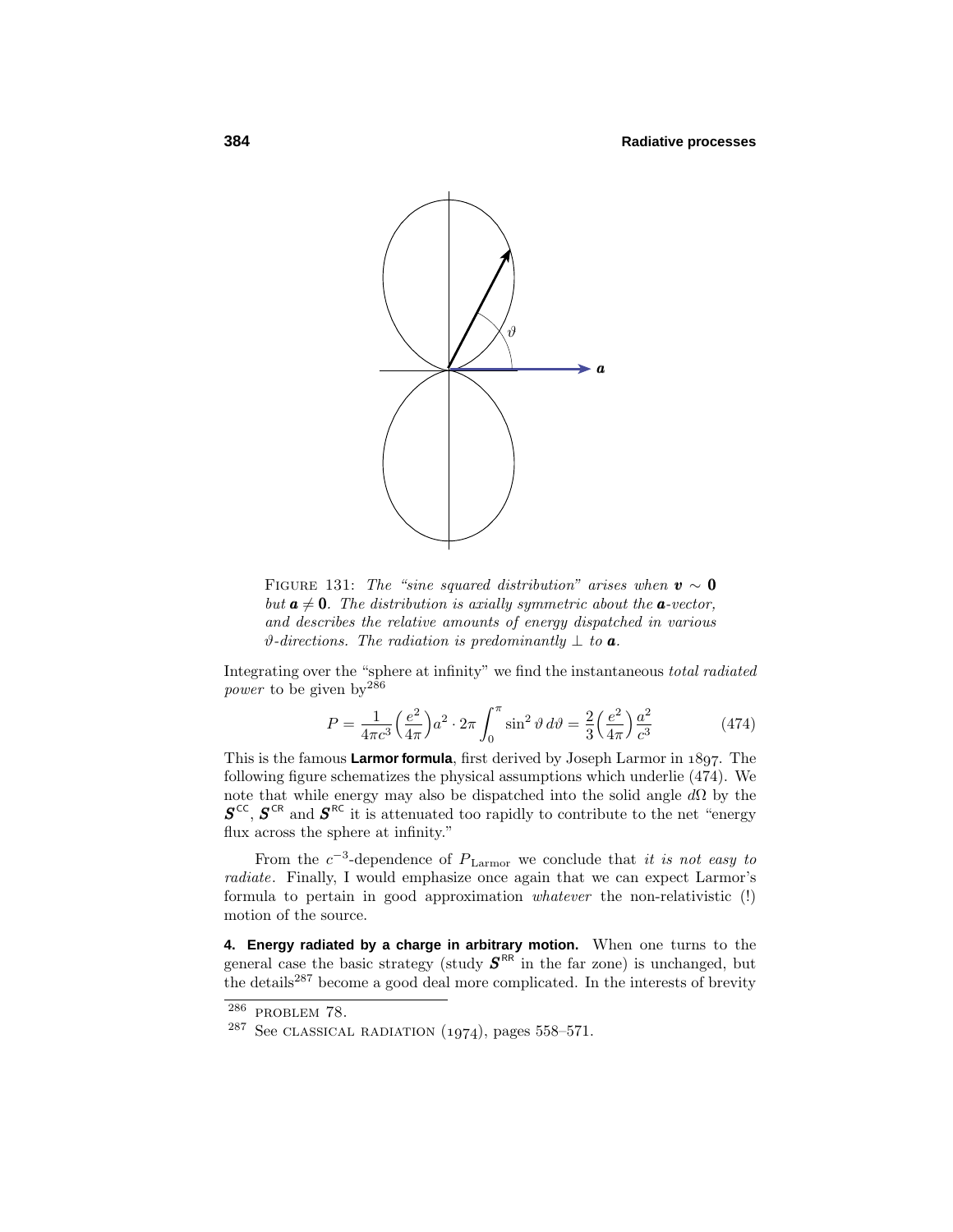FIGURE 131: *The "sine squared distribution" arises when* $\boldsymbol{v} \sim \mathbf{0}$ *but* $\boldsymbol{a} \neq \mathbf{0}$*. The distribution is axially symmetric about the* $\boldsymbol{a}$*-vector, and describes the relative amounts of energy dispatched in various* $\vartheta$*-directions. The radiation is predominantly* $\perp$ *to* $\boldsymbol{a}$*.*

Integrating over the "sphere at infinity" we find the instantaneous *total radiated power* to be given by[286]

$$P = \frac{1}{4\pi c^3}\Big(\frac{e^2}{4\pi}\Big)a^2 \cdot 2\pi \int_0^\pi \sin^2\vartheta\, d\vartheta = \frac{2}{3}\Big(\frac{e^2}{4\pi}\Big)\frac{a^2}{c^3} \tag{474}$$

This is the famous **Larmor formula**, first derived by Joseph Larmor in 1897. The following figure schematizes the physical assumptions which underlie (474). We note that while energy may also be dispatched into the solid angle $d\Omega$ by the $\boldsymbol{S}^{\mathsf{CC}}$, $\boldsymbol{S}^{\mathsf{CR}}$ and $\boldsymbol{S}^{\mathsf{RC}}$ it is attenuated too rapidly to contribute to the net "energy flux across the sphere at infinity."

From the $c^{-3}$-dependence of $P_{\text{Larmor}}$ we conclude that *it is not easy to radiate*. Finally, I would emphasize once again that we can expect Larmor's formula to pertain in good approximation *whatever* the non-relativistic (!) motion of the source.

**4. Energy radiated by a charge in arbitrary motion.** When one turns to the general case the basic strategy (study $\boldsymbol{S}^{\mathsf{RR}}$ in the far zone) is unchanged, but the details[287] become a good deal more complicated. In the interests of brevity

---

[286] PROBLEM 78.

[287] See CLASSICAL RADIATION (1974), pages 558–571.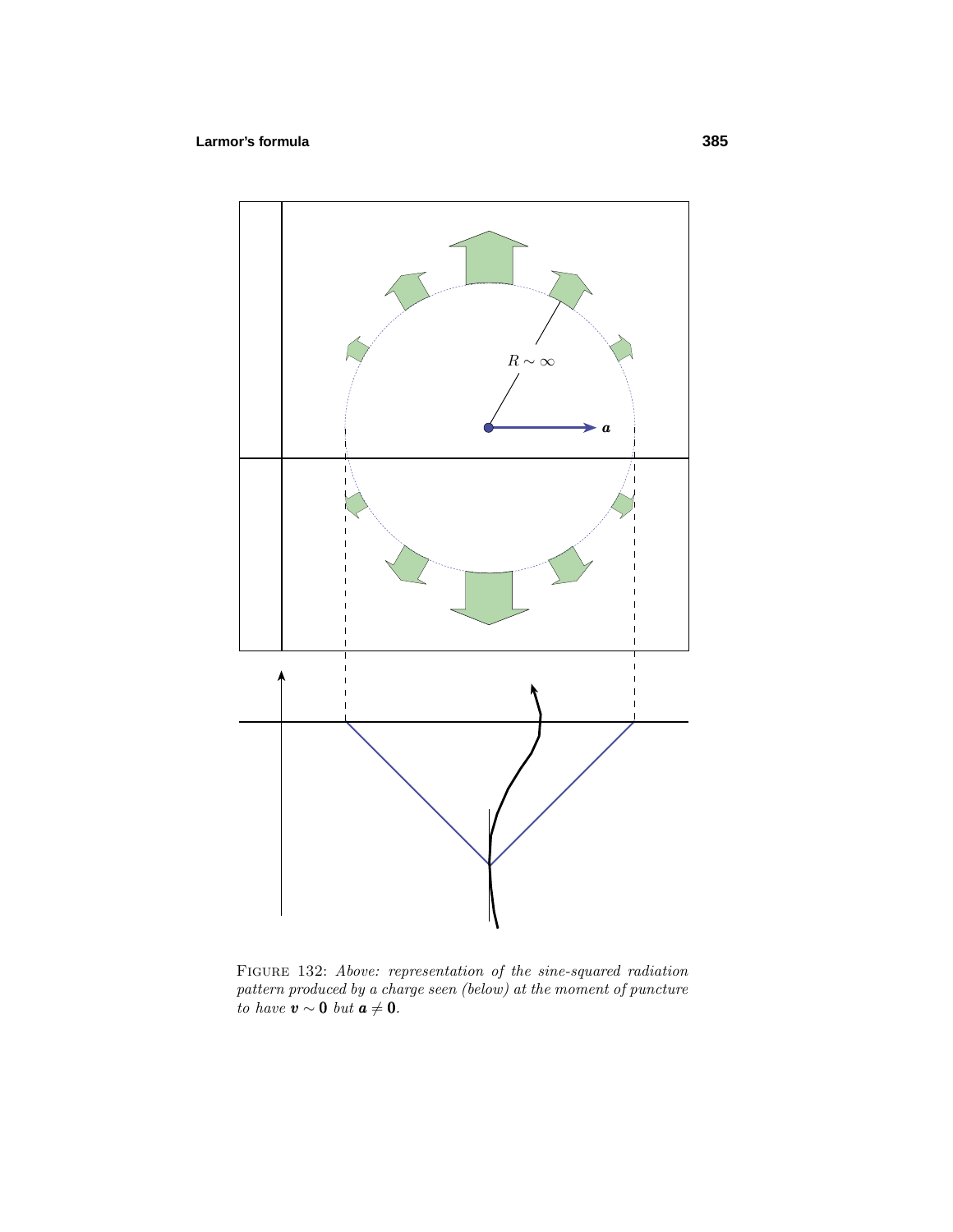FIGURE 132: *Above: representation of the sine-squared radiation pattern produced by a charge seen (below) at the moment of puncture to have* $\boldsymbol{v} \sim \mathbf{0}$ *but* $\boldsymbol{a} \neq \mathbf{0}$.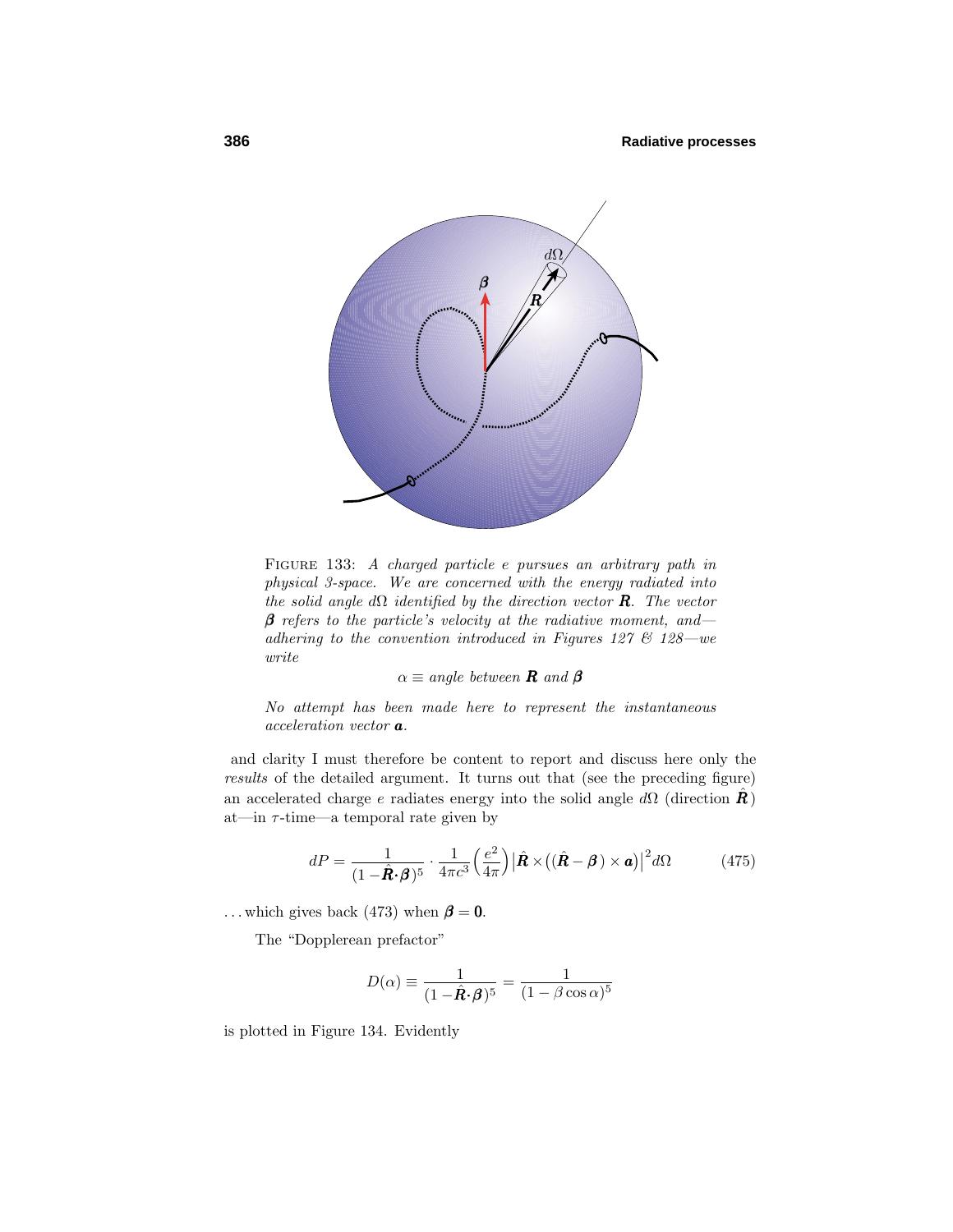FIGURE 133: *A charged particle e pursues an arbitrary path in physical 3-space. We are concerned with the energy radiated into the solid angle $d\Omega$ identified by the direction vector* $\boldsymbol{R}$. *The vector* $\boldsymbol{\beta}$ *refers to the particle's velocity at the radiative moment, and—adhering to the convention introduced in Figures 127 & 128—we write*

$$\alpha \equiv \textit{angle between } \boldsymbol{R} \textit{ and } \boldsymbol{\beta}$$

*No attempt has been made here to represent the instantaneous acceleration vector* $\boldsymbol{a}$.

and clarity I must therefore be content to report and discuss here only the *results* of the detailed argument. It turns out that (see the preceding figure) an accelerated charge $e$ radiates energy into the solid angle $d\Omega$ (direction $\hat{\boldsymbol{R}}$) at—in $\tau$-time—a temporal rate given by

$$dP = \frac{1}{(1-\hat{\boldsymbol{R}}\cdot\boldsymbol{\beta})^5}\cdot\frac{1}{4\pi c^3}\Big(\frac{e^2}{4\pi}\Big)\big|\hat{\boldsymbol{R}}\times\big((\hat{\boldsymbol{R}}-\boldsymbol{\beta}\,)\times\boldsymbol{a}\big)\big|^2 d\Omega \tag{475}$$

. . . which gives back (473) when $\boldsymbol{\beta} = \boldsymbol{0}$.

The "Dopplerean prefactor"

$$D(\alpha) \equiv \frac{1}{(1-\hat{\boldsymbol{R}}\cdot\boldsymbol{\beta})^5} = \frac{1}{(1-\beta\cos\alpha)^5}$$

is plotted in Figure 134. Evidently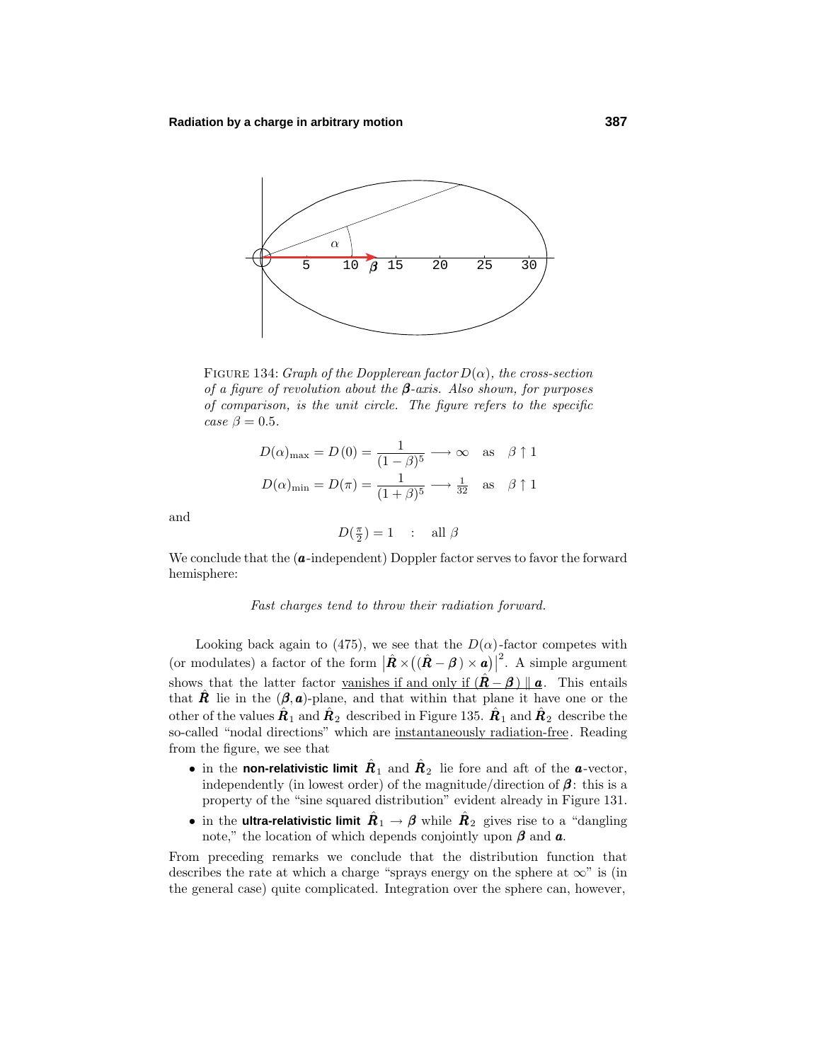FIGURE 134: *Graph of the Dopplerean factor* $D(\alpha)$*, the cross-section of a figure of revolution about the* $\boldsymbol{\beta}$*-axis. Also shown, for purposes of comparison, is the unit circle. The figure refers to the specific case* $\beta = 0.5$*.*

$$D(\alpha)_{\max} = D(0) = \frac{1}{(1-\beta)^5} \longrightarrow \infty \quad \text{as} \quad \beta \uparrow 1$$

$$D(\alpha)_{\min} = D(\pi) = \frac{1}{(1+\beta)^5} \longrightarrow \tfrac{1}{32} \quad \text{as} \quad \beta \uparrow 1$$

and

$$D(\tfrac{\pi}{2}) = 1 \quad : \quad \text{all } \beta$$

We conclude that the ($\boldsymbol{a}$-independent) Doppler factor serves to favor the forward hemisphere:

*Fast charges tend to throw their radiation forward.*

Looking back again to (475), we see that the $D(\alpha)$-factor competes with (or modulates) a factor of the form $\big|\hat{\boldsymbol{R}} \times \big((\hat{\boldsymbol{R}} - \boldsymbol{\beta}\,) \times \boldsymbol{a}\big)\big|^2$. A simple argument shows that the latter factor vanishes if and only if $(\hat{\boldsymbol{R}} - \boldsymbol{\beta}\,) \parallel \boldsymbol{a}$. This entails that $\hat{\boldsymbol{R}}$ lie in the $(\boldsymbol{\beta}, \boldsymbol{a})$-plane, and that within that plane it have one or the other of the values $\hat{\boldsymbol{R}}_1$ and $\hat{\boldsymbol{R}}_2$ described in Figure 135. $\hat{\boldsymbol{R}}_1$ and $\hat{\boldsymbol{R}}_2$ describe the so-called "nodal directions" which are instantaneously radiation-free. Reading from the figure, we see that

- in the **non-relativistic limit** $\hat{\boldsymbol{R}}_1$ and $\hat{\boldsymbol{R}}_2$ lie fore and aft of the $\boldsymbol{a}$-vector, independently (in lowest order) of the magnitude/direction of $\boldsymbol{\beta}$: this is a property of the "sine squared distribution" evident already in Figure 131.
- in the **ultra-relativistic limit** $\hat{\boldsymbol{R}}_1 \to \boldsymbol{\beta}$ while $\hat{\boldsymbol{R}}_2$ gives rise to a "dangling note," the location of which depends conjointly upon $\boldsymbol{\beta}$ and $\boldsymbol{a}$.

From preceding remarks we conclude that the distribution function that describes the rate at which a charge "sprays energy on the sphere at $\infty$" is (in the general case) quite complicated. Integration over the sphere can, however,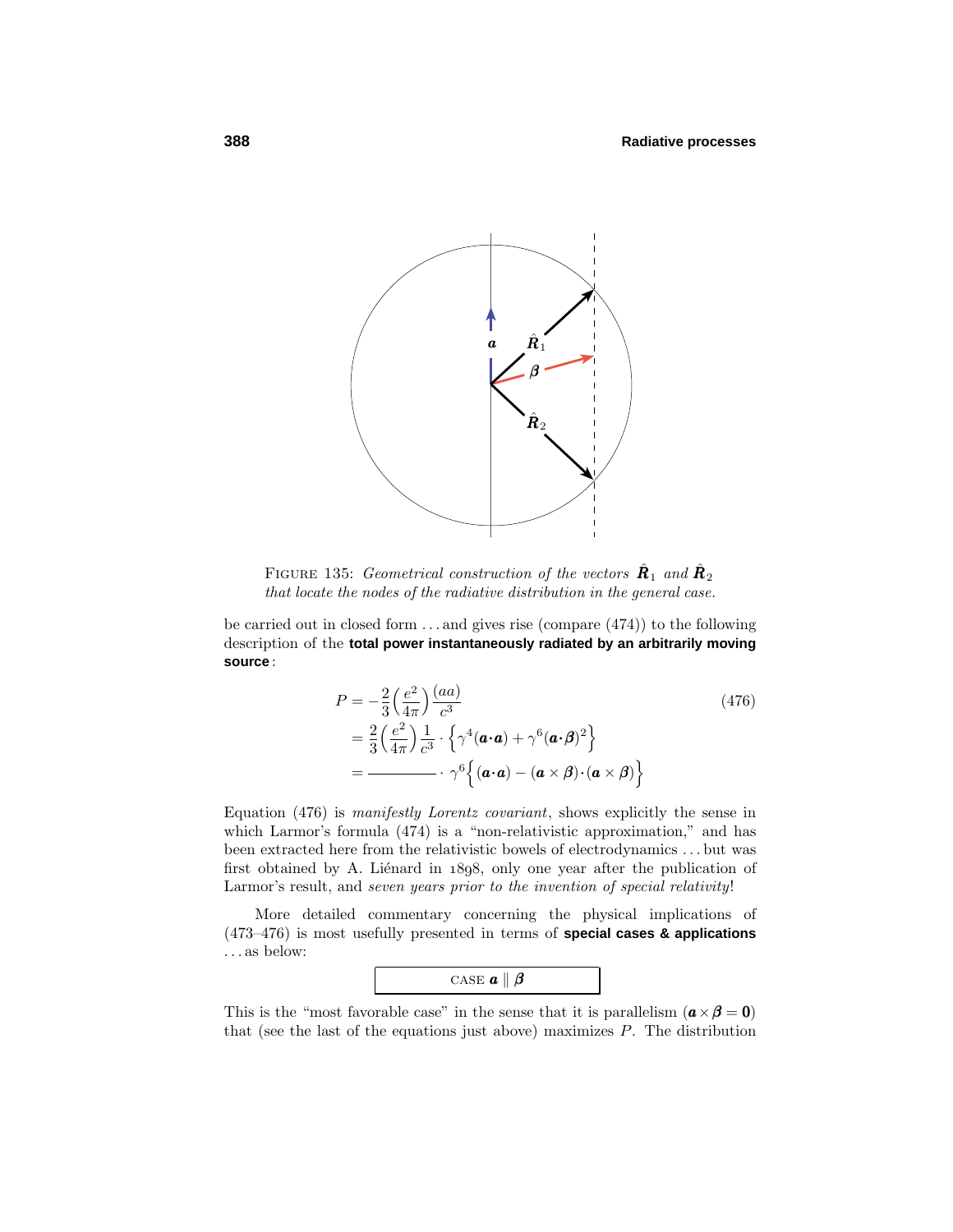FIGURE 135: *Geometrical construction of the vectors $\hat{\boldsymbol{R}}_1$ and $\hat{\boldsymbol{R}}_2$ that locate the nodes of the radiative distribution in the general case.*

be carried out in closed form . . . and gives rise (compare (474)) to the following description of the **total power instantaneously radiated by an arbitrarily moving source**:

$$
\begin{aligned}
P &= -\frac{2}{3}\Big(\frac{e^2}{4\pi}\Big)\frac{(aa)}{c^3} \qquad\qquad (476)\\
&= \frac{2}{3}\Big(\frac{e^2}{4\pi}\Big)\frac{1}{c^3}\cdot\Big\{\gamma^4(\boldsymbol{a}\cdot\boldsymbol{a}) + \gamma^6(\boldsymbol{a}\cdot\boldsymbol{\beta})^2\Big\}\\
&= \rule{2cm}{0.4pt}\cdot\,\gamma^6\Big\{(\boldsymbol{a}\cdot\boldsymbol{a}) - (\boldsymbol{a}\times\boldsymbol{\beta})\cdot(\boldsymbol{a}\times\boldsymbol{\beta})\Big\}
\end{aligned}
$$

Equation (476) is *manifestly Lorentz covariant*, shows explicitly the sense in which Larmor's formula (474) is a "non-relativistic approximation," and has been extracted here from the relativistic bowels of electrodynamics . . . but was first obtained by A. Liénard in 1898, only one year after the publication of Larmor's result, and *seven years prior to the invention of special relativity*!

More detailed commentary concerning the physical implications of (473–476) is most usefully presented in terms of **special cases & applications** . . . as below:

CASE $\boldsymbol{a} \parallel \boldsymbol{\beta}$

This is the "most favorable case" in the sense that it is parallelism ($\boldsymbol{a}\times\boldsymbol{\beta} = \boldsymbol{0}$) that (see the last of the equations just above) maximizes $P$. The distribution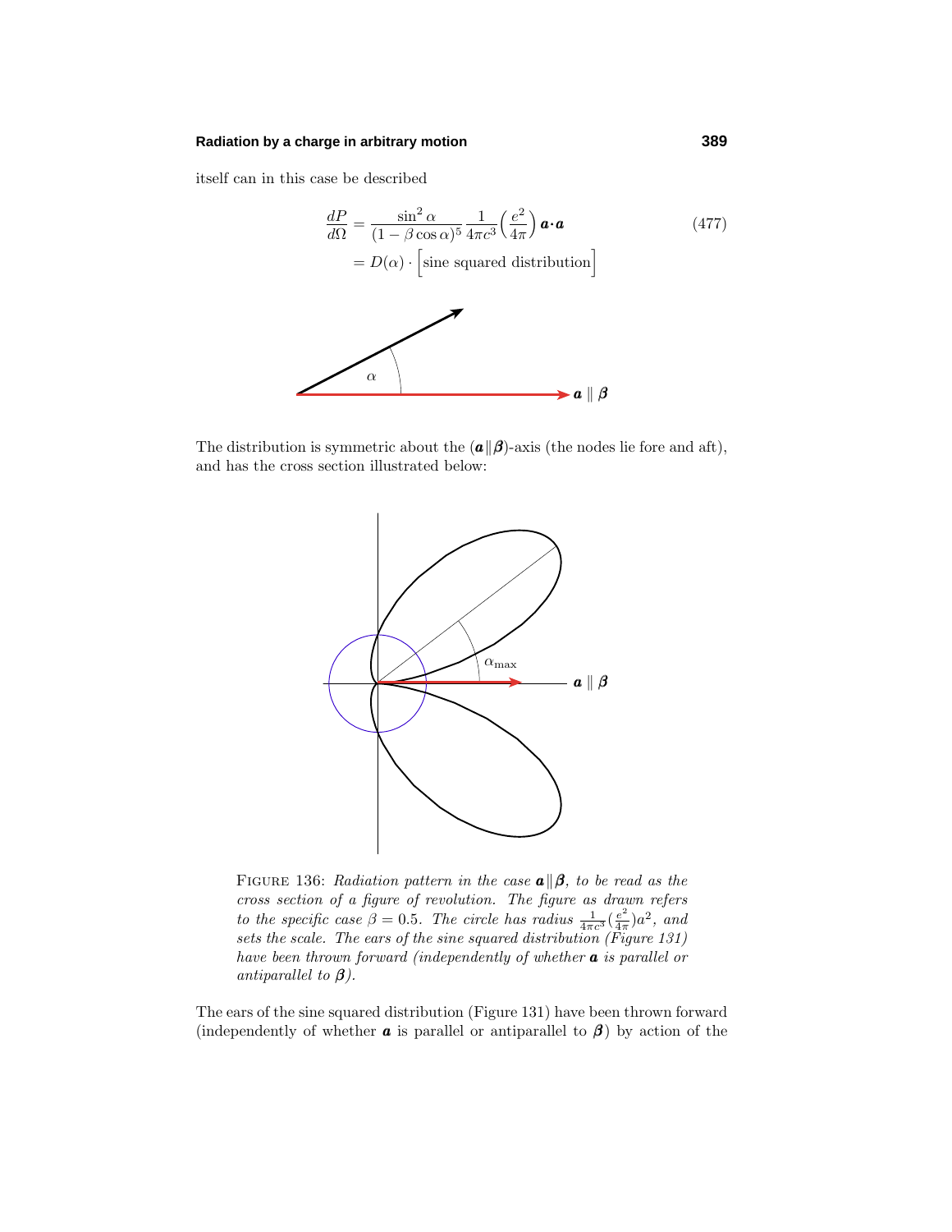itself can in this case be described

$$
\begin{aligned}
\frac{dP}{d\Omega} &= \frac{\sin^2\alpha}{(1-\beta\cos\alpha)^5}\frac{1}{4\pi c^3}\Big(\frac{e^2}{4\pi}\Big)\,\boldsymbol{a}\cdot\boldsymbol{a} \qquad (477)\\
&= D(\alpha)\cdot\Big[\text{sine squared distribution}\Big]
\end{aligned}
$$

The distribution is symmetric about the $(\boldsymbol{a}\|\boldsymbol{\beta})$-axis (the nodes lie fore and aft), and has the cross section illustrated below:

FIGURE 136: *Radiation pattern in the case $\boldsymbol{a}\|\boldsymbol{\beta}$, to be read as the cross section of a figure of revolution. The figure as drawn refers to the specific case $\beta = 0.5$. The circle has radius $\frac{1}{4\pi c^3}(\frac{e^2}{4\pi})a^2$, and sets the scale. The ears of the sine squared distribution (Figure 131) have been thrown forward (independently of whether $\boldsymbol{a}$ is parallel or antiparallel to $\boldsymbol{\beta}$).*

The ears of the sine squared distribution (Figure 131) have been thrown forward (independently of whether $\boldsymbol{a}$ is parallel or antiparallel to $\boldsymbol{\beta}$) by action of the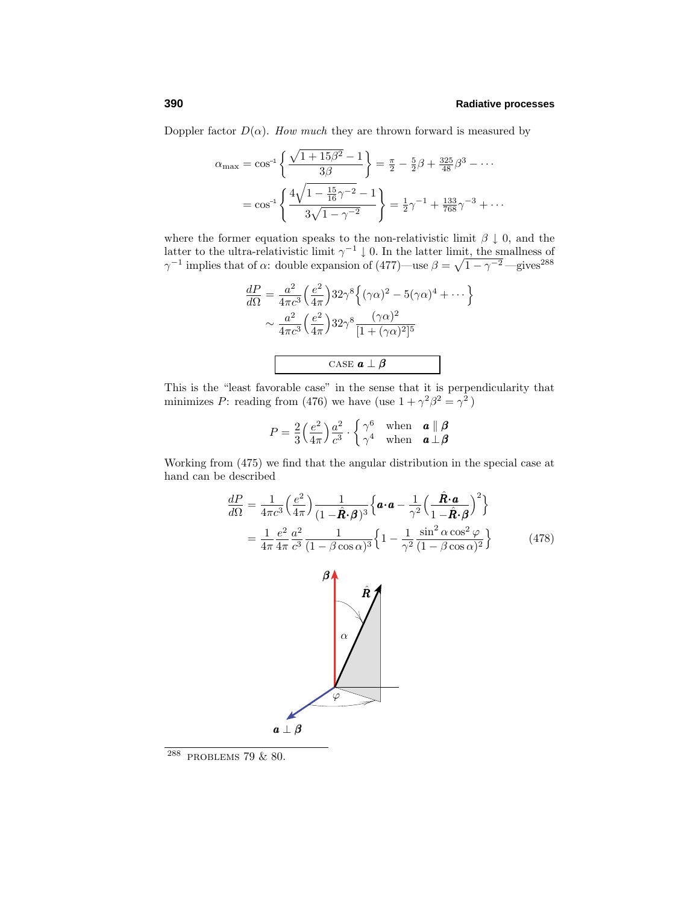Doppler factor $D(\alpha)$. *How much* they are thrown forward is measured by

$$\alpha_{\max} = \cos^{-1}\left\{\frac{\sqrt{1+15\beta^2}-1}{3\beta}\right\} = \tfrac{\pi}{2} - \tfrac{5}{2}\beta + \tfrac{325}{48}\beta^3 - \cdots$$

$$= \cos^{-1}\left\{\frac{4\sqrt{1-\frac{15}{16}\gamma^{-2}}-1}{3\sqrt{1-\gamma^{-2}}}\right\} = \tfrac{1}{2}\gamma^{-1} + \tfrac{133}{768}\gamma^{-3} + \cdots$$

where the former equation speaks to the non-relativistic limit $\beta \downarrow 0$, and the latter to the ultra-relativistic limit $\gamma^{-1} \downarrow 0$. In the latter limit, the smallness of $\gamma^{-1}$ implies that of $\alpha$: double expansion of (477)—use $\beta = \sqrt{1-\gamma^{-2}}$—gives[288]

$$\frac{dP}{d\Omega} = \frac{a^2}{4\pi c^3}\Big(\frac{e^2}{4\pi}\Big)32\gamma^8\Big\{(\gamma\alpha)^2 - 5(\gamma\alpha)^4 + \cdots\Big\}$$

$$\sim \frac{a^2}{4\pi c^3}\Big(\frac{e^2}{4\pi}\Big)32\gamma^8\frac{(\gamma\alpha)^2}{[1+(\gamma\alpha)^2]^5}$$

### CASE $\boldsymbol{a} \perp \boldsymbol{\beta}$

This is the "least favorable case" in the sense that it is perpendicularity that minimizes $P$: reading from (476) we have (use $1+\gamma^2\beta^2 = \gamma^2$)

$$P = \frac{2}{3}\Big(\frac{e^2}{4\pi}\Big)\frac{a^2}{c^3}\cdot\begin{cases}\gamma^6 & \text{when} \quad \boldsymbol{a} \parallel \boldsymbol{\beta} \\ \gamma^4 & \text{when} \quad \boldsymbol{a} \perp \boldsymbol{\beta}\end{cases}$$

Working from (475) we find that the angular distribution in the special case at hand can be described

$$\frac{dP}{d\Omega} = \frac{1}{4\pi c^3}\Big(\frac{e^2}{4\pi}\Big)\frac{1}{(1-\hat{\boldsymbol{R}}\cdot\boldsymbol{\beta})^3}\Big\{\boldsymbol{a}\cdot\boldsymbol{a} - \frac{1}{\gamma^2}\Big(\frac{\hat{\boldsymbol{R}}\cdot\boldsymbol{a}}{1-\hat{\boldsymbol{R}}\cdot\boldsymbol{\beta}}\Big)^2\Big\}$$

$$= \frac{1}{4\pi}\frac{e^2}{4\pi}\frac{a^2}{c^3}\frac{1}{(1-\beta\cos\alpha)^3}\Big\{1 - \frac{1}{\gamma^2}\frac{\sin^2\alpha\cos^2\varphi}{(1-\beta\cos\alpha)^2}\Big\} \tag{478}$$

[288] PROBLEMS 79 & 80.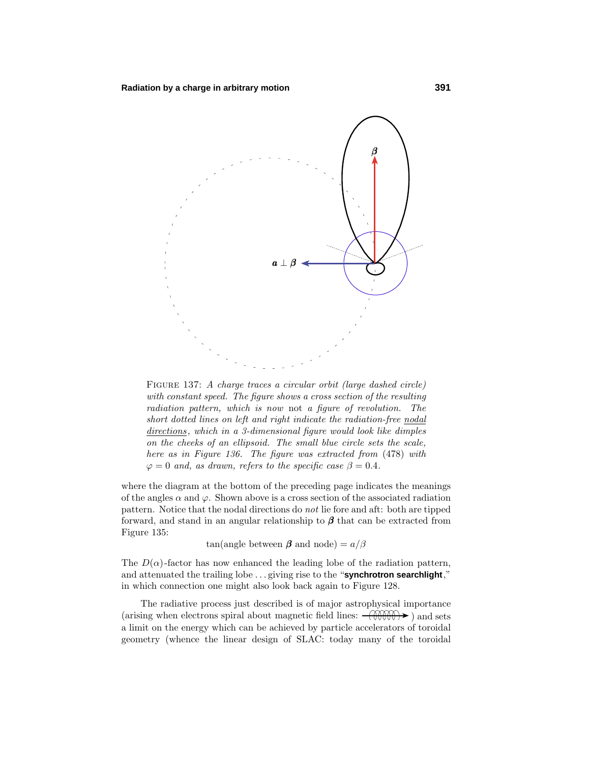FIGURE 137: *A charge traces a circular orbit (large dashed circle) with constant speed. The figure shows a cross section of the resulting radiation pattern, which is now* not *a figure of revolution. The short dotted lines on left and right indicate the radiation-free* <u>*nodal directions*</u>*, which in a 3-dimensional figure would look like dimples on the cheeks of an ellipsoid. The small blue circle sets the scale, here as in Figure 136. The figure was extracted from* (478) *with* $\varphi = 0$ *and, as drawn, refers to the specific case* $\beta = 0.4$.

where the diagram at the bottom of the preceding page indicates the meanings of the angles $\alpha$ and $\varphi$. Shown above is a cross section of the associated radiation pattern. Notice that the nodal directions do *not* lie fore and aft: both are tipped forward, and stand in an angular relationship to $\boldsymbol{\beta}$ that can be extracted from Figure 135:

$$\tan(\text{angle between } \boldsymbol{\beta} \text{ and node}) = a/\beta$$

The $D(\alpha)$-factor has now enhanced the leading lobe of the radiation pattern, and attenuated the trailing lobe ... giving rise to the "**synchrotron searchlight**," in which connection one might also look back again to Figure 128.

The radiative process just described is of major astrophysical importance (arising when electrons spiral about magnetic field lines: ) and sets a limit on the energy which can be achieved by particle accelerators of toroidal geometry (whence the linear design of SLAC: today many of the toroidal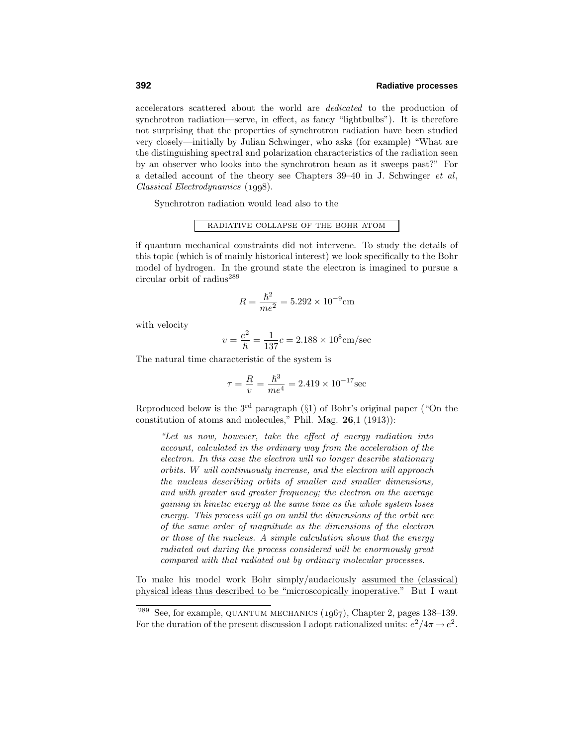accelerators scattered about the world are *dedicated* to the production of synchrotron radiation—serve, in effect, as fancy "lightbulbs"). It is therefore not surprising that the properties of synchrotron radiation have been studied very closely—initially by Julian Schwinger, who asks (for example) "What are the distinguishing spectral and polarization characteristics of the radiation seen by an observer who looks into the synchrotron beam as it sweeps past?" For a detailed account of the theory see Chapters 39–40 in J. Schwinger *et al*, *Classical Electrodynamics* (1998).

Synchrotron radiation would lead also to the

## RADIATIVE COLLAPSE OF THE BOHR ATOM

if quantum mechanical constraints did not intervene. To study the details of this topic (which is of mainly historical interest) we look specifically to the Bohr model of hydrogen. In the ground state the electron is imagined to pursue a circular orbit of radius[289]

$$R = \frac{\hbar^2}{me^2} = 5.292 \times 10^{-9}\text{cm}$$

with velocity

$$v = \frac{e^2}{\hbar} = \frac{1}{137}c = 2.188 \times 10^8\text{cm/sec}$$

The natural time characteristic of the system is

$$\tau = \frac{R}{v} = \frac{\hbar^3}{me^4} = 2.419 \times 10^{-17}\text{sec}$$

Reproduced below is the 3rd paragraph (§1) of Bohr's original paper ("On the constitution of atoms and molecules," Phil. Mag. **26**,1 (1913)):

> *"Let us now, however, take the effect of energy radiation into account, calculated in the ordinary way from the acceleration of the electron. In this case the electron will no longer describe stationary orbits. W will continuously increase, and the electron will approach the nucleus describing orbits of smaller and smaller dimensions, and with greater and greater frequency; the electron on the average gaining in kinetic energy at the same time as the whole system loses energy. This process will go on until the dimensions of the orbit are of the same order of magnitude as the dimensions of the electron or those of the nucleus. A simple calculation shows that the energy radiated out during the process considered will be enormously great compared with that radiated out by ordinary molecular processes.*

To make his model work Bohr simply/audaciously assumed the (classical) physical ideas thus described to be "microscopically inoperative." But I want

[289] See, for example, QUANTUM MECHANICS (1967), Chapter 2, pages 138–139. For the duration of the present discussion I adopt rationalized units: $e^2/4\pi \to e^2$.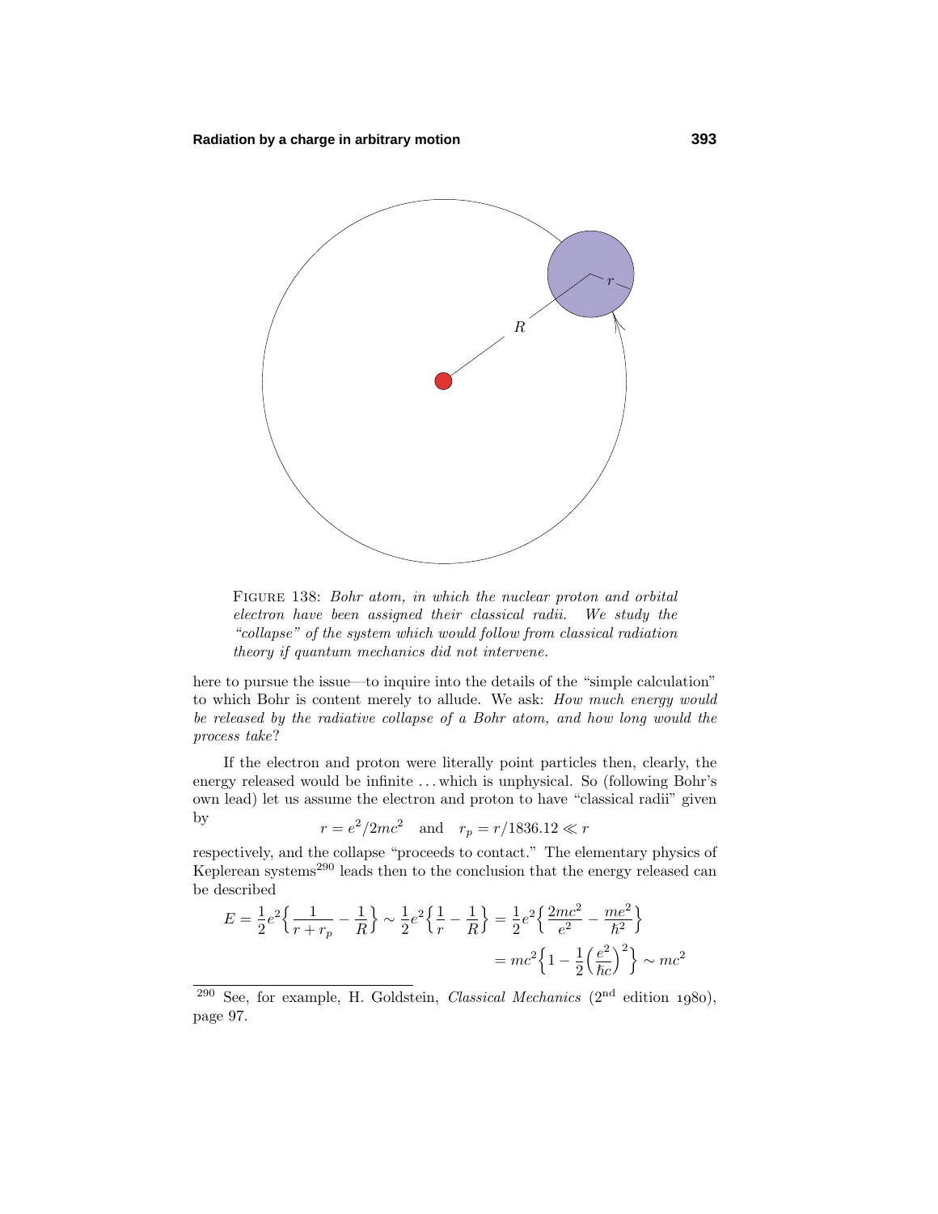FIGURE 138: *Bohr atom, in which the nuclear proton and orbital electron have been assigned their classical radii. We study the "collapse" of the system which would follow from classical radiation theory if quantum mechanics did not intervene.*

here to pursue the issue—to inquire into the details of the "simple calculation" to which Bohr is content merely to allude. We ask: *How much energy would be released by the radiative collapse of a Bohr atom, and how long would the process take?*

If the electron and proton were literally point particles then, clearly, the energy released would be infinite ... which is unphysical. So (following Bohr's own lead) let us assume the electron and proton to have "classical radii" given by

$$r = e^2/2mc^2 \quad \text{and} \quad r_p = r/1836.12 \ll r$$

respectively, and the collapse "proceeds to contact." The elementary physics of Keplerean systems[290] leads then to the conclusion that the energy released can be described

$$E = \frac{1}{2}e^2\Big\{\frac{1}{r+r_p} - \frac{1}{R}\Big\} \sim \frac{1}{2}e^2\Big\{\frac{1}{r} - \frac{1}{R}\Big\} = \frac{1}{2}e^2\Big\{\frac{2mc^2}{e^2} - \frac{me^2}{\hbar^2}\Big\}$$

$$= mc^2\Big\{1 - \frac{1}{2}\Big(\frac{e^2}{\hbar c}\Big)^2\Big\} \sim mc^2$$

---

[290] See, for example, H. Goldstein, *Classical Mechanics* (2nd edition 1980), page 97.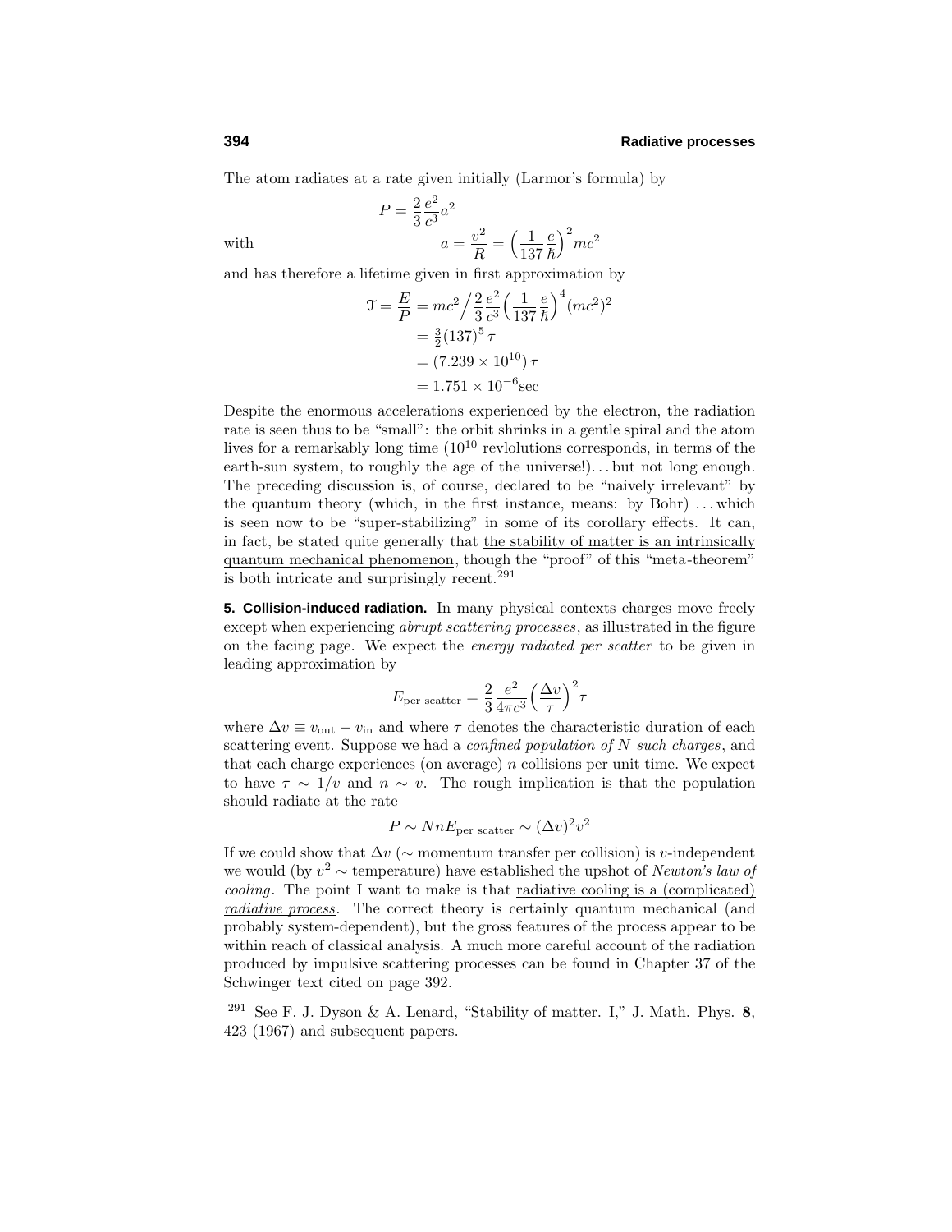The atom radiates at a rate given initially (Larmor's formula) by

$$P = \frac{2}{3}\frac{e^2}{c^3}a^2$$

with

$$a = \frac{v^2}{R} = \Big(\frac{1}{137}\frac{e}{\hbar}\Big)^2 mc^2$$

and has therefore a lifetime given in first approximation by

$$\begin{aligned}
\mathcal{T} = \frac{E}{P} &= mc^2 \Big/ \frac{2}{3}\frac{e^2}{c^3}\Big(\frac{1}{137}\frac{e}{\hbar}\Big)^4 (mc^2)^2 \\
&= \tfrac{3}{2}(137)^5\,\tau \\
&= (7.239 \times 10^{10})\,\tau \\
&= 1.751 \times 10^{-6}\text{sec}
\end{aligned}$$

Despite the enormous accelerations experienced by the electron, the radiation rate is seen thus to be "small": the orbit shrinks in a gentle spiral and the atom lives for a remarkably long time ($10^{10}$ revlolutions corresponds, in terms of the earth-sun system, to roughly the age of the universe!)... but not long enough. The preceding discussion is, of course, declared to be "naively irrelevant" by the quantum theory (which, in the first instance, means: by Bohr) ... which is seen now to be "super-stabilizing" in some of its corollary effects. It can, in fact, be stated quite generally that the stability of matter is an intrinsically quantum mechanical phenomenon, though the "proof" of this "meta-theorem" is both intricate and surprisingly recent.[291]

**5. Collision-induced radiation.** In many physical contexts charges move freely except when experiencing *abrupt scattering processes*, as illustrated in the figure on the facing page. We expect the *energy radiated per scatter* to be given in leading approximation by

$$E_{\text{per scatter}} = \frac{2}{3}\frac{e^2}{4\pi c^3}\Big(\frac{\Delta v}{\tau}\Big)^2 \tau$$

where $\Delta v \equiv v_{\text{out}} - v_{\text{in}}$ and where $\tau$ denotes the characteristic duration of each scattering event. Suppose we had a *confined population of $N$ such charges*, and that each charge experiences (on average) $n$ collisions per unit time. We expect to have $\tau \sim 1/v$ and $n \sim v$. The rough implication is that the population should radiate at the rate

$$P \sim NnE_{\text{per scatter}} \sim (\Delta v)^2 v^2$$

If we could show that $\Delta v$ ($\sim$ momentum transfer per collision) is $v$-independent we would (by $v^2 \sim$ temperature) have established the upshot of *Newton's law of cooling*. The point I want to make is that radiative cooling is a (complicated) *radiative process*. The correct theory is certainly quantum mechanical (and probably system-dependent), but the gross features of the process appear to be within reach of classical analysis. A much more careful account of the radiation produced by impulsive scattering processes can be found in Chapter 37 of the Schwinger text cited on page 392.

---

[291] See F. J. Dyson & A. Lenard, "Stability of matter. I," J. Math. Phys. **8**, 423 (1967) and subsequent papers.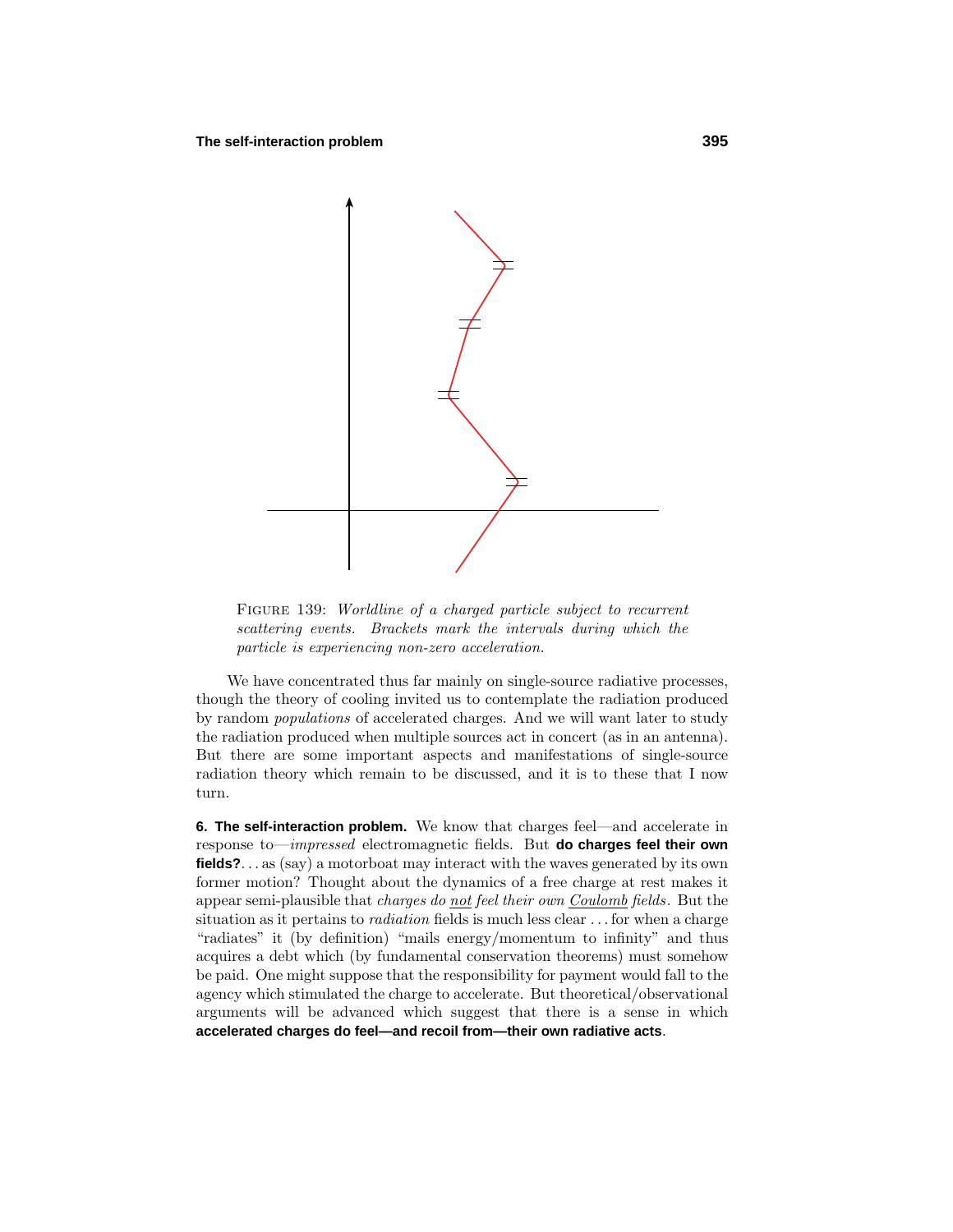FIGURE 139: *Worldline of a charged particle subject to recurrent scattering events. Brackets mark the intervals during which the particle is experiencing non-zero acceleration.*

We have concentrated thus far mainly on single-source radiative processes, though the theory of cooling invited us to contemplate the radiation produced by random *populations* of accelerated charges. And we will want later to study the radiation produced when multiple sources act in concert (as in an antenna). But there are some important aspects and manifestations of single-source radiation theory which remain to be discussed, and it is to these that I now turn.

**6. The self-interaction problem.** We know that charges feel—and accelerate in response to—*impressed* electromagnetic fields. But **do charges feel their own fields?**... as (say) a motorboat may interact with the waves generated by its own former motion? Thought about the dynamics of a free charge at rest makes it appear semi-plausible that *charges do not feel their own Coulomb fields*. But the situation as it pertains to *radiation* fields is much less clear ... for when a charge "radiates" it (by definition) "mails energy/momentum to infinity" and thus acquires a debt which (by fundamental conservation theorems) must somehow be paid. One might suppose that the responsibility for payment would fall to the agency which stimulated the charge to accelerate. But theoretical/observational arguments will be advanced which suggest that there is a sense in which **accelerated charges do feel—and recoil from—their own radiative acts**.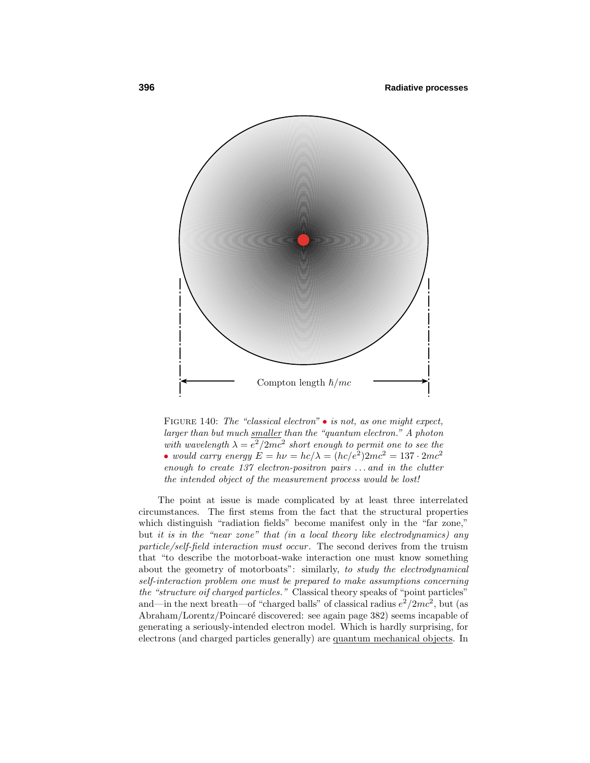Compton length $\hbar/mc$

FIGURE 140: *The "classical electron"* • *is not, as one might expect, larger than but much* smaller *than the "quantum electron." A photon with wavelength* $\lambda = e^2/2mc^2$ *short enough to permit one to see the* • *would carry energy* $E = h\nu = hc/\lambda = (hc/e^2)2mc^2 = 137 \cdot 2mc^2$ *enough to create 137 electron-positron pairs . . . and in the clutter the intended object of the measurement process would be lost!*

The point at issue is made complicated by at least three interrelated circumstances. The first stems from the fact that the structural properties which distinguish "radiation fields" become manifest only in the "far zone," but *it is in the "near zone" that (in a local theory like electrodynamics) any particle/self-field interaction must occur*. The second derives from the truism that "to describe the motorboat-wake interaction one must know something about the geometry of motorboats": similarly, *to study the electrodynamical self-interaction problem one must be prepared to make assumptions concerning the "structure oif charged particles."* Classical theory speaks of "point particles" and—in the next breath—of "charged balls" of classical radius $e^2/2mc^2$, but (as Abraham/Lorentz/Poincaré discovered: see again page 382) seems incapable of generating a seriously-intended electron model. Which is hardly surprising, for electrons (and charged particles generally) are quantum mechanical objects. In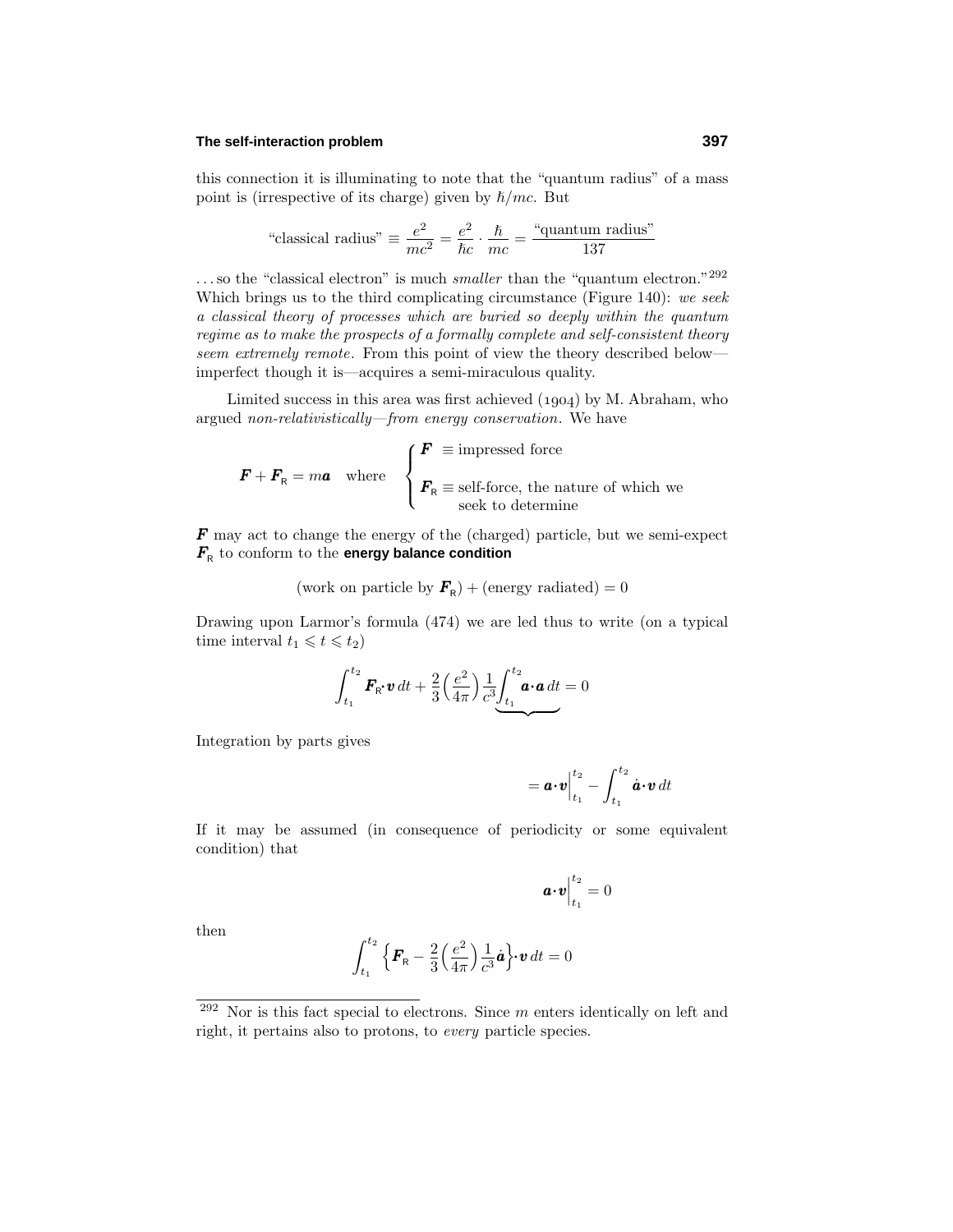this connection it is illuminating to note that the "quantum radius" of a mass point is (irrespective of its charge) given by $\hbar/mc$. But

$$\text{"classical radius"} \equiv \frac{e^2}{mc^2} = \frac{e^2}{\hbar c} \cdot \frac{\hbar}{mc} = \frac{\text{"quantum radius"}}{137}$$

. . . so the "classical electron" is much *smaller* than the "quantum electron."[292] Which brings us to the third complicating circumstance (Figure 140): *we seek a classical theory of processes which are buried so deeply within the quantum regime as to make the prospects of a formally complete and self-consistent theory seem extremely remote*. From this point of view the theory described below—imperfect though it is—acquires a semi-miraculous quality.

Limited success in this area was first achieved (1904) by M. Abraham, who argued *non-relativistically—from energy conservation*. We have

$$\boldsymbol{F} + \boldsymbol{F}_{\mathsf{R}} = m\boldsymbol{a} \quad \text{where} \quad \begin{cases} \boldsymbol{F} \equiv \text{impressed force} \\ \boldsymbol{F}_{\mathsf{R}} \equiv \text{self-force, the nature of which we seek to determine} \end{cases}$$

$\boldsymbol{F}$ may act to change the energy of the (charged) particle, but we semi-expect $\boldsymbol{F}_{\mathsf{R}}$ to conform to the **energy balance condition**

$$(\text{work on particle by } \boldsymbol{F}_{\mathsf{R}}) + (\text{energy radiated}) = 0$$

Drawing upon Larmor's formula (474) we are led thus to write (on a typical time interval $t_1 \leqslant t \leqslant t_2$)

$$\int_{t_1}^{t_2} \boldsymbol{F}_{\mathsf{R}} \cdot \boldsymbol{v}\, dt + \frac{2}{3}\Big(\frac{e^2}{4\pi}\Big)\frac{1}{c^3}\underbrace{\int_{t_1}^{t_2} \boldsymbol{a} \cdot \boldsymbol{a}\, dt} = 0$$

Integration by parts gives

$$= \boldsymbol{a} \cdot \boldsymbol{v}\Big|_{t_1}^{t_2} - \int_{t_1}^{t_2} \dot{\boldsymbol{a}} \cdot \boldsymbol{v}\, dt$$

If it may be assumed (in consequence of periodicity or some equivalent condition) that

$$\boldsymbol{a} \cdot \boldsymbol{v}\Big|_{t_1}^{t_2} = 0$$

then

$$\int_{t_1}^{t_2} \Big\{ \boldsymbol{F}_{\mathsf{R}} - \frac{2}{3}\Big(\frac{e^2}{4\pi}\Big)\frac{1}{c^3}\dot{\boldsymbol{a}} \Big\} \cdot \boldsymbol{v}\, dt = 0$$

---

[292] Nor is this fact special to electrons. Since $m$ enters identically on left and right, it pertains also to protons, to *every* particle species.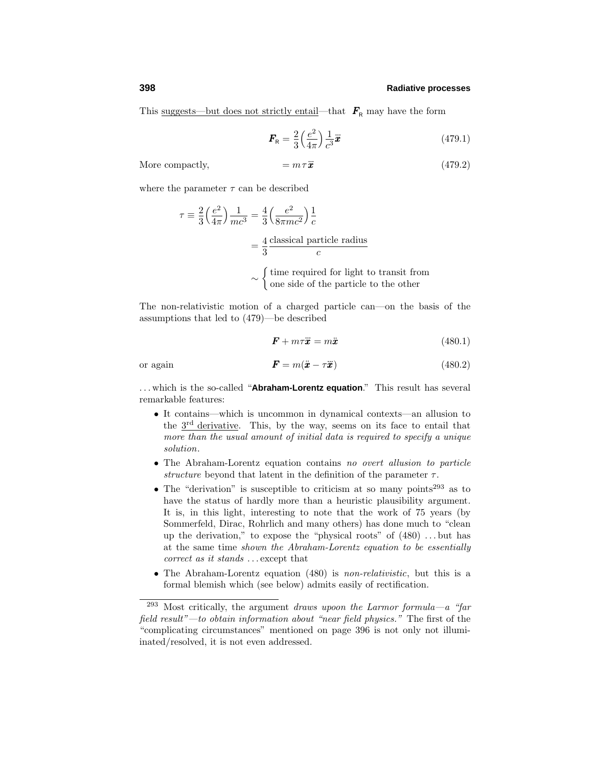This suggests—but does not strictly entail—that $\boldsymbol{F}_{\mathsf{R}}$ may have the form

$$\boldsymbol{F}_{\mathsf{R}} = \frac{2}{3}\Big(\frac{e^2}{4\pi}\Big)\frac{1}{c^3}\dddot{\boldsymbol{x}} \tag{479.1}$$

More compactly,

$$= m\tau\dddot{\boldsymbol{x}} \tag{479.2}$$

where the parameter $\tau$ can be described

$$\begin{aligned}
\tau \equiv \frac{2}{3}\Big(\frac{e^2}{4\pi}\Big)\frac{1}{mc^3} &= \frac{4}{3}\Big(\frac{e^2}{8\pi mc^2}\Big)\frac{1}{c} \\
&= \frac{4}{3}\frac{\text{classical particle radius}}{c} \\
&\sim \begin{cases}\text{time required for light to transit from} \\ \text{one side of the particle to the other}\end{cases}
\end{aligned}$$

The non-relativistic motion of a charged particle can—on the basis of the assumptions that led to (479)—be described

$$\boldsymbol{F} + m\tau\dddot{\boldsymbol{x}} = m\ddot{\boldsymbol{x}} \tag{480.1}$$

or again

$$\boldsymbol{F} = m(\ddot{\boldsymbol{x}} - \tau\dddot{\boldsymbol{x}}) \tag{480.2}$$

. . . which is the so-called "**Abraham-Lorentz equation**." This result has several remarkable features:

- It contains—which is uncommon in dynamical contexts—an allusion to the 3rd derivative. This, by the way, seems on its face to entail that *more than the usual amount of initial data is required to specify a unique solution*.
- The Abraham-Lorentz equation contains *no overt allusion to particle structure* beyond that latent in the definition of the parameter $\tau$.
- The "derivation" is susceptible to criticism at so many points[293] as to have the status of hardly more than a heuristic plausibility argument. It is, in this light, interesting to note that the work of 75 years (by Sommerfeld, Dirac, Rohrlich and many others) has done much to "clean up the derivation," to expose the "physical roots" of (480) . . . but has at the same time *shown the Abraham-Lorentz equation to be essentially correct as it stands* . . . except that
- The Abraham-Lorentz equation (480) is *non-relativistic*, but this is a formal blemish which (see below) admits easily of rectification.

---

[293] Most critically, the argument *draws upoon the Larmor formula—a "far field result"—to obtain information about "near field physics."* The first of the "complicating circumstances" mentioned on page 396 is not only not illuminated/resolved, it is not even addressed.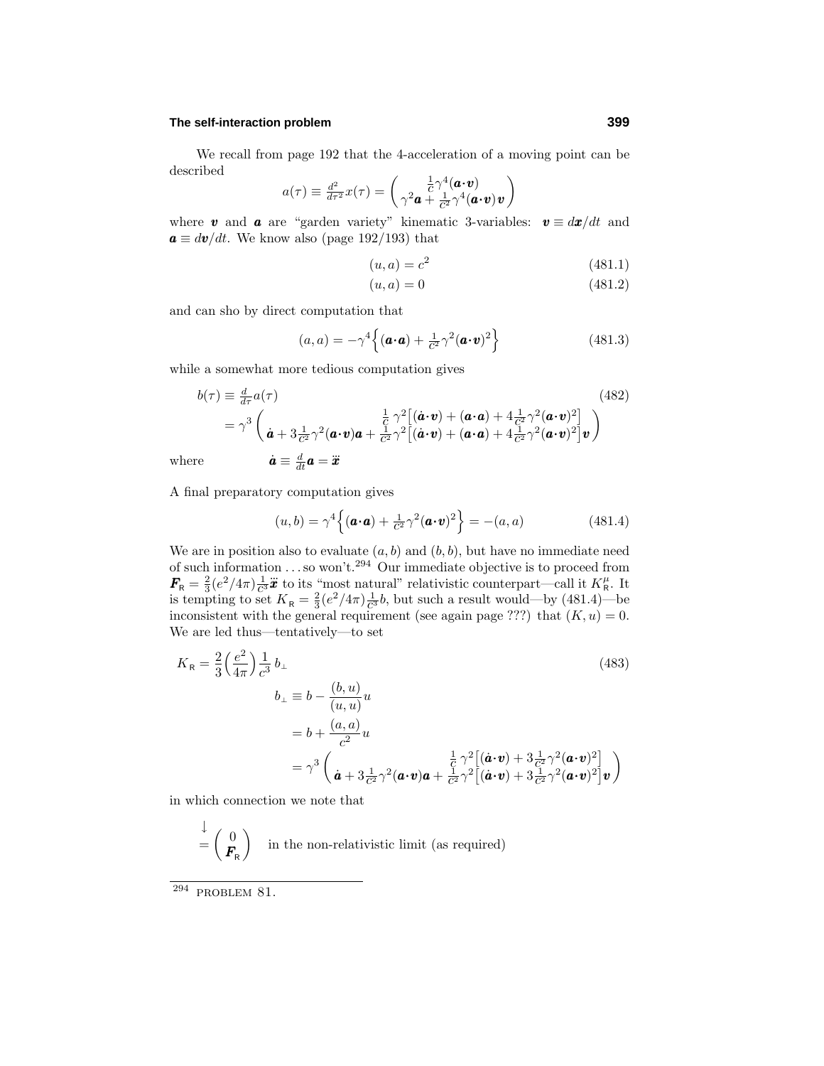We recall from page 192 that the 4-acceleration of a moving point can be described

$$a(\tau) \equiv \tfrac{d^2}{d\tau^2}x(\tau) = \begin{pmatrix} \frac{1}{c}\gamma^4(\boldsymbol{a}\cdot\boldsymbol{v}) \\ \gamma^2\boldsymbol{a} + \frac{1}{c^2}\gamma^4(\boldsymbol{a}\cdot\boldsymbol{v})\boldsymbol{v} \end{pmatrix}$$

where $\boldsymbol{v}$ and $\boldsymbol{a}$ are "garden variety" kinematic 3-variables: $\boldsymbol{v} \equiv d\boldsymbol{x}/dt$ and $\boldsymbol{a} \equiv d\boldsymbol{v}/dt$. We know also (page 192/193) that

$$(u,a) = c^2 \tag{481.1}$$

$$(u,a) = 0 \tag{481.2}$$

and can sho by direct computation that

$$(a,a) = -\gamma^4\Big\{(\boldsymbol{a}\cdot\boldsymbol{a}) + \tfrac{1}{c^2}\gamma^2(\boldsymbol{a}\cdot\boldsymbol{v})^2\Big\} \tag{481.3}$$

while a somewhat more tedious computation gives

$$\begin{aligned} b(\tau) &\equiv \tfrac{d}{d\tau}a(\tau) \qquad\qquad (482)\\ &= \gamma^3\begin{pmatrix} \frac{1}{c}\,\gamma^2\big[(\dot{\boldsymbol{a}}\cdot\boldsymbol{v}) + (\boldsymbol{a}\cdot\boldsymbol{a}) + 4\frac{1}{c^2}\gamma^2(\boldsymbol{a}\cdot\boldsymbol{v})^2\big] \\ \dot{\boldsymbol{a}} + 3\frac{1}{c^2}\gamma^2(\boldsymbol{a}\cdot\boldsymbol{v})\boldsymbol{a} + \frac{1}{c^2}\gamma^2\big[(\dot{\boldsymbol{a}}\cdot\boldsymbol{v}) + (\boldsymbol{a}\cdot\boldsymbol{a}) + 4\frac{1}{c^2}\gamma^2(\boldsymbol{a}\cdot\boldsymbol{v})^2\big]\boldsymbol{v} \end{pmatrix} \end{aligned}$$

where $\qquad \dot{\boldsymbol{a}} \equiv \frac{d}{dt}\boldsymbol{a} = \dddot{\boldsymbol{x}}$

A final preparatory computation gives

$$(u,b) = \gamma^4\Big\{(\boldsymbol{a}\cdot\boldsymbol{a}) + \tfrac{1}{c^2}\gamma^2(\boldsymbol{a}\cdot\boldsymbol{v})^2\Big\} = -(a,a) \tag{481.4}$$

We are in position also to evaluate $(a,b)$ and $(b,b)$, but have no immediate need of such information ... so won't.[294] Our immediate objective is to proceed from $\boldsymbol{F}_{\mathsf{R}} = \frac{2}{3}(e^2/4\pi)\frac{1}{c^3}\dddot{\boldsymbol{x}}$ to its "most natural" relativistic counterpart—call it $K^\mu_{\mathsf{R}}$. It is tempting to set $K_{\mathsf{R}} = \frac{2}{3}(e^2/4\pi)\frac{1}{c^3}b$, but such a result would—by (481.4)—be inconsistent with the general requirement (see again page ???) that $(K,u) = 0$. We are led thus—tentatively—to set

$$\begin{aligned} K_{\mathsf{R}} &= \frac{2}{3}\Big(\frac{e^2}{4\pi}\Big)\frac{1}{c^3}\,b_\perp \qquad\qquad (483)\\ b_\perp &\equiv b - \frac{(b,u)}{(u,u)}u \\ &= b + \frac{(a,a)}{c^2}u \\ &= \gamma^3\begin{pmatrix} \frac{1}{c}\,\gamma^2\big[(\dot{\boldsymbol{a}}\cdot\boldsymbol{v}) + 3\frac{1}{c^2}\gamma^2(\boldsymbol{a}\cdot\boldsymbol{v})^2\big] \\ \dot{\boldsymbol{a}} + 3\frac{1}{c^2}\gamma^2(\boldsymbol{a}\cdot\boldsymbol{v})\boldsymbol{a} + \frac{1}{c^2}\gamma^2\big[(\dot{\boldsymbol{a}}\cdot\boldsymbol{v}) + 3\frac{1}{c^2}\gamma^2(\boldsymbol{a}\cdot\boldsymbol{v})^2\big]\boldsymbol{v} \end{pmatrix} \end{aligned}$$

in which connection we note that

$$\overset{\downarrow}{=}\begin{pmatrix} 0 \\ \boldsymbol{F}_{\mathsf{R}} \end{pmatrix} \quad \text{in the non-relativistic limit (as required)}$$

---

[294] PROBLEM 81.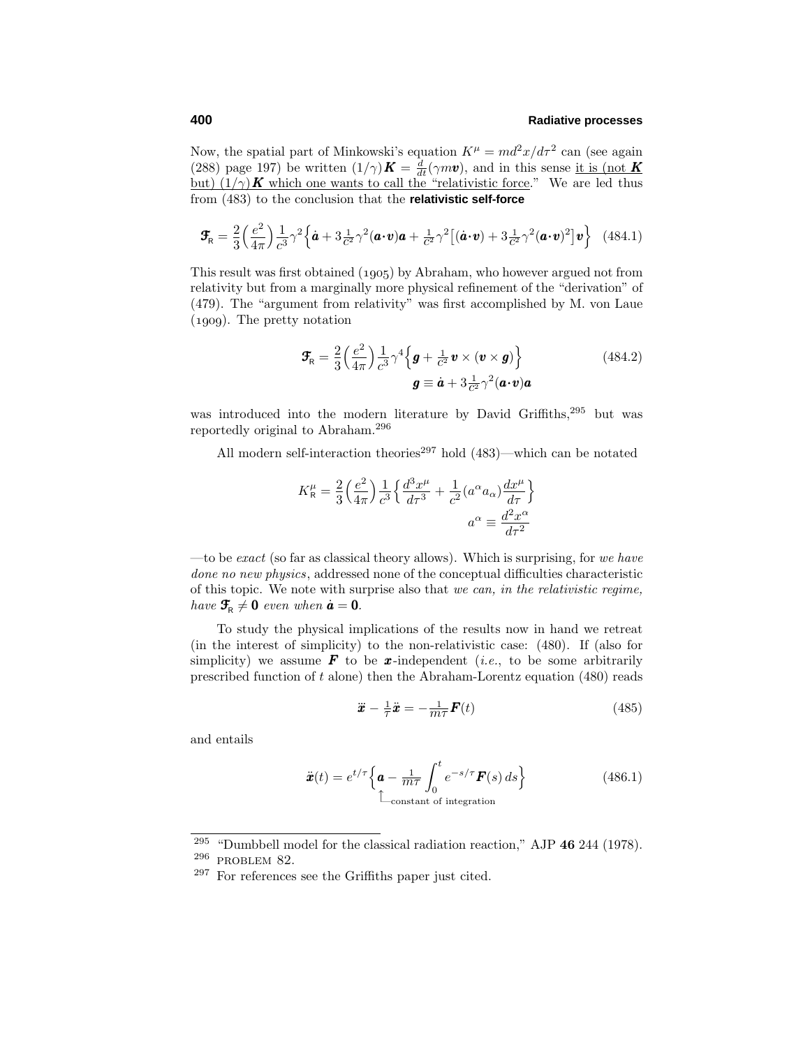Now, the spatial part of Minkowski's equation $K^\mu = m d^2x/d\tau^2$ can (see again (288) page 197) be written $(1/\gamma)\boldsymbol{K} = \frac{d}{dt}(\gamma m \boldsymbol{v})$, and in this sense it is (not $\boldsymbol{K}$ but) $(1/\gamma)\boldsymbol{K}$ which one wants to call the "relativistic force." We are led thus from (483) to the conclusion that the **relativistic self-force**

$$\boldsymbol{\mathcal{F}}_\mathsf{R} = \frac{2}{3}\Big(\frac{e^2}{4\pi}\Big)\frac{1}{c^3}\gamma^2\Big\{\dot{\boldsymbol{a}} + 3\tfrac{1}{c^2}\gamma^2(\boldsymbol{a}\cdot\boldsymbol{v})\boldsymbol{a} + \tfrac{1}{c^2}\gamma^2\big[(\dot{\boldsymbol{a}}\cdot\boldsymbol{v}) + 3\tfrac{1}{c^2}\gamma^2(\boldsymbol{a}\cdot\boldsymbol{v})^2\big]\boldsymbol{v}\Big\} \quad (484.1)$$

This result was first obtained (1905) by Abraham, who however argued not from relativity but from a marginally more physical refinement of the "derivation" of (479). The "argument from relativity" was first accomplished by M. von Laue (1909). The pretty notation

$$\boldsymbol{\mathcal{F}}_\mathsf{R} = \frac{2}{3}\Big(\frac{e^2}{4\pi}\Big)\frac{1}{c^3}\gamma^4\Big\{\boldsymbol{g} + \tfrac{1}{c^2}\boldsymbol{v}\times(\boldsymbol{v}\times\boldsymbol{g})\Big\} \quad (484.2)$$

$$\boldsymbol{g} \equiv \dot{\boldsymbol{a}} + 3\tfrac{1}{c^2}\gamma^2(\boldsymbol{a}\cdot\boldsymbol{v})\boldsymbol{a}$$

was introduced into the modern literature by David Griffiths,[295] but was reportedly original to Abraham.[296]

All modern self-interaction theories[297] hold (483)—which can be notated

$$K^\mu_\mathsf{R} = \frac{2}{3}\Big(\frac{e^2}{4\pi}\Big)\frac{1}{c^3}\Big\{\frac{d^3x^\mu}{d\tau^3} + \frac{1}{c^2}(a^\alpha a_\alpha)\frac{dx^\mu}{d\tau}\Big\}$$

$$a^\alpha \equiv \frac{d^2x^\alpha}{d\tau^2}$$

—to be *exact* (so far as classical theory allows). Which is surprising, for *we have done no new physics*, addressed none of the conceptual difficulties characteristic of this topic. We note with surprise also that *we can, in the relativistic regime, have* $\boldsymbol{\mathcal{F}}_\mathsf{R} \neq \boldsymbol{0}$ *even when* $\dot{\boldsymbol{a}} = \boldsymbol{0}$.

To study the physical implications of the results now in hand we retreat (in the interest of simplicity) to the non-relativistic case: (480). If (also for simplicity) we assume $\boldsymbol{F}$ to be $\boldsymbol{x}$-independent (*i.e.*, to be some arbitrarily prescribed function of $t$ alone) then the Abraham-Lorentz equation (480) reads

$$\dddot{\boldsymbol{x}} - \tfrac{1}{\tau}\ddot{\boldsymbol{x}} = -\tfrac{1}{m\tau}\boldsymbol{F}(t) \quad (485)$$

and entails

$$\ddot{\boldsymbol{x}}(t) = e^{t/\tau}\Big\{\underset{\uparrow\text{constant of integration}}{\boldsymbol{a}} - \tfrac{1}{m\tau}\int_0^t e^{-s/\tau}\boldsymbol{F}(s)\,ds\Big\} \quad (486.1)$$

---

[295] "Dumbbell model for the classical radiation reaction," AJP **46** 244 (1978).

[296] PROBLEM 82.

[297] For references see the Griffiths paper just cited.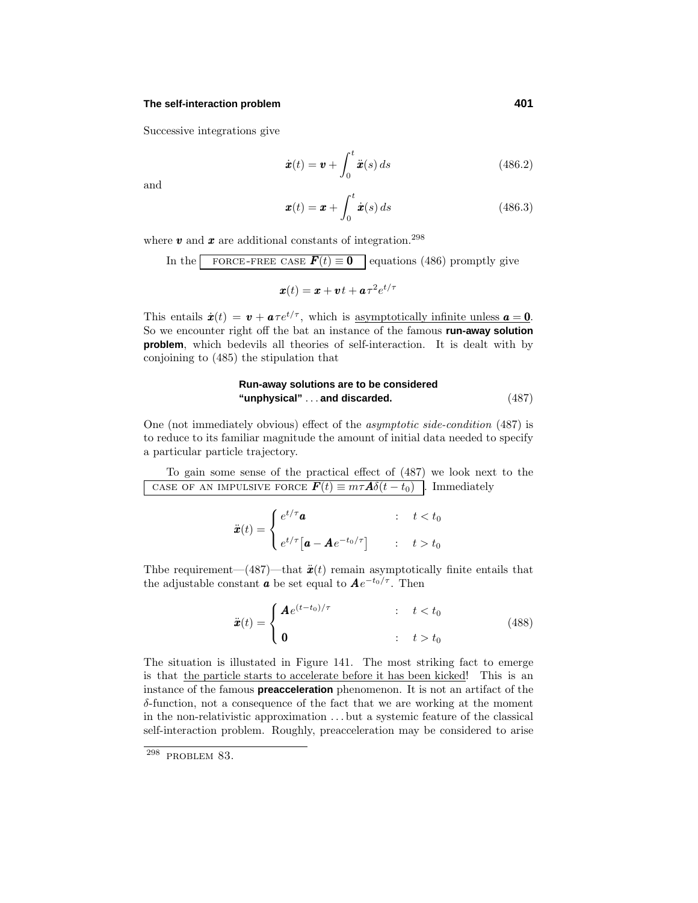Successive integrations give

$$\dot{\boldsymbol{x}}(t) = \boldsymbol{v} + \int_0^t \ddot{\boldsymbol{x}}(s)\,ds \tag{486.2}$$

and

$$\boldsymbol{x}(t) = \boldsymbol{x} + \int_0^t \dot{\boldsymbol{x}}(s)\,ds \tag{486.3}$$

where $\boldsymbol{v}$ and $\boldsymbol{x}$ are additional constants of integration.[298]

In the FORCE-FREE CASE $\boldsymbol{F}(t) \equiv \boldsymbol{0}$ equations (486) promptly give

$$\boldsymbol{x}(t) = \boldsymbol{x} + \boldsymbol{v}t + \boldsymbol{a}\tau^2 e^{t/\tau}$$

This entails $\dot{\boldsymbol{x}}(t) = \boldsymbol{v} + \boldsymbol{a}\tau e^{t/\tau}$, which is asymptotically infinite unless $\boldsymbol{a} = \boldsymbol{0}$. So we encounter right off the bat an instance of the famous **run-away solution problem**, which bedevils all theories of self-interaction. It is dealt with by conjoining to (485) the stipulation that

$$\textbf{Run-away solutions are to be considered "unphysical" \ldots and discarded.} \tag{487}$$

One (not immediately obvious) effect of the *asymptotic side-condition* (487) is to reduce to its familiar magnitude the amount of initial data needed to specify a particular particle trajectory.

To gain some sense of the practical effect of (487) we look next to the CASE OF AN IMPULSIVE FORCE $\boldsymbol{F}(t) \equiv m\tau\boldsymbol{A}\delta(t - t_0)$. Immediately

$$\ddot{\boldsymbol{x}}(t) = \begin{cases} e^{t/\tau}\boldsymbol{a} & : \quad t < t_0 \\ \\ e^{t/\tau}\big[\boldsymbol{a} - \boldsymbol{A}e^{-t_0/\tau}\big] & : \quad t > t_0 \end{cases}$$

Thbe requirement—(487)—that $\ddot{\boldsymbol{x}}(t)$ remain asymptotically finite entails that the adjustable constant $\boldsymbol{a}$ be set equal to $\boldsymbol{A}e^{-t_0/\tau}$. Then

$$\ddot{\boldsymbol{x}}(t) = \begin{cases} \boldsymbol{A}e^{(t-t_0)/\tau} & : \quad t < t_0 \\ \\ \boldsymbol{0} & : \quad t > t_0 \end{cases} \tag{488}$$

The situation is illustated in Figure 141. The most striking fact to emerge is that the particle starts to accelerate before it has been kicked! This is an instance of the famous **preacceleration** phenomenon. It is not an artifact of the $\delta$-function, not a consequence of the fact that we are working at the moment in the non-relativistic approximation … but a systemic feature of the classical self-interaction problem. Roughly, preacceleration may be considered to arise

[298] PROBLEM 83.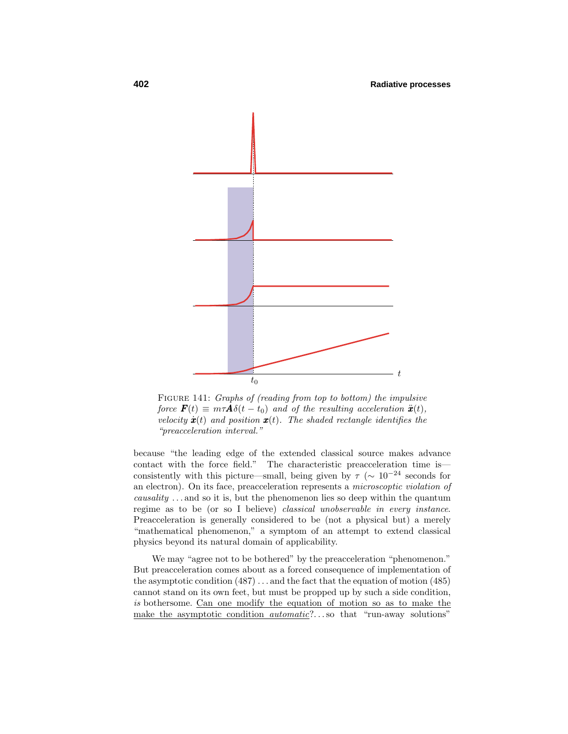FIGURE 141: *Graphs of (reading from top to bottom) the impulsive force $\boldsymbol{F}(t) \equiv m\tau\boldsymbol{A}\delta(t-t_0)$ and of the resulting acceleration $\ddot{\boldsymbol{x}}(t)$, velocity $\dot{\boldsymbol{x}}(t)$ and position $\boldsymbol{x}(t)$. The shaded rectangle identifies the "preacceleration interval."*

because "the leading edge of the extended classical source makes advance contact with the force field." The characteristic preacceleration time is—consistently with this picture—small, being given by $\tau$ ($\sim 10^{-24}$ seconds for an electron). On its face, preacceleration represents a *microscoptic violation of causality* . . . and so it is, but the phenomenon lies so deep within the quantum regime as to be (or so I believe) *classical unobservable in every instance*. Preacceleration is generally considered to be (not a physical but) a merely "mathematical phenomenon," a symptom of an attempt to extend classical physics beyond its natural domain of applicability.

We may "agree not to be bothered" by the preacceleration "phenomenon." But preacceleration comes about as a forced consequence of implementation of the asymptotic condition (487) . . . and the fact that the equation of motion (485) cannot stand on its own feet, but must be propped up by such a side condition, *is* bothersome. Can one modify the equation of motion so as to make the make the asymptotic condition *automatic*?. . . so that "run-away solutions"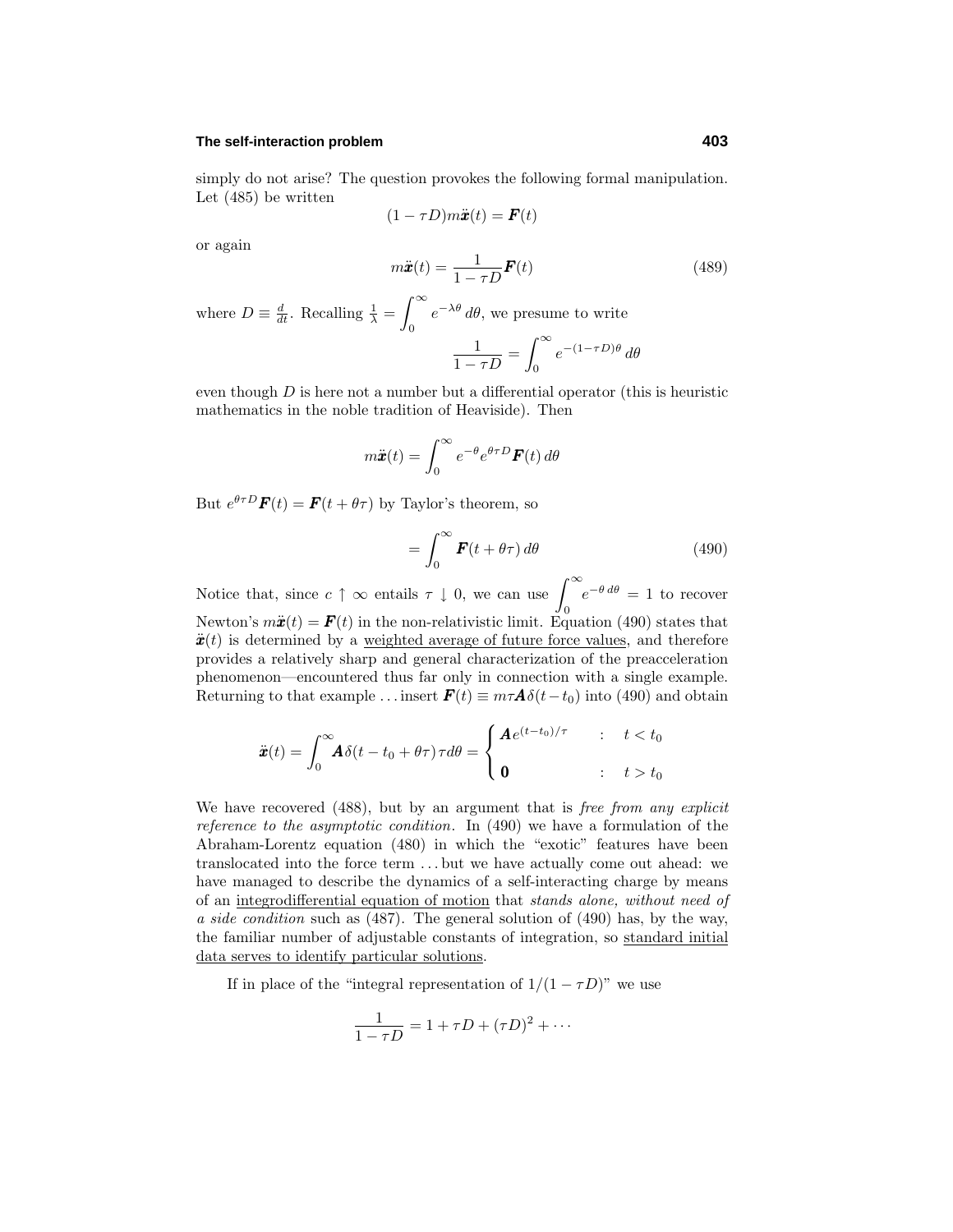simply do not arise? The question provokes the following formal manipulation. Let (485) be written

$$(1 - \tau D)m\ddot{\boldsymbol{x}}(t) = \boldsymbol{F}(t)$$

or again

$$m\ddot{\boldsymbol{x}}(t) = \frac{1}{1 - \tau D}\boldsymbol{F}(t) \tag{489}$$

where $D \equiv \frac{d}{dt}$. Recalling $\frac{1}{\lambda} = \int_0^\infty e^{-\lambda\theta}\, d\theta$, we presume to write

$$\frac{1}{1 - \tau D} = \int_0^\infty e^{-(1-\tau D)\theta}\, d\theta$$

even though $D$ is here not a number but a differential operator (this is heuristic mathematics in the noble tradition of Heaviside). Then

$$m\ddot{\boldsymbol{x}}(t) = \int_0^\infty e^{-\theta} e^{\theta\tau D}\boldsymbol{F}(t)\, d\theta$$

But $e^{\theta\tau D}\boldsymbol{F}(t) = \boldsymbol{F}(t + \theta\tau)$ by Taylor's theorem, so

$$= \int_0^\infty \boldsymbol{F}(t + \theta\tau)\, d\theta \tag{490}$$

Notice that, since $c \uparrow \infty$ entails $\tau \downarrow 0$, we can use $\int_0^\infty e^{-\theta\, d\theta} = 1$ to recover Newton's $m\ddot{\boldsymbol{x}}(t) = \boldsymbol{F}(t)$ in the non-relativistic limit. Equation (490) states that $\ddot{\boldsymbol{x}}(t)$ is determined by a <u>weighted average of future force values</u>, and therefore provides a relatively sharp and general characterization of the preacceleration phenomenon—encountered thus far only in connection with a single example. Returning to that example ... insert $\boldsymbol{F}(t) \equiv m\tau\boldsymbol{A}\,\delta(t - t_0)$ into (490) and obtain

$$\ddot{\boldsymbol{x}}(t) = \int_0^\infty \boldsymbol{A}\,\delta(t - t_0 + \theta\tau)\,\tau d\theta = \begin{cases} \boldsymbol{A}e^{(t-t_0)/\tau} & : \quad t < t_0 \\ \boldsymbol{0} & : \quad t > t_0 \end{cases}$$

We have recovered (488), but by an argument that is *free from any explicit reference to the asymptotic condition*. In (490) we have a formulation of the Abraham-Lorentz equation (480) in which the "exotic" features have been translocated into the force term ... but we have actually come out ahead: we have managed to describe the dynamics of a self-interacting charge by means of an <u>integrodifferential equation of motion</u> that *stands alone, without need of a side condition* such as (487). The general solution of (490) has, by the way, the familiar number of adjustable constants of integration, so <u>standard initial data serves to identify particular solutions</u>.

If in place of the "integral representation of $1/(1 - \tau D)$" we use

$$\frac{1}{1 - \tau D} = 1 + \tau D + (\tau D)^2 + \cdots$$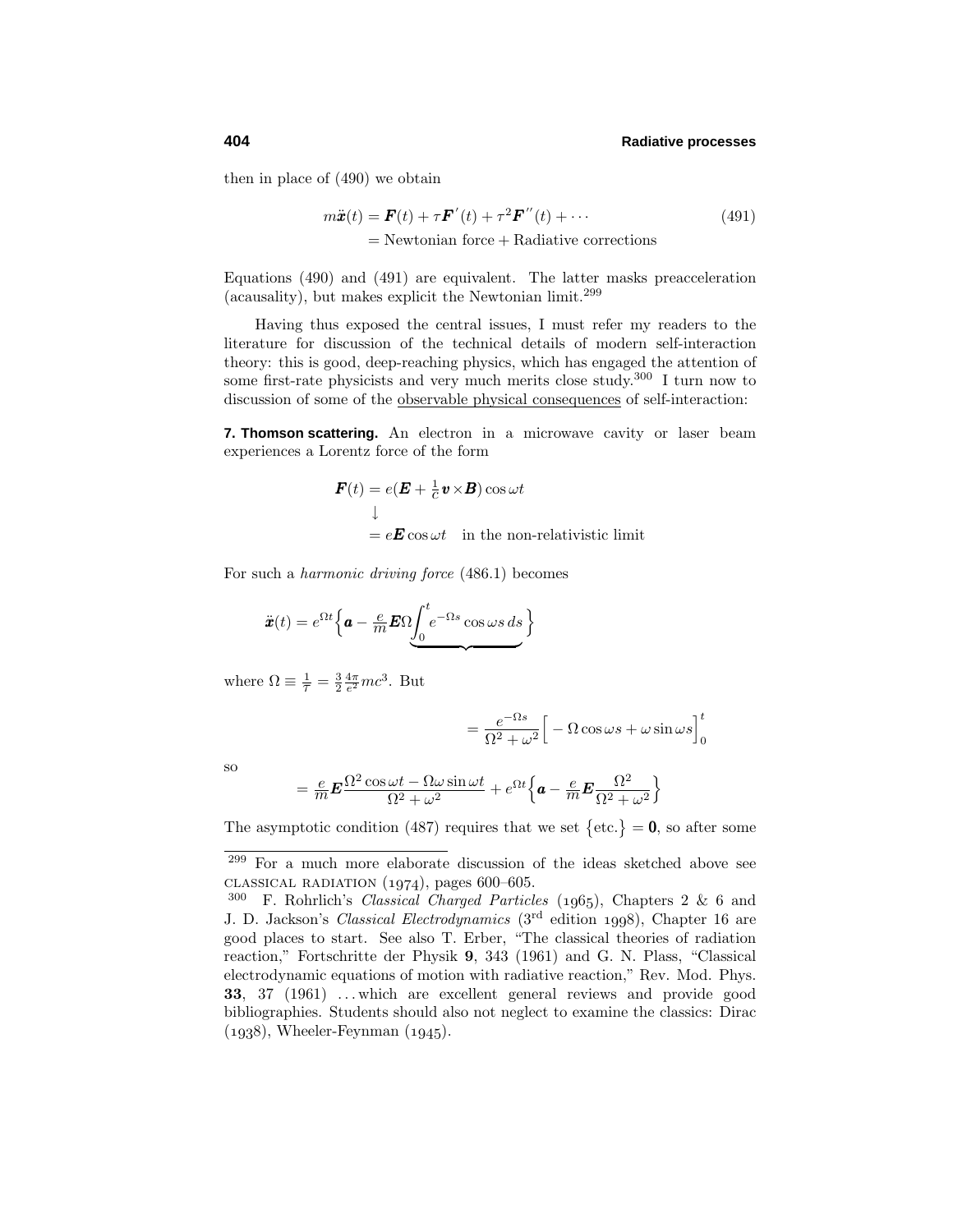then in place of (490) we obtain

$$
\begin{aligned}
m\ddot{\boldsymbol{x}}(t) &= \boldsymbol{F}(t) + \tau\boldsymbol{F}'(t) + \tau^2\boldsymbol{F}''(t) + \cdots \\
&= \text{Newtonian force} + \text{Radiative corrections}
\end{aligned}
\tag{491}
$$

Equations (490) and (491) are equivalent. The latter masks preacceleration (acausality), but makes explicit the Newtonian limit.[299]

Having thus exposed the central issues, I must refer my readers to the literature for discussion of the technical details of modern self-interaction theory: this is good, deep-reaching physics, which has engaged the attention of some first-rate physicists and very much merits close study.[300] I turn now to discussion of some of the observable physical consequences of self-interaction:

**7. Thomson scattering.** An electron in a microwave cavity or laser beam experiences a Lorentz force of the form

$$
\begin{aligned}
\boldsymbol{F}(t) &= e(\boldsymbol{E} + \tfrac{1}{c}\boldsymbol{v}\times\boldsymbol{B})\cos\omega t \\
&\downarrow \\
&= e\boldsymbol{E}\cos\omega t \quad \text{in the non-relativistic limit}
\end{aligned}
$$

For such a *harmonic driving force* (486.1) becomes

$$
\ddot{\boldsymbol{x}}(t) = e^{\Omega t}\Big\{\boldsymbol{a} - \frac{e}{m}\boldsymbol{E}\Omega\underbrace{\int_0^t e^{-\Omega s}\cos\omega s\, ds}\Big\}
$$

where $\Omega \equiv \frac{1}{\tau} = \frac{3}{2}\frac{4\pi}{e^2}mc^3$. But

$$
= \frac{e^{-\Omega s}}{\Omega^2 + \omega^2}\Big[-\Omega\cos\omega s + \omega\sin\omega s\Big]_0^t
$$

so

$$
= \frac{e}{m}\boldsymbol{E}\frac{\Omega^2\cos\omega t - \Omega\omega\sin\omega t}{\Omega^2 + \omega^2} + e^{\Omega t}\Big\{\boldsymbol{a} - \frac{e}{m}\boldsymbol{E}\frac{\Omega^2}{\Omega^2 + \omega^2}\Big\}
$$

The asymptotic condition (487) requires that we set $\{\text{etc.}\} = \boldsymbol{0}$, so after some

---

[299] For a much more elaborate discussion of the ideas sketched above see CLASSICAL RADIATION (1974), pages 600–605.

[300] F. Rohrlich's *Classical Charged Particles* (1965), Chapters 2 & 6 and J. D. Jackson's *Classical Electrodynamics* (3rd edition 1998), Chapter 16 are good places to start. See also T. Erber, "The classical theories of radiation reaction," Fortschritte der Physik **9**, 343 (1961) and G. N. Plass, "Classical electrodynamic equations of motion with radiative reaction," Rev. Mod. Phys. **33**, 37 (1961) …which are excellent general reviews and provide good bibliographies. Students should also not neglect to examine the classics: Dirac (1938), Wheeler-Feynman (1945).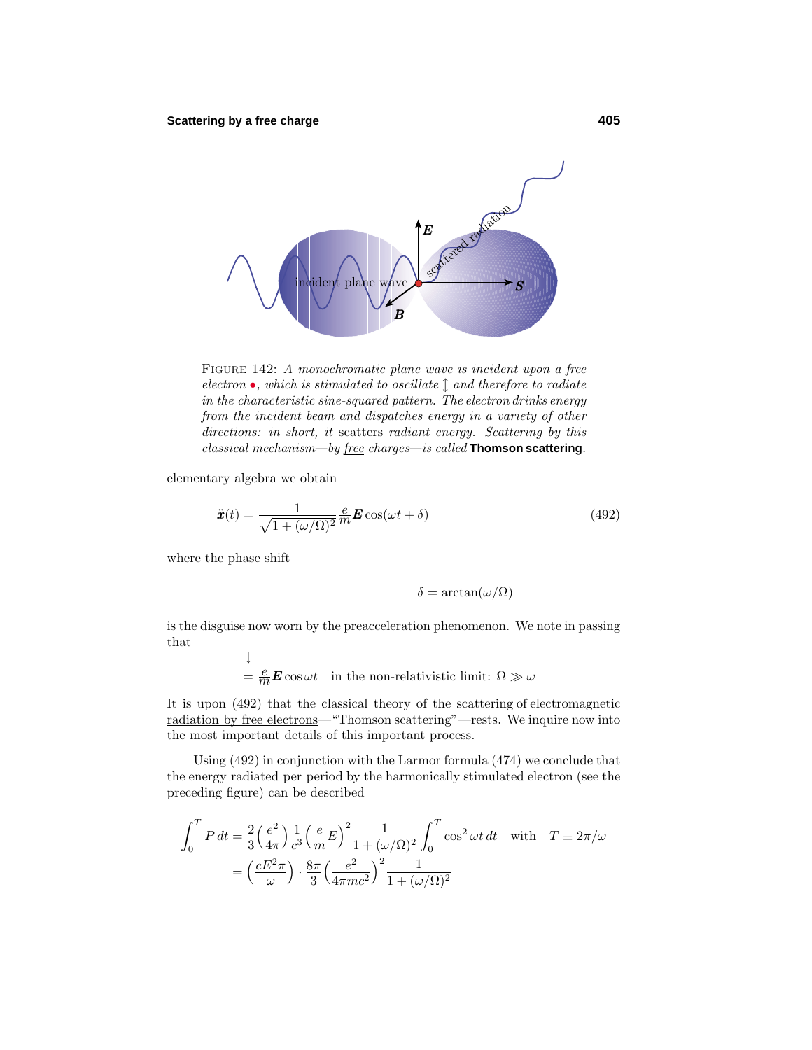FIGURE 142: *A monochromatic plane wave is incident upon a free electron •, which is stimulated to oscillate ↕ and therefore to radiate in the characteristic sine-squared pattern. The electron drinks energy from the incident beam and dispatches energy in a variety of other directions: in short, it* scatters *radiant energy. Scattering by this classical mechanism—by* <u>free</u> *charges—is called* **Thomson scattering**.

elementary algebra we obtain

$$\ddot{\boldsymbol{x}}(t) = \frac{1}{\sqrt{1+(\omega/\Omega)^2}}\frac{e}{m}\boldsymbol{E}\cos(\omega t + \delta) \tag{492}$$

where the phase shift

$$\delta = \arctan(\omega/\Omega)$$

is the disguise now worn by the preacceleration phenomenon. We note in passing that

$$\downarrow$$
$$= \tfrac{e}{m}\boldsymbol{E}\cos\omega t \quad \text{in the non-relativistic limit: } \Omega \gg \omega$$

It is upon (492) that the classical theory of the <u>scattering of electromagnetic radiation by free electrons</u>—"Thomson scattering"—rests. We inquire now into the most important details of this important process.

Using (492) in conjunction with the Larmor formula (474) we conclude that the <u>energy radiated per period</u> by the harmonically stimulated electron (see the preceding figure) can be described

$$\begin{aligned}
\int_0^T P\,dt &= \frac{2}{3}\Big(\frac{e^2}{4\pi}\Big)\frac{1}{c^3}\Big(\frac{e}{m}E\Big)^2\frac{1}{1+(\omega/\Omega)^2}\int_0^T \cos^2\omega t\,dt \quad \text{with} \quad T \equiv 2\pi/\omega \\
&= \Big(\frac{cE^2\pi}{\omega}\Big)\cdot\frac{8\pi}{3}\Big(\frac{e^2}{4\pi mc^2}\Big)^2\frac{1}{1+(\omega/\Omega)^2}
\end{aligned}$$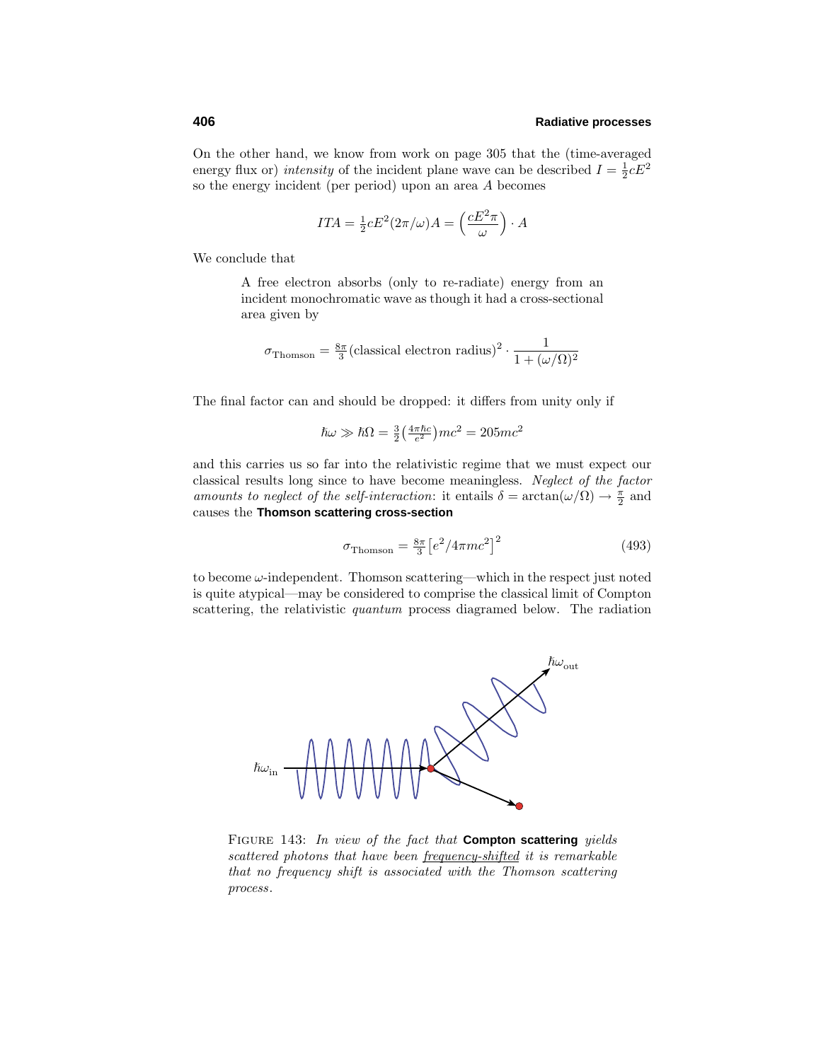On the other hand, we know from work on page 305 that the (time-averaged energy flux or) *intensity* of the incident plane wave can be described $I = \frac{1}{2}cE^2$ so the energy incident (per period) upon an area $A$ becomes

$$ITA = \tfrac{1}{2}cE^2(2\pi/\omega)A = \Big(\frac{cE^2\pi}{\omega}\Big)\cdot A$$

We conclude that

> A free electron absorbs (only to re-radiate) energy from an incident monochromatic wave as though it had a cross-sectional area given by
>
> $$\sigma_{\text{Thomson}} = \tfrac{8\pi}{3}(\text{classical electron radius})^2 \cdot \frac{1}{1+(\omega/\Omega)^2}$$

The final factor can and should be dropped: it differs from unity only if

$$\hbar\omega \gg \hbar\Omega = \tfrac{3}{2}\big(\tfrac{4\pi\hbar c}{e^2}\big)mc^2 = 205mc^2$$

and this carries us so far into the relativistic regime that we must expect our classical results long since to have become meaningless. *Neglect of the factor amounts to neglect of the self-interaction*: it entails $\delta = \arctan(\omega/\Omega) \rightarrow \frac{\pi}{2}$ and causes the **Thomson scattering cross-section**

$$\sigma_{\text{Thomson}} = \tfrac{8\pi}{3}\big[e^2/4\pi mc^2\big]^2 \tag{493}$$

to become $\omega$-independent. Thomson scattering—which in the respect just noted is quite atypical—may be considered to comprise the classical limit of Compton scattering, the relativistic *quantum* process diagramed below. The radiation

FIGURE 143: *In view of the fact that* **Compton scattering** *yields scattered photons that have been* *frequency-shifted* *it is remarkable that no frequency shift is associated with the Thomson scattering process.*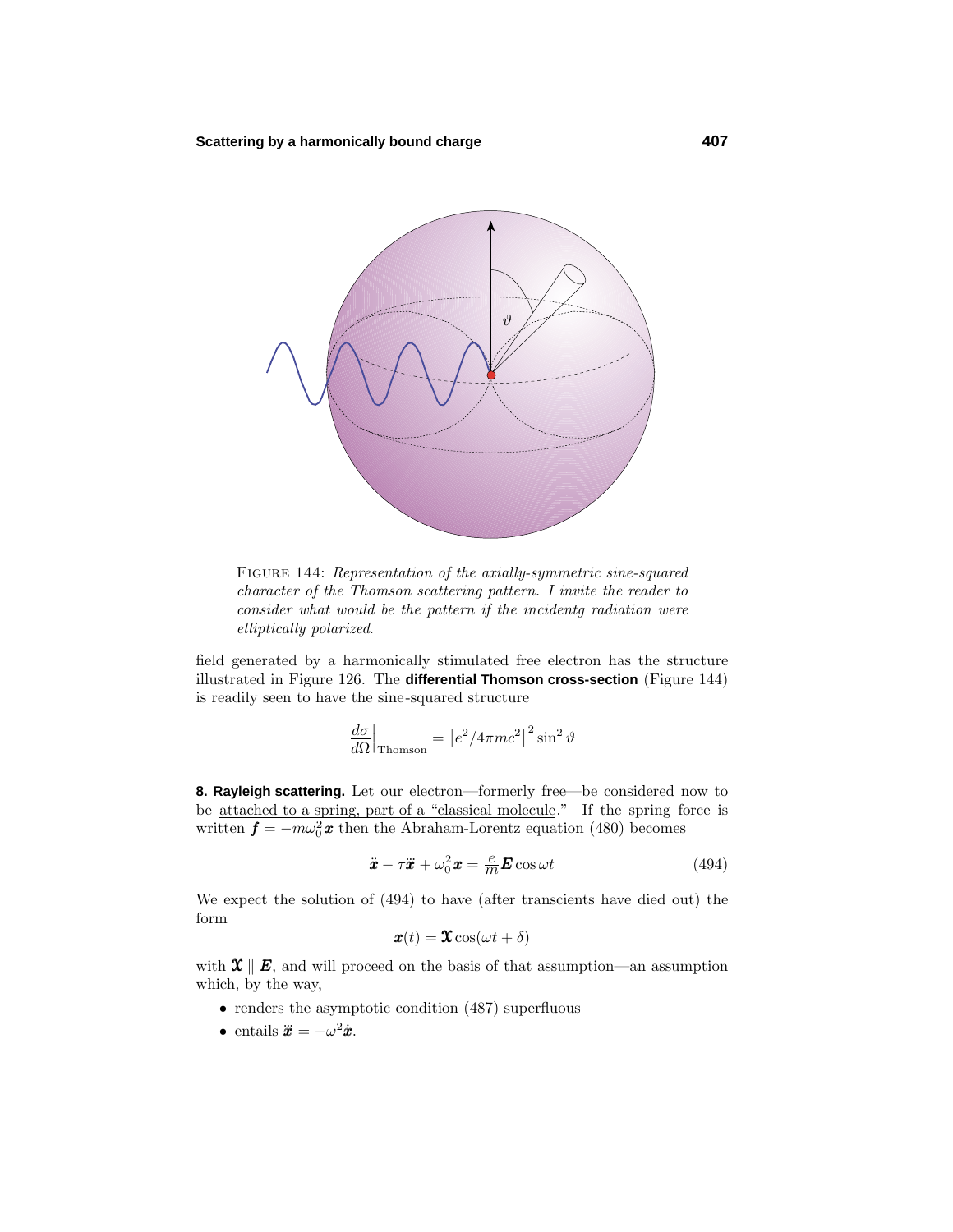FIGURE 144: *Representation of the axially-symmetric sine-squared character of the Thomson scattering pattern. I invite the reader to consider what would be the pattern if the incidentg radiation were elliptically polarized.*

field generated by a harmonically stimulated free electron has the structure illustrated in Figure 126. The **differential Thomson cross-section** (Figure 144) is readily seen to have the sine-squared structure

$$\frac{d\sigma}{d\Omega}\bigg|_{\text{Thomson}} = \left[e^2/4\pi mc^2\right]^2 \sin^2\vartheta$$

**8. Rayleigh scattering.** Let our electron—formerly free—be considered now to be attached to a spring, part of a "classical molecule." If the spring force is written $\boldsymbol{f} = -m\omega_0^2\boldsymbol{x}$ then the Abraham-Lorentz equation (480) becomes

$$\ddot{\boldsymbol{x}} - \tau\dddot{\boldsymbol{x}} + \omega_0^2\boldsymbol{x} = \tfrac{e}{m}\boldsymbol{E}\cos\omega t \tag{494}$$

We expect the solution of (494) to have (after transcients have died out) the form

$$\boldsymbol{x}(t) = \boldsymbol{\mathfrak{X}}\cos(\omega t + \delta)$$

with $\boldsymbol{\mathfrak{X}} \parallel \boldsymbol{E}$, and will proceed on the basis of that assumption—an assumption which, by the way,

- renders the asymptotic condition (487) superfluous
- entails $\dddot{\boldsymbol{x}} = -\omega^2\dot{\boldsymbol{x}}$.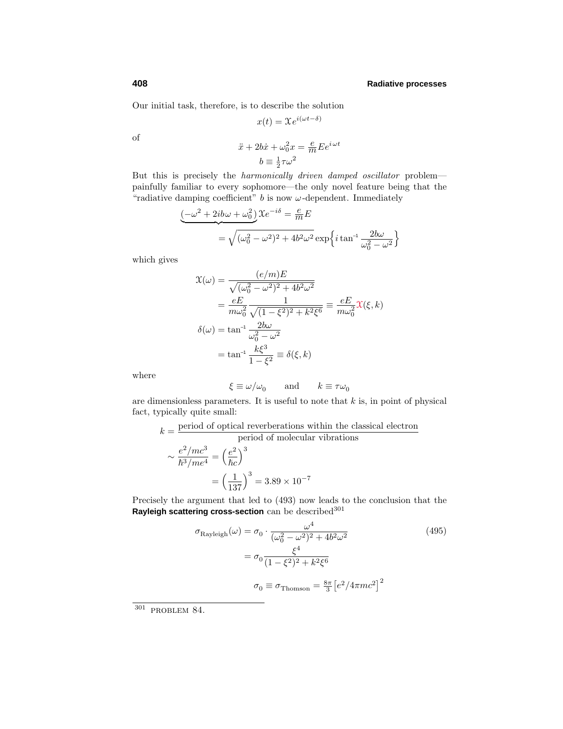Our initial task, therefore, is to describe the solution

$$x(t) = \mathcal{X}e^{i(\omega t - \delta)}$$

of

$$\ddot{x} + 2b\dot{x} + \omega_0^2 x = \frac{e}{m}Ee^{i\omega t}$$
$$b \equiv \tfrac{1}{2}\tau\omega^2$$

But this is precisely the *harmonically driven damped oscillator* problem—painfully familiar to every sophomore—the only novel feature being that the "radiative damping coefficient" $b$ is now $\omega$-dependent. Immediately

$$\underbrace{(-\omega^2 + 2ib\omega + \omega_0^2)}\mathcal{X}e^{-i\delta} = \frac{e}{m}E$$
$$= \sqrt{(\omega_0^2 - \omega^2)^2 + 4b^2\omega^2}\,\exp\Big\{i\tan^{-1}\frac{2b\omega}{\omega_0^2 - \omega^2}\Big\}$$

which gives

$$\begin{aligned}
\mathcal{X}(\omega) &= \frac{(e/m)E}{\sqrt{(\omega_0^2 - \omega^2)^2 + 4b^2\omega^2}} \\
&= \frac{eE}{m\omega_0^2}\frac{1}{\sqrt{(1-\xi^2)^2 + k^2\xi^6}} \equiv \frac{eE}{m\omega_0^2}\mathcal{X}(\xi, k) \\
\delta(\omega) &= \tan^{-1}\frac{2b\omega}{\omega_0^2 - \omega^2} \\
&= \tan^{-1}\frac{k\xi^3}{1-\xi^2} \equiv \delta(\xi, k)
\end{aligned}$$

where

$$\xi \equiv \omega/\omega_0 \qquad \text{and} \qquad k \equiv \tau\omega_0$$

are dimensionless parameters. It is useful to note that $k$ is, in point of physical fact, typically quite small:

$$\begin{aligned}
k &= \frac{\text{period of optical reverberations within the classical electron}}{\text{period of molecular vibrations}} \\
&\sim \frac{e^2/mc^3}{\hbar^3/me^4} = \Big(\frac{e^2}{\hbar c}\Big)^3 \\
&= \Big(\frac{1}{137}\Big)^3 = 3.89 \times 10^{-7}
\end{aligned}$$

Precisely the argument that led to (493) now leads to the conclusion that the **Rayleigh scattering cross-section** can be described[301]

$$\begin{aligned}
\sigma_{\text{Rayleigh}}(\omega) &= \sigma_0 \cdot \frac{\omega^4}{(\omega_0^2 - \omega^2)^2 + 4b^2\omega^2} \qquad (495)\\
&= \sigma_0\frac{\xi^4}{(1-\xi^2)^2 + k^2\xi^6}
\end{aligned}$$

$$\sigma_0 \equiv \sigma_{\text{Thomson}} = \tfrac{8\pi}{3}\big[e^2/4\pi mc^2\big]^2$$

---

[301] PROBLEM 84.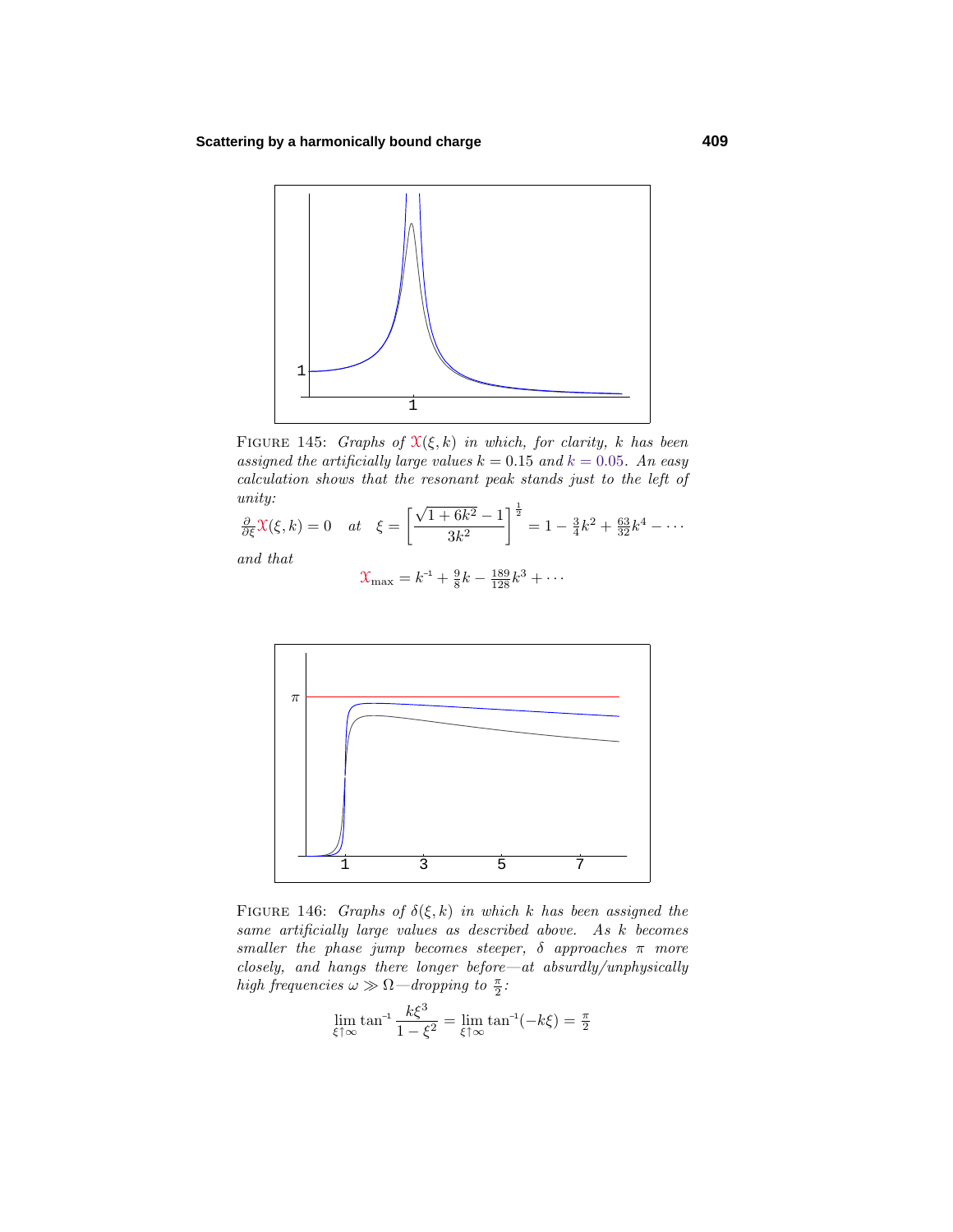FIGURE 145: *Graphs of* $\mathfrak{X}(\xi, k)$ *in which, for clarity,* $k$ *has been assigned the artificially large values* $k = 0.15$ *and* $k = 0.05$*. An easy calculation shows that the resonant peak stands just to the left of unity:*

$$\tfrac{\partial}{\partial \xi}\mathfrak{X}(\xi, k) = 0 \quad at \quad \xi = \left[\frac{\sqrt{1+6k^2}-1}{3k^2}\right]^{\frac{1}{2}} = 1 - \tfrac{3}{4}k^2 + \tfrac{63}{32}k^4 - \cdots$$

*and that*

$$\mathfrak{X}_{\max} = k^{-1} + \tfrac{9}{8}k - \tfrac{189}{128}k^3 + \cdots$$

FIGURE 146: *Graphs of* $\delta(\xi, k)$ *in which* $k$ *has been assigned the same artificially large values as described above. As* $k$ *becomes smaller the phase jump becomes steeper,* $\delta$ *approaches* $\pi$ *more closely, and hangs there longer before—at absurdly/unphysically high frequencies* $\omega \gg \Omega$*—dropping to* $\frac{\pi}{2}$*:*

$$\lim_{\xi\uparrow\infty} \tan^{-1}\frac{k\xi^3}{1-\xi^2} = \lim_{\xi\uparrow\infty} \tan^{-1}(-k\xi) = \tfrac{\pi}{2}$$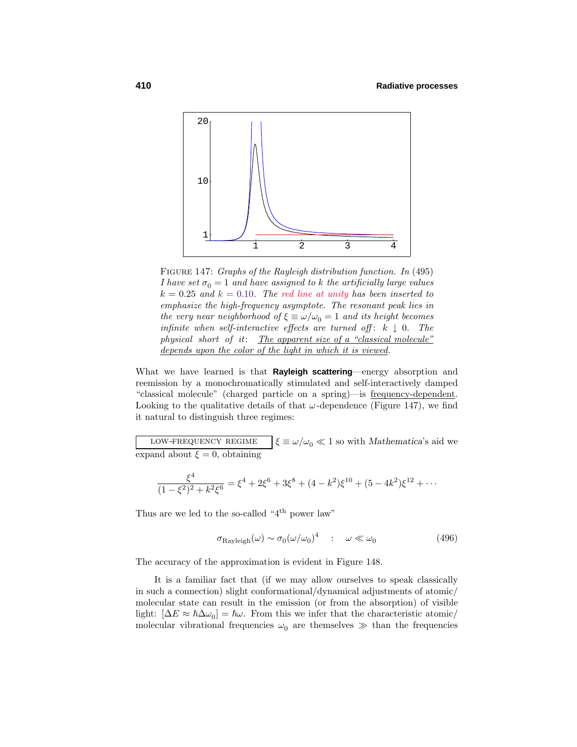FIGURE 147: *Graphs of the Rayleigh distribution function. In* (495) *I have set* $\sigma_0 = 1$ *and have assigned to* $k$ *the artificially large values* $k = 0.25$ *and* $k = 0.10$. *The red line at unity has been inserted to emphasize the high-frequency asymptote. The resonant peak lies in the very near neighborhood of* $\xi \equiv \omega/\omega_0 = 1$ *and its height becomes infinite when self-interactive effects are turned off*: $k \downarrow 0$. *The physical short of it*: *The apparent size of a "classical molecule" depends upon the color of the light in which it is viewed*.

What we have learned is that **Rayleigh scattering**—energy absorption and reemission by a monochromatically stimulated and self-interactively damped "classical molecule" (charged particle on a spring)—is frequency-dependent. Looking to the qualitative details of that $\omega$-dependence (Figure 147), we find it natural to distinguish three regimes:

LOW-FREQUENCY REGIME $\xi \equiv \omega/\omega_0 \ll 1$ so with *Mathematica*'s aid we expand about $\xi = 0$, obtaining

$$\frac{\xi^4}{(1-\xi^2)^2 + k^2\xi^6} = \xi^4 + 2\xi^6 + 3\xi^8 + (4-k^2)\xi^{10} + (5-4k^2)\xi^{12} + \cdots$$

Thus are we led to the so-called "4[th] power law"

$$\sigma_{\text{Rayleigh}}(\omega) \sim \sigma_0(\omega/\omega_0)^4 \quad : \quad \omega \ll \omega_0 \tag{496}$$

The accuracy of the approximation is evident in Figure 148.

It is a familiar fact that (if we may allow ourselves to speak classically in such a connection) slight conformational/dynamical adjustments of atomic/molecular state can result in the emission (or from the absorption) of visible light: $[\Delta E \approx \hbar\Delta\omega_0] = \hbar\omega$. From this we infer that the characteristic atomic/molecular vibrational frequencies $\omega_0$ are themselves $\gg$ than the frequencies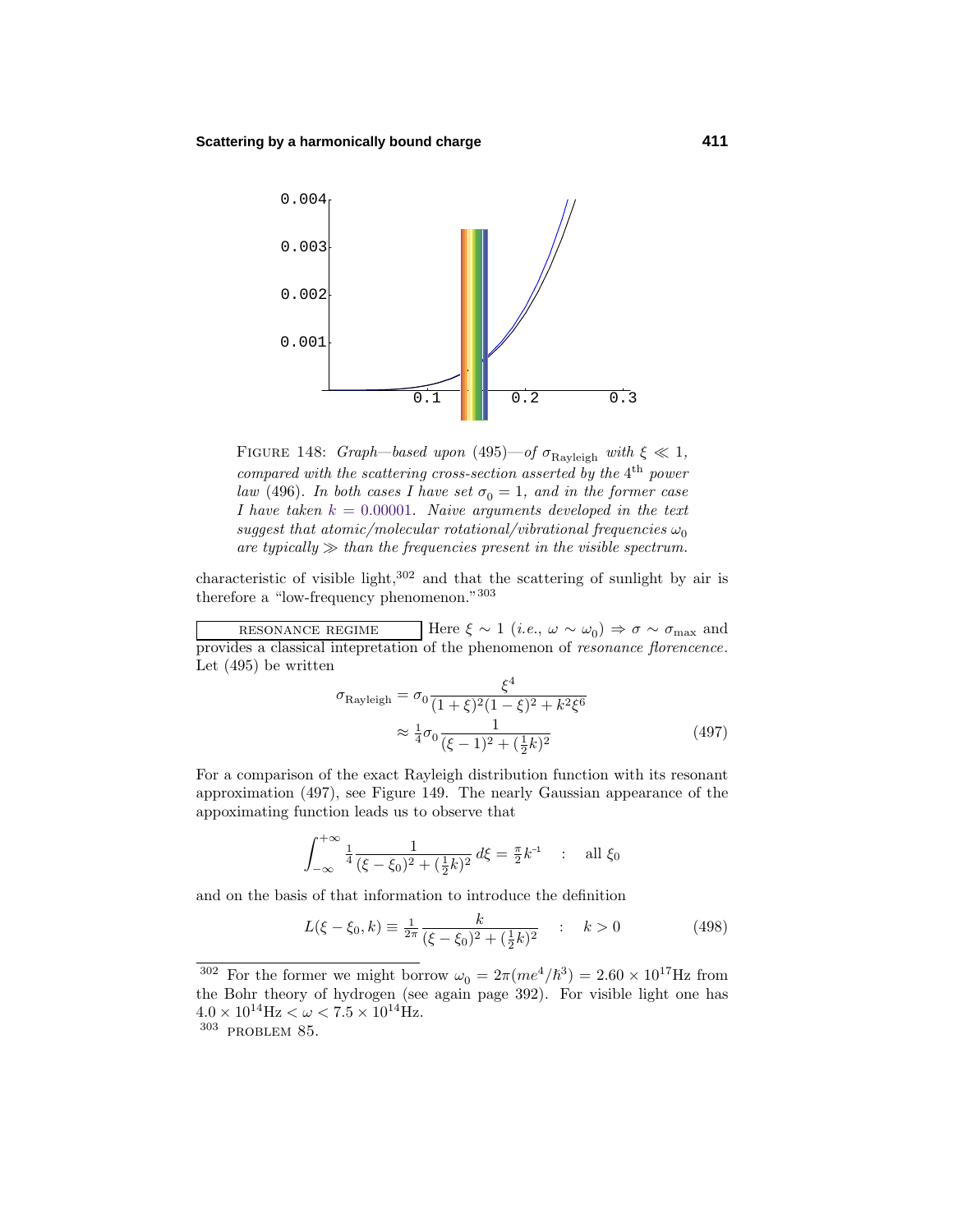FIGURE 148: *Graph—based upon (495)—of $\sigma_{\text{Rayleigh}}$ with $\xi \ll 1$, compared with the scattering cross-section asserted by the $4^{\text{th}}$ power law (496). In both cases I have set $\sigma_0 = 1$, and in the former case I have taken $k = 0.00001$. Naive arguments developed in the text suggest that atomic/molecular rotational/vibrational frequencies $\omega_0$ are typically $\gg$ than the frequencies present in the visible spectrum.*

characteristic of visible light,[302] and that the scattering of sunlight by air is therefore a "low-frequency phenomenon."[303]

RESONANCE REGIME Here $\xi \sim 1$ (*i.e.*, $\omega \sim \omega_0$) $\Rightarrow \sigma \sim \sigma_{\max}$ and provides a classical intepretation of the phenomenon of *resonance florencence*. Let (495) be written

$$\begin{aligned}\sigma_{\text{Rayleigh}} &= \sigma_0 \frac{\xi^4}{(1+\xi)^2(1-\xi)^2 + k^2\xi^6} \\ &\approx \tfrac{1}{4}\sigma_0 \frac{1}{(\xi-1)^2 + (\frac{1}{2}k)^2}\end{aligned} \tag{497}$$

For a comparison of the exact Rayleigh distribution function with its resonant approximation (497), see Figure 149. The nearly Gaussian appearance of the appoximating function leads us to observe that

$$\int_{-\infty}^{+\infty} \tfrac{1}{4} \frac{1}{(\xi-\xi_0)^2 + (\frac{1}{2}k)^2}\, d\xi = \tfrac{\pi}{2}k^{-1} \quad : \quad \text{all } \xi_0$$

and on the basis of that information to introduce the definition

$$L(\xi - \xi_0, k) \equiv \tfrac{1}{2\pi} \frac{k}{(\xi-\xi_0)^2 + (\frac{1}{2}k)^2} \quad : \quad k > 0 \tag{498}$$

---

[302] For the former we might borrow $\omega_0 = 2\pi(me^4/\hbar^3) = 2.60 \times 10^{17}\text{Hz}$ from the Bohr theory of hydrogen (see again page 392). For visible light one has $4.0 \times 10^{14}\text{Hz} < \omega < 7.5 \times 10^{14}\text{Hz}$.

[303] PROBLEM 85.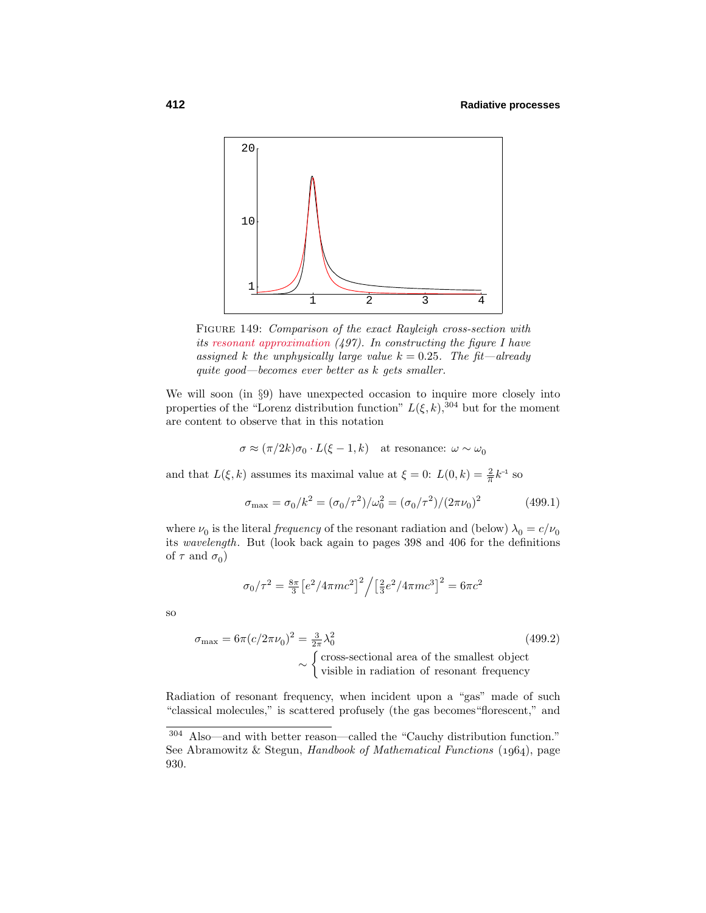FIGURE 149: *Comparison of the exact Rayleigh cross-section with its resonant approximation (497). In constructing the figure I have assigned $k$ the unphysically large value $k = 0.25$. The fit—already quite good—becomes ever better as $k$ gets smaller.*

We will soon (in §9) have unexpected occasion to inquire more closely into properties of the "Lorenz distribution function" $L(\xi, k)$,[304] but for the moment are content to observe that in this notation

$$\sigma \approx (\pi/2k)\sigma_0 \cdot L(\xi - 1, k) \quad \text{at resonance: } \omega \sim \omega_0$$

and that $L(\xi, k)$ assumes its maximal value at $\xi = 0$: $L(0, k) = \frac{2}{\pi}k^{-1}$ so

$$\sigma_{\max} = \sigma_0/k^2 = (\sigma_0/\tau^2)/\omega_0^2 = (\sigma_0/\tau^2)/(2\pi\nu_0)^2 \tag{499.1}$$

where $\nu_0$ is the literal *frequency* of the resonant radiation and (below) $\lambda_0 = c/\nu_0$ its *wavelength*. But (look back again to pages 398 and 406 for the definitions of $\tau$ and $\sigma_0$)

$$\sigma_0/\tau^2 = \tfrac{8\pi}{3}\big[e^2/4\pi mc^2\big]^2 \Big/ \big[\tfrac{2}{3}e^2/4\pi mc^3\big]^2 = 6\pi c^2$$

so

$$\sigma_{\max} = 6\pi(c/2\pi\nu_0)^2 = \tfrac{3}{2\pi}\lambda_0^2 \tag{499.2}$$

$$\sim \begin{cases} \text{cross-sectional area of the smallest object} \\ \text{visible in radiation of resonant frequency} \end{cases}$$

Radiation of resonant frequency, when incident upon a "gas" made of such "classical molecules," is scattered profusely (the gas becomes"florescent," and

---

[304] Also—and with better reason—called the "Cauchy distribution function." See Abramowitz & Stegun, *Handbook of Mathematical Functions* (1964), page 930.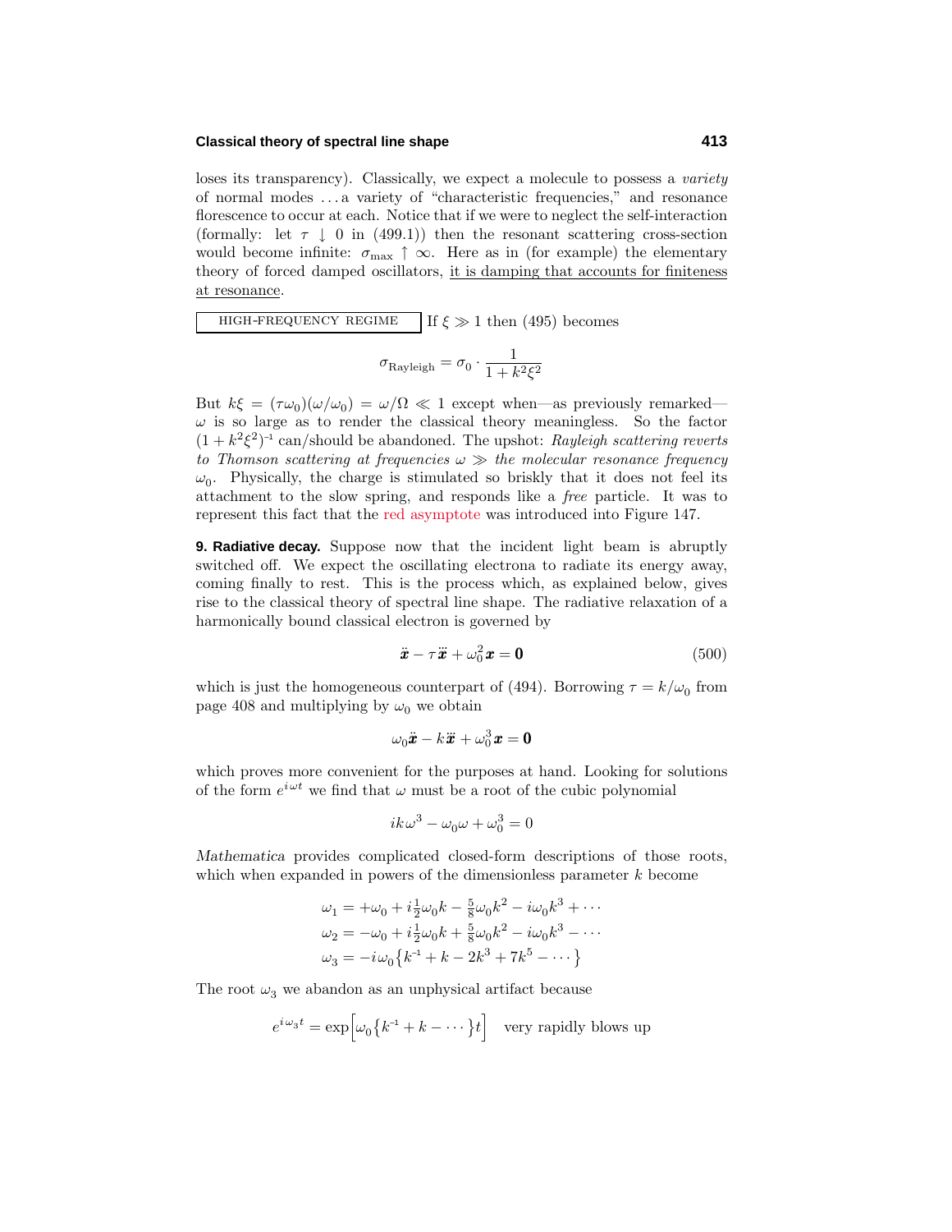loses its transparency). Classically, we expect a molecule to possess a *variety* of normal modes ... a variety of "characteristic frequencies," and resonance florescence to occur at each. Notice that if we were to neglect the self-interaction (formally: let $\tau \downarrow 0$ in (499.1)) then the resonant scattering cross-section would become infinite: $\sigma_{\max} \uparrow \infty$. Here as in (for example) the elementary theory of forced damped oscillators, it is damping that accounts for finiteness at resonance.

HIGH-FREQUENCY REGIME If $\xi \gg 1$ then (495) becomes

$$\sigma_{\text{Rayleigh}} = \sigma_0 \cdot \frac{1}{1 + k^2\xi^2}$$

But $k\xi = (\tau\omega_0)(\omega/\omega_0) = \omega/\Omega \ll 1$ except when—as previously remarked—$\omega$ is so large as to render the classical theory meaningless. So the factor $(1 + k^2\xi^2)^{-1}$ can/should be abandoned. The upshot: *Rayleigh scattering reverts to Thomson scattering at frequencies $\omega \gg$ the molecular resonance frequency $\omega_0$*. Physically, the charge is stimulated so briskly that it does not feel its attachment to the slow spring, and responds like a *free* particle. It was to represent this fact that the red asymptote was introduced into Figure 147.

**9. Radiative decay.** Suppose now that the incident light beam is abruptly switched off. We expect the oscillating electrona to radiate its energy away, coming finally to rest. This is the process which, as explained below, gives rise to the classical theory of spectral line shape. The radiative relaxation of a harmonically bound classical electron is governed by

$$\ddot{\boldsymbol{x}} - \tau\dddot{\boldsymbol{x}} + \omega_0^2\boldsymbol{x} = \boldsymbol{0} \tag{500}$$

which is just the homogeneous counterpart of (494). Borrowing $\tau = k/\omega_0$ from page 408 and multiplying by $\omega_0$ we obtain

$$\omega_0\ddot{\boldsymbol{x}} - k\dddot{\boldsymbol{x}} + \omega_0^3\boldsymbol{x} = \boldsymbol{0}$$

which proves more convenient for the purposes at hand. Looking for solutions of the form $e^{i\omega t}$ we find that $\omega$ must be a root of the cubic polynomial

$$ik\omega^3 - \omega_0\omega + \omega_0^3 = 0$$

*Mathematica* provides complicated closed-form descriptions of those roots, which when expanded in powers of the dimensionless parameter $k$ become

$$\begin{aligned}
\omega_1 &= +\omega_0 + i\tfrac{1}{2}\omega_0 k - \tfrac{5}{8}\omega_0 k^2 - i\omega_0 k^3 + \cdots \\
\omega_2 &= -\omega_0 + i\tfrac{1}{2}\omega_0 k + \tfrac{5}{8}\omega_0 k^2 - i\omega_0 k^3 - \cdots \\
\omega_3 &= -i\omega_0\big\{k^{-1} + k - 2k^3 + 7k^5 - \cdots\big\}
\end{aligned}$$

The root $\omega_3$ we abandon as an unphysical artifact because

$$e^{i\omega_3 t} = \exp\Big[\omega_0\big\{k^{-1} + k - \cdots\big\}t\Big] \quad \text{very rapidly blows up}$$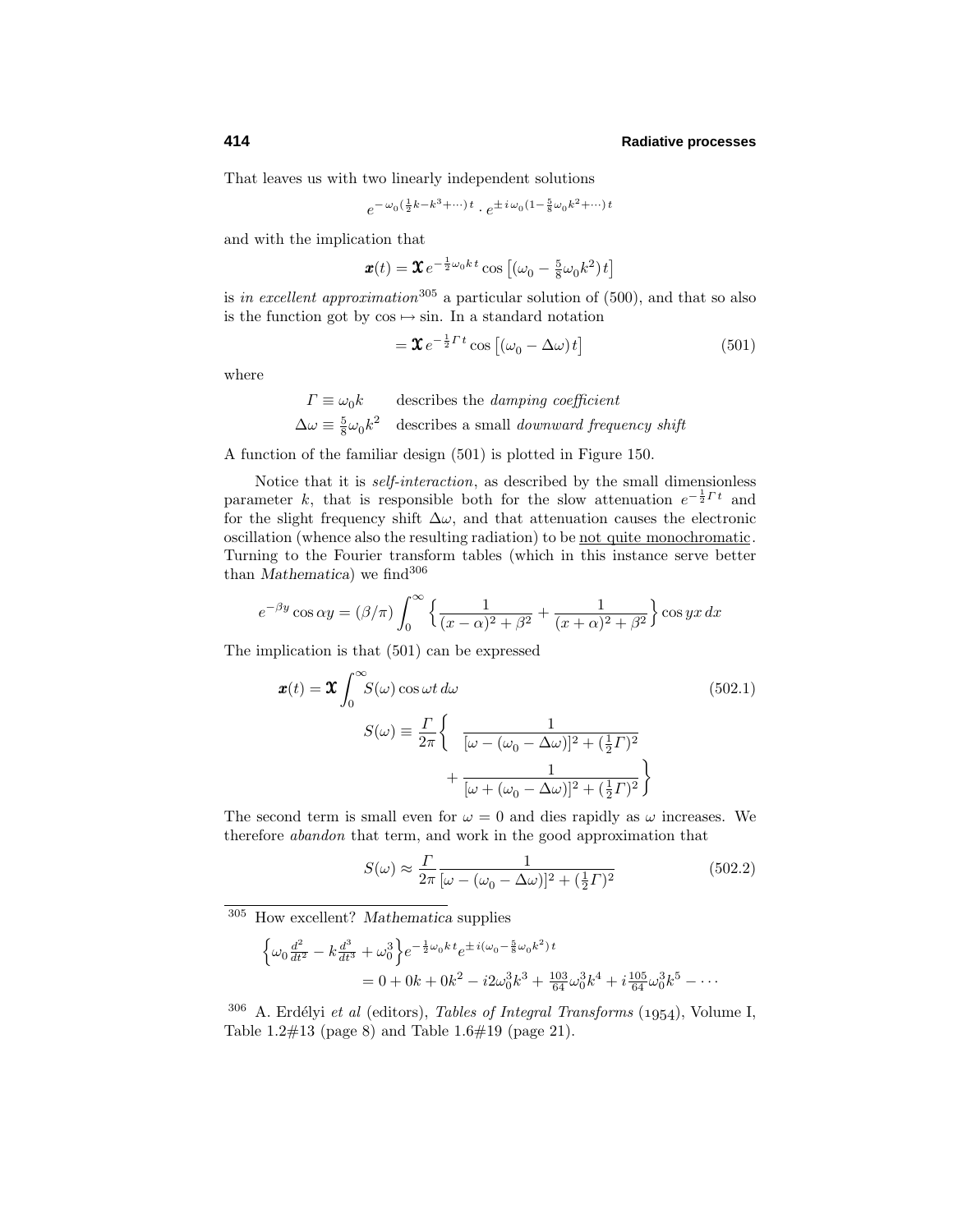That leaves us with two linearly independent solutions

$$e^{-\omega_0(\frac{1}{2}k - k^3 + \cdots)\,t} \cdot e^{\pm\, i\,\omega_0(1 - \frac{5}{8}\omega_0 k^2 + \cdots)\,t}$$

and with the implication that

$$\boldsymbol{x}(t) = \boldsymbol{\mathfrak{X}}\, e^{-\frac{1}{2}\omega_0 k\, t} \cos\big[(\omega_0 - \tfrac{5}{8}\omega_0 k^2)\,t\big]$$

is *in excellent approximation*[305] a particular solution of (500), and that so also is the function got by cos ↦ sin. In a standard notation

$$= \boldsymbol{\mathfrak{X}}\, e^{-\frac{1}{2}\Gamma\, t} \cos\big[(\omega_0 - \Delta\omega)\,t\big] \tag{501}$$

where

$\Gamma \equiv \omega_0 k$ describes the *damping coefficient*

$\Delta\omega \equiv \frac{5}{8}\omega_0 k^2$ describes a small *downward frequency shift*

A function of the familiar design (501) is plotted in Figure 150.

Notice that it is *self-interaction*, as described by the small dimensionless parameter $k$, that is responsible both for the slow attenuation $e^{-\frac{1}{2}\Gamma t}$ and for the slight frequency shift $\Delta\omega$, and that attenuation causes the electronic oscillation (whence also the resulting radiation) to be not quite monochromatic. Turning to the Fourier transform tables (which in this instance serve better than *Mathematica*) we find[306]

$$e^{-\beta y}\cos\alpha y = (\beta/\pi)\int_0^\infty \Big\{\frac{1}{(x-\alpha)^2+\beta^2} + \frac{1}{(x+\alpha)^2+\beta^2}\Big\}\cos yx\,dx$$

The implication is that (501) can be expressed

$$\boldsymbol{x}(t) = \boldsymbol{\mathfrak{X}}\int_0^\infty S(\omega)\cos\omega t\,d\omega \tag{502.1}$$

$$S(\omega) \equiv \frac{\Gamma}{2\pi}\bigg\{\frac{1}{[\omega-(\omega_0-\Delta\omega)]^2+(\frac{1}{2}\Gamma)^2} + \frac{1}{[\omega+(\omega_0-\Delta\omega)]^2+(\frac{1}{2}\Gamma)^2}\bigg\}$$

The second term is small even for $\omega = 0$ and dies rapidly as $\omega$ increases. We therefore *abandon* that term, and work in the good approximation that

$$S(\omega) \approx \frac{\Gamma}{2\pi}\frac{1}{[\omega-(\omega_0-\Delta\omega)]^2+(\frac{1}{2}\Gamma)^2} \tag{502.2}$$

---

[305] How excellent? *Mathematica* supplies

$$\Big\{\omega_0\tfrac{d^2}{dt^2} - k\tfrac{d^3}{dt^3} + \omega_0^3\Big\}e^{-\frac{1}{2}\omega_0 k\,t}e^{\pm\, i(\omega_0-\frac{5}{8}\omega_0k^2)\,t}$$
$$= 0 + 0k + 0k^2 - i2\omega_0^3k^3 + \tfrac{103}{64}\omega_0^3k^4 + i\tfrac{105}{64}\omega_0^3k^5 - \cdots$$

[306] A. Erdélyi *et al* (editors), *Tables of Integral Transforms* (1954), Volume I, Table 1.2#13 (page 8) and Table 1.6#19 (page 21).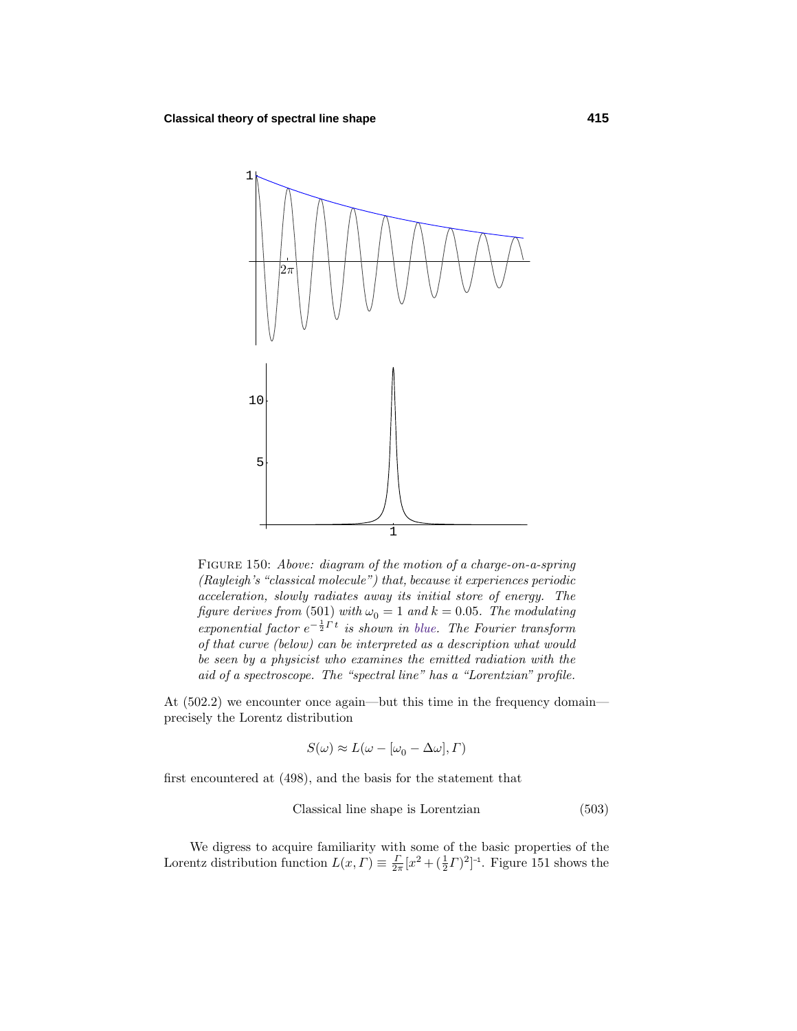FIGURE 150: *Above: diagram of the motion of a charge-on-a-spring (Rayleigh's "classical molecule") that, because it experiences periodic acceleration, slowly radiates away its initial store of energy. The figure derives from* (501) *with* $\omega_0 = 1$ *and* $k = 0.05$. *The modulating exponential factor* $e^{-\frac{1}{2}\Gamma t}$ *is shown in blue. The Fourier transform of that curve (below) can be interpreted as a description what would be seen by a physicist who examines the emitted radiation with the aid of a spectroscope. The "spectral line" has a "Lorentzian" profile.*

At (502.2) we encounter once again—but this time in the frequency domain—precisely the Lorentz distribution

$$S(\omega) \approx L(\omega - [\omega_0 - \Delta\omega], \Gamma)$$

first encountered at (498), and the basis for the statement that

$$\text{Classical line shape is Lorentzian} \tag{503}$$

We digress to acquire familiarity with some of the basic properties of the Lorentz distribution function $L(x, \Gamma) \equiv \frac{\Gamma}{2\pi}[x^2 + (\frac{1}{2}\Gamma)^2]^{-1}$. Figure 151 shows the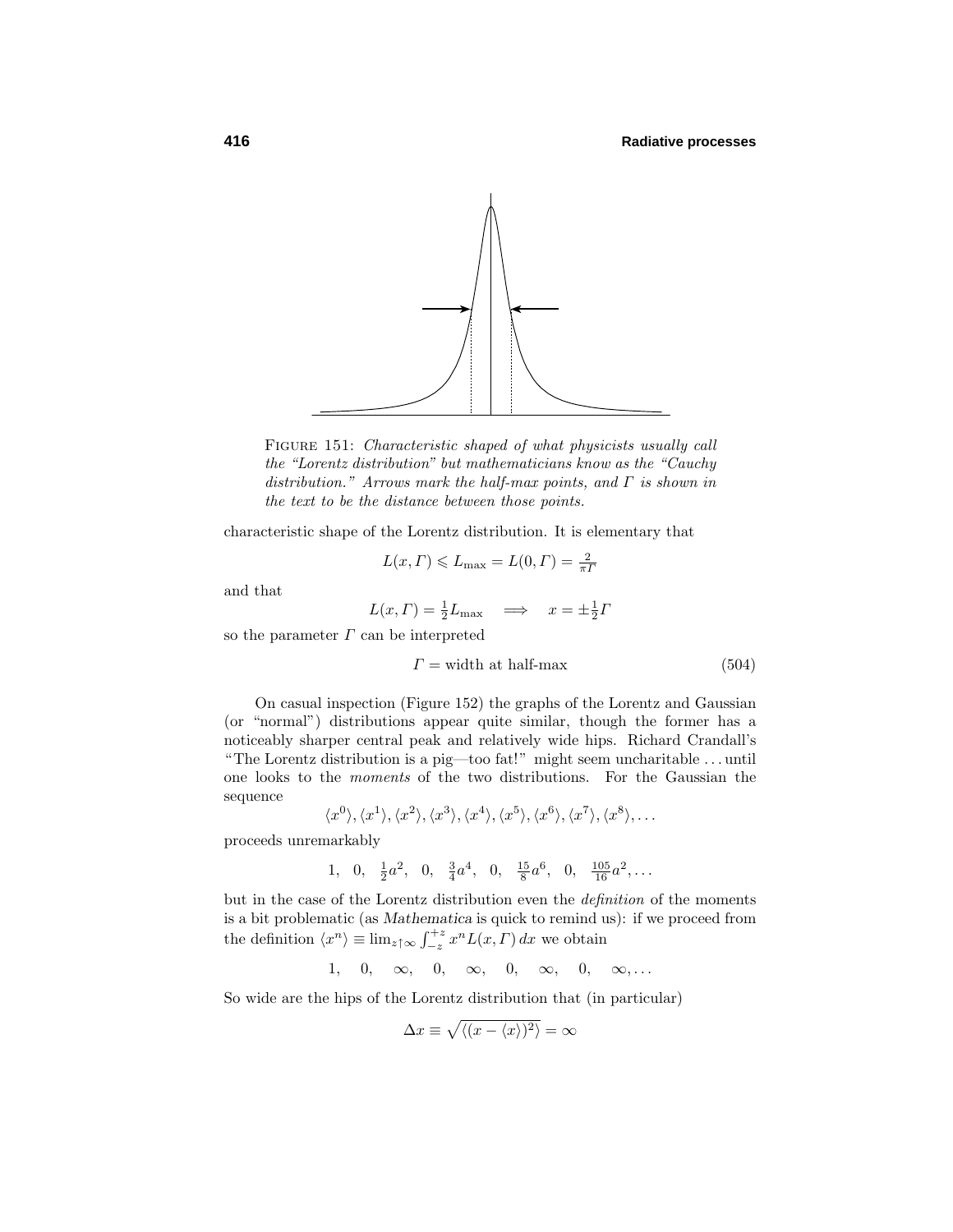FIGURE 151: *Characteristic shaped of what physicists usually call the "Lorentz distribution" but mathematicians know as the "Cauchy distribution." Arrows mark the half-max points, and $\Gamma$ is shown in the text to be the distance between those points.*

characteristic shape of the Lorentz distribution. It is elementary that

$$L(x,\Gamma) \leqslant L_{\max} = L(0,\Gamma) = \tfrac{2}{\pi\Gamma}$$

and that

$$L(x,\Gamma) = \tfrac{1}{2}L_{\max} \quad \Longrightarrow \quad x = \pm\tfrac{1}{2}\Gamma$$

so the parameter $\Gamma$ can be interpreted

$$\Gamma = \text{width at half-max} \tag{504}$$

On casual inspection (Figure 152) the graphs of the Lorentz and Gaussian (or "normal") distributions appear quite similar, though the former has a noticeably sharper central peak and relatively wide hips. Richard Crandall's "The Lorentz distribution is a pig—too fat!" might seem uncharitable ... until one looks to the *moments* of the two distributions. For the Gaussian the sequence

$$\langle x^0\rangle, \langle x^1\rangle, \langle x^2\rangle, \langle x^3\rangle, \langle x^4\rangle, \langle x^5\rangle, \langle x^6\rangle, \langle x^7\rangle, \langle x^8\rangle, \ldots$$

proceeds unremarkably

$$1, \quad 0, \quad \tfrac{1}{2}a^2, \quad 0, \quad \tfrac{3}{4}a^4, \quad 0, \quad \tfrac{15}{8}a^6, \quad 0, \quad \tfrac{105}{16}a^2, \ldots$$

but in the case of the Lorentz distribution even the *definition* of the moments is a bit problematic (as *Mathematica* is quick to remind us): if we proceed from the definition $\langle x^n\rangle \equiv \lim_{z\uparrow\infty}\int_{-z}^{+z} x^n L(x,\Gamma)\,dx$ we obtain

$$1, \quad 0, \quad \infty, \quad 0, \quad \infty, \quad 0, \quad \infty, \quad 0, \quad \infty, \ldots$$

So wide are the hips of the Lorentz distribution that (in particular)

$$\Delta x \equiv \sqrt{\langle (x - \langle x\rangle)^2\rangle} = \infty$$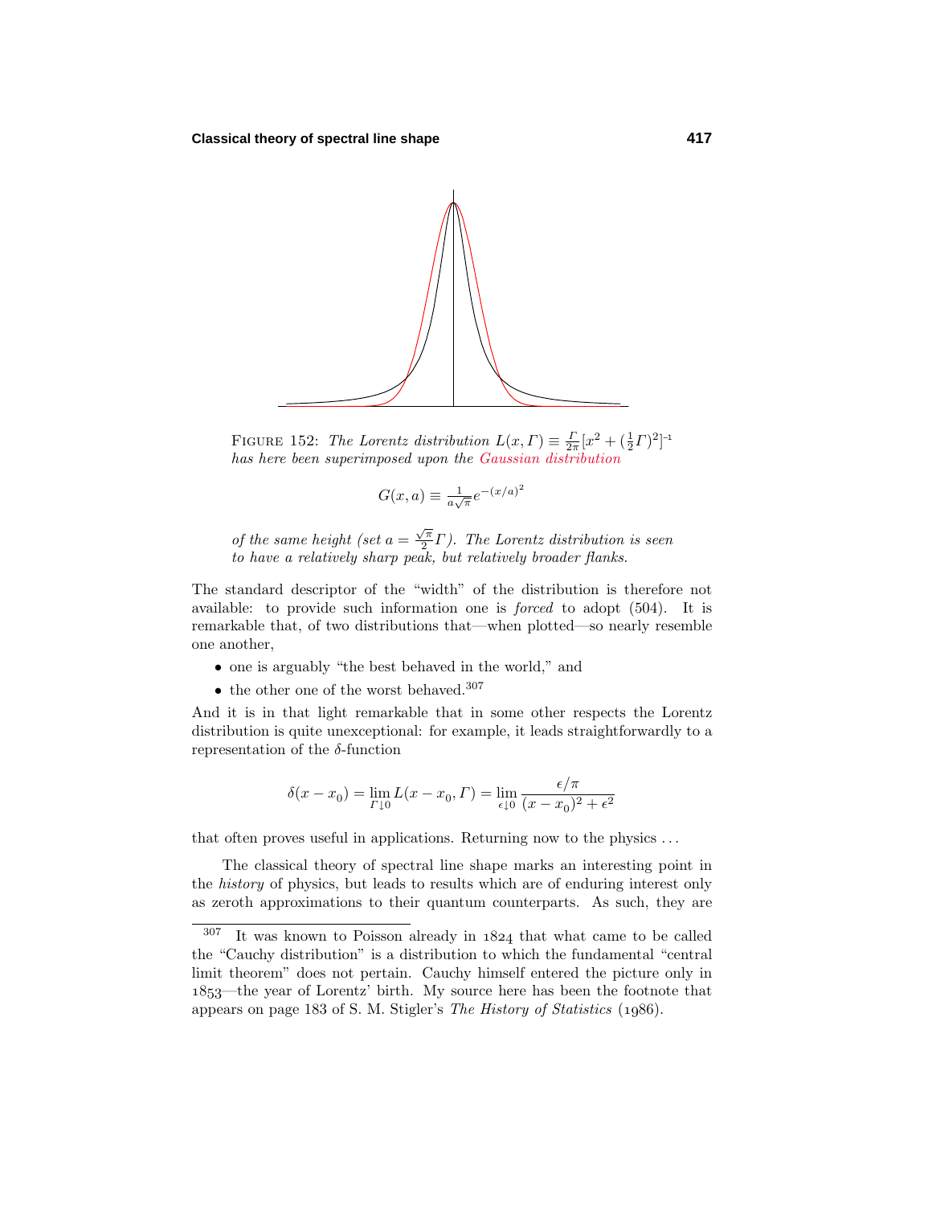FIGURE 152: *The Lorentz distribution* $L(x, \Gamma) \equiv \frac{\Gamma}{2\pi}[x^2 + (\frac{1}{2}\Gamma)^2]^{-1}$ *has here been superimposed upon the Gaussian distribution*

$$G(x, a) \equiv \tfrac{1}{a\sqrt{\pi}} e^{-(x/a)^2}$$

*of the same height (set* $a = \frac{\sqrt{\pi}}{2}\Gamma$*). The Lorentz distribution is seen to have a relatively sharp peak, but relatively broader flanks.*

The standard descriptor of the "width" of the distribution is therefore not available: to provide such information one is *forced* to adopt (504). It is remarkable that, of two distributions that—when plotted—so nearly resemble one another,

- one is arguably "the best behaved in the world," and
- the other one of the worst behaved.[307]

And it is in that light remarkable that in some other respects the Lorentz distribution is quite unexceptional: for example, it leads straightforwardly to a representation of the $\delta$-function

$$\delta(x - x_0) = \lim_{\Gamma \downarrow 0} L(x - x_0, \Gamma) = \lim_{\epsilon \downarrow 0} \frac{\epsilon/\pi}{(x - x_0)^2 + \epsilon^2}$$

that often proves useful in applications. Returning now to the physics ...

The classical theory of spectral line shape marks an interesting point in the *history* of physics, but leads to results which are of enduring interest only as zeroth approximations to their quantum counterparts. As such, they are

---

[307] It was known to Poisson already in 1824 that what came to be called the "Cauchy distribution" is a distribution to which the fundamental "central limit theorem" does not pertain. Cauchy himself entered the picture only in 1853—the year of Lorentz' birth. My source here has been the footnote that appears on page 183 of S. M. Stigler's *The History of Statistics* (1986).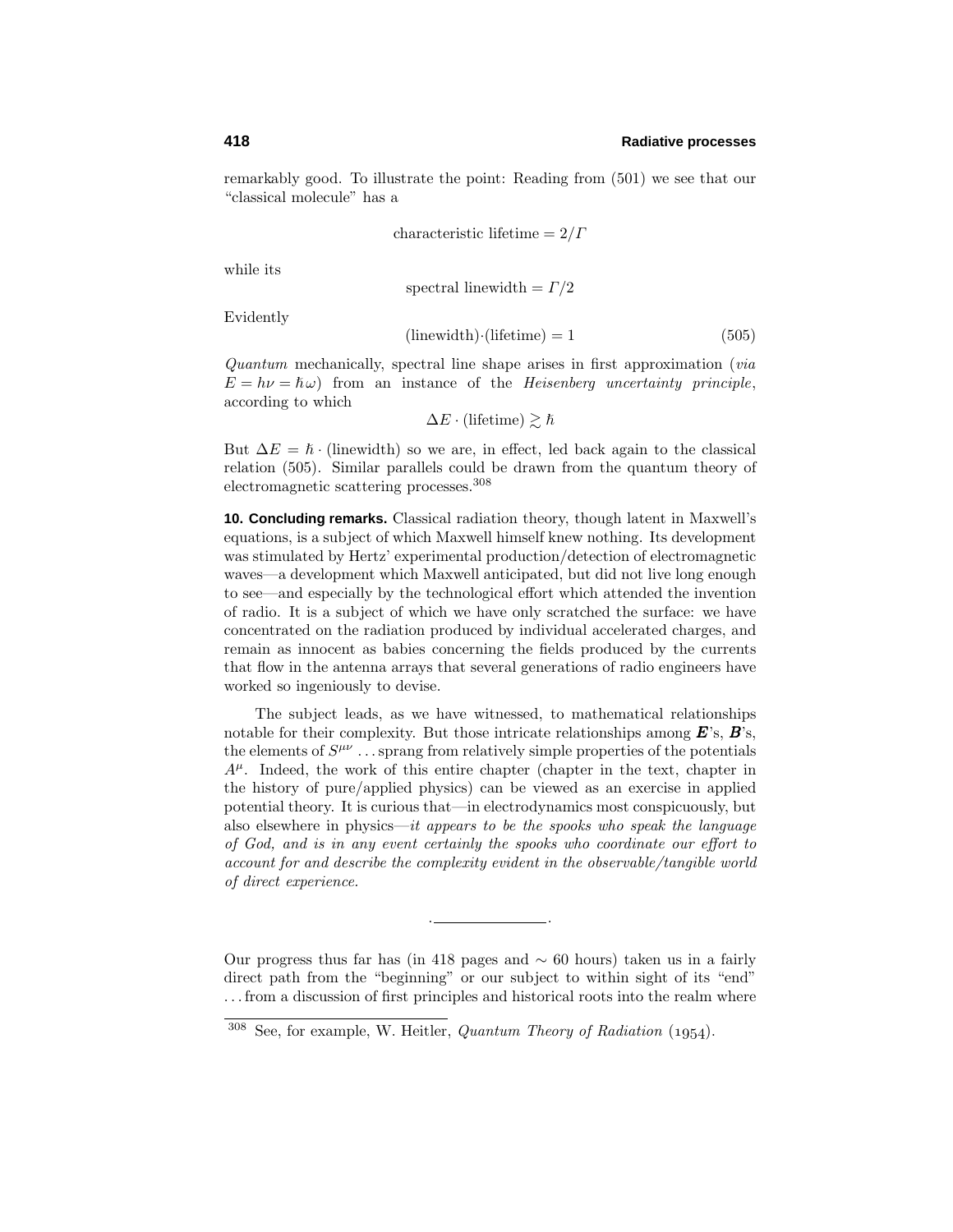remarkably good. To illustrate the point: Reading from (501) we see that our "classical molecule" has a

$$\text{characteristic lifetime} = 2/\Gamma$$

while its

$$\text{spectral linewidth} = \Gamma/2$$

Evidently

$$(\text{linewidth})\cdot(\text{lifetime}) = 1 \tag{505}$$

*Quantum* mechanically, spectral line shape arises in first approximation (*via* $E = h\nu = \hbar\omega$) from an instance of the *Heisenberg uncertainty principle*, according to which

$$\Delta E \cdot (\text{lifetime}) \gtrsim \hbar$$

But $\Delta E = \hbar \cdot (\text{linewidth})$ so we are, in effect, led back again to the classical relation (505). Similar parallels could be drawn from the quantum theory of electromagnetic scattering processes.[308]

**10. Concluding remarks.** Classical radiation theory, though latent in Maxwell's equations, is a subject of which Maxwell himself knew nothing. Its development was stimulated by Hertz' experimental production/detection of electromagnetic waves—a development which Maxwell anticipated, but did not live long enough to see—and especially by the technological effort which attended the invention of radio. It is a subject of which we have only scratched the surface: we have concentrated on the radiation produced by individual accelerated charges, and remain as innocent as babies concerning the fields produced by the currents that flow in the antenna arrays that several generations of radio engineers have worked so ingeniously to devise.

The subject leads, as we have witnessed, to mathematical relationships notable for their complexity. But those intricate relationships among $\boldsymbol{E}$'s, $\boldsymbol{B}$'s, the elements of $S^{\mu\nu}$ ...sprang from relatively simple properties of the potentials $A^{\mu}$. Indeed, the work of this entire chapter (chapter in the text, chapter in the history of pure/applied physics) can be viewed as an exercise in applied potential theory. It is curious that—in electrodynamics most conspicuously, but also elsewhere in physics—*it appears to be the spooks who speak the language of God, and is in any event certainly the spooks who coordinate our effort to account for and describe the complexity evident in the observable/tangible world of direct experience.*

---

Our progress thus far has (in 418 pages and $\sim 60$ hours) taken us in a fairly direct path from the "beginning" or our subject to within sight of its "end" ...from a discussion of first principles and historical roots into the realm where

[308] See, for example, W. Heitler, *Quantum Theory of Radiation* (1954).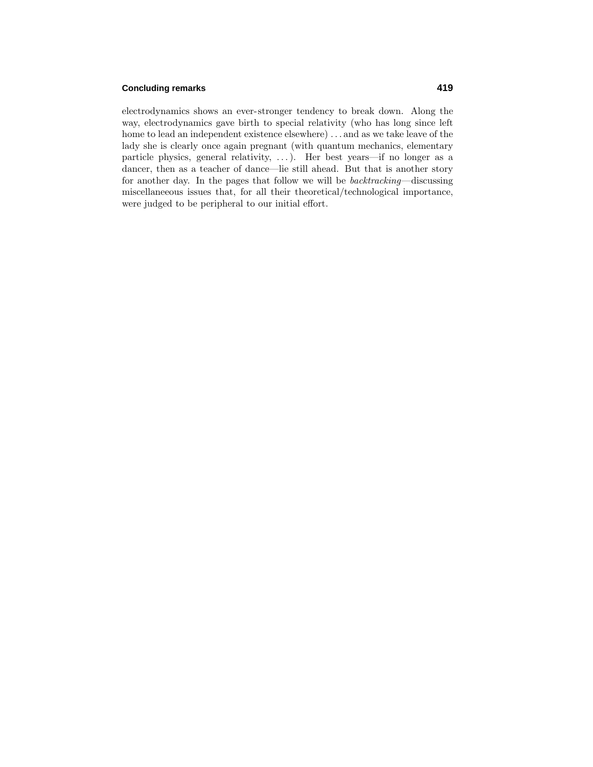electrodynamics shows an ever-stronger tendency to break down. Along the way, electrodynamics gave birth to special relativity (who has long since left home to lead an independent existence elsewhere) . . . and as we take leave of the lady she is clearly once again pregnant (with quantum mechanics, elementary particle physics, general relativity, . . . ). Her best years—if no longer as a dancer, then as a teacher of dance—lie still ahead. But that is another story for another day. In the pages that follow we will be *backtracking*—discussing miscellaneeous issues that, for all their theoretical/technological importance, were judged to be peripheral to our initial effort.